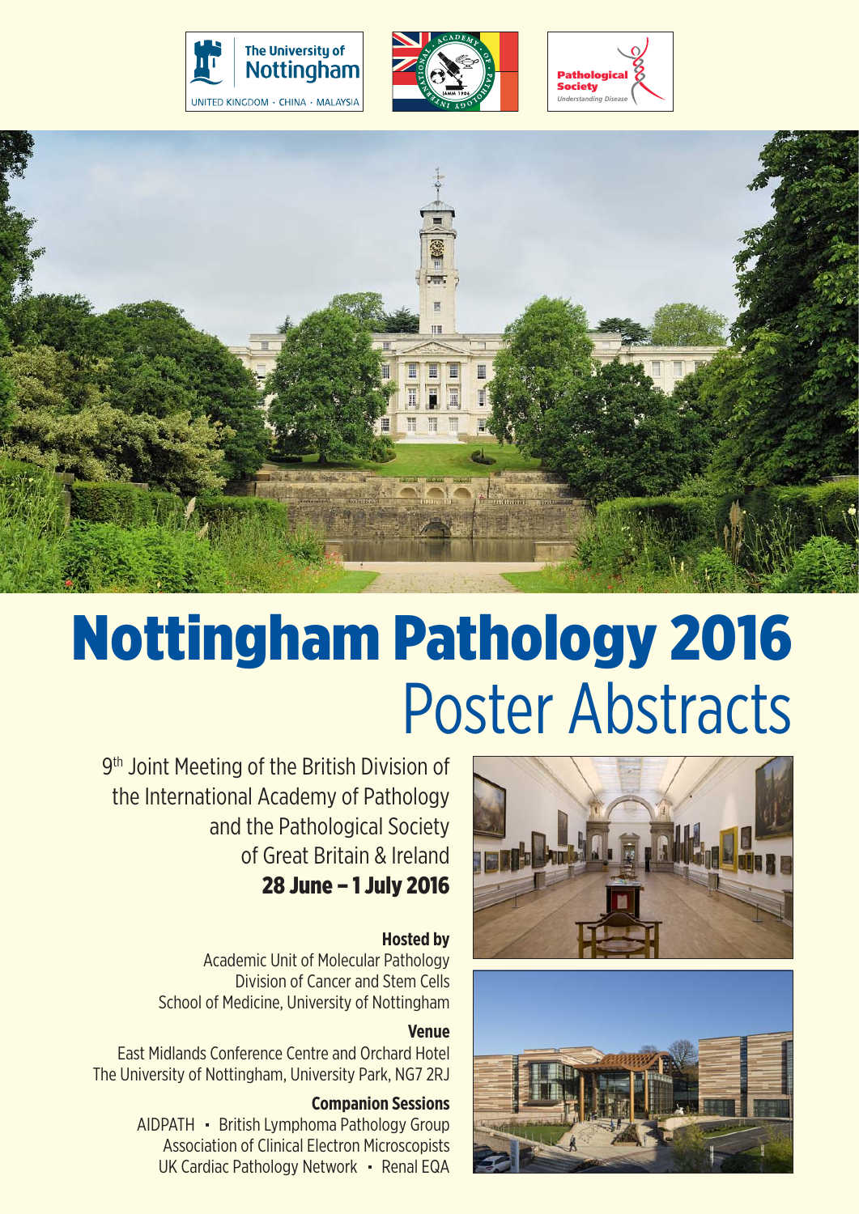# Nottingham Pathology 2016

## Poster Abstracts

9th Joint Meeting of the British Division of the International Academy of Pathology and the Pathological Society of Great Britain & Ireland

**28 June – 1 July 2016**

**Hosted by**

Academic Unit of Molecular Pathology
Division of Cancer and Stem Cells
School of Medicine, University of Nottingham

**Venue**

East Midlands Conference Centre and Orchard Hotel
The University of Nottingham, University Park, NG7 2RJ

**Companion Sessions**

AIDPATH • British Lymphoma Pathology Group
Association of Clinical Electron Microscopists
UK Cardiac Pathology Network • Renal EQA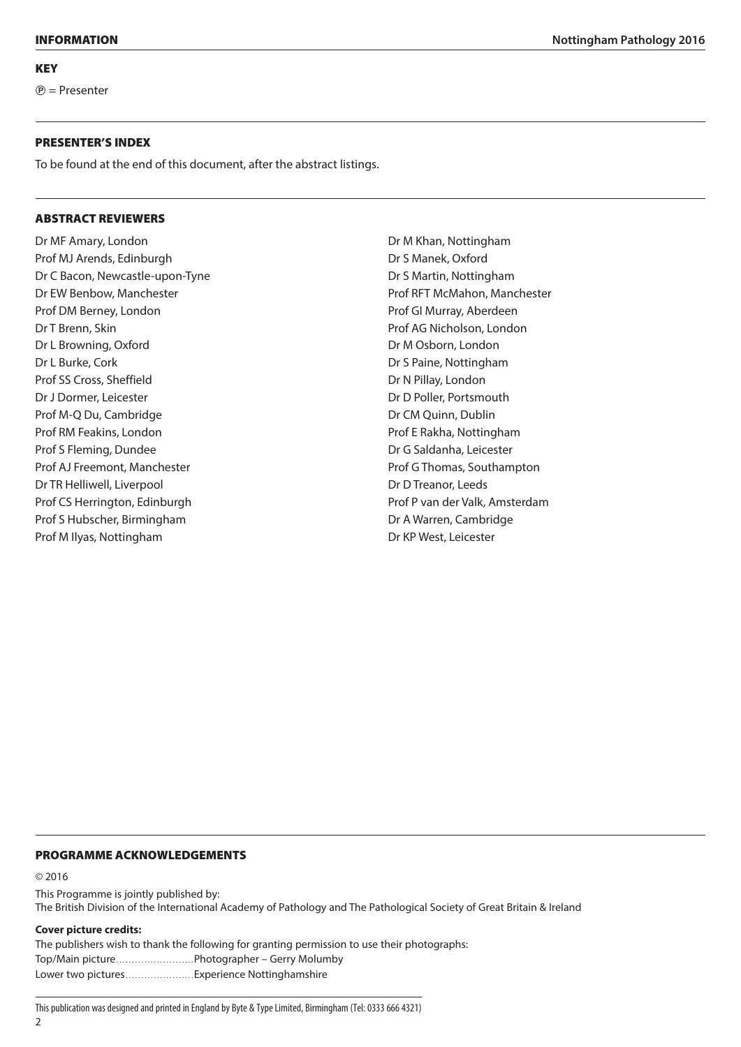## KEY

Ⓟ = Presenter

## PRESENTER'S INDEX

To be found at the end of this document, after the abstract listings.

## ABSTRACT REVIEWERS

Dr MF Amary, London
Prof MJ Arends, Edinburgh
Dr C Bacon, Newcastle-upon-Tyne
Dr EW Benbow, Manchester
Prof DM Berney, London
Dr T Brenn, Skin
Dr L Browning, Oxford
Dr L Burke, Cork
Prof SS Cross, Sheffield
Dr J Dormer, Leicester
Prof M-Q Du, Cambridge
Prof RM Feakins, London
Prof S Fleming, Dundee
Prof AJ Freemont, Manchester
Dr TR Helliwell, Liverpool
Prof CS Herrington, Edinburgh
Prof S Hubscher, Birmingham
Prof M Ilyas, Nottingham
Dr M Khan, Nottingham
Dr S Manek, Oxford
Dr S Martin, Nottingham
Prof RFT McMahon, Manchester
Prof GI Murray, Aberdeen
Prof AG Nicholson, London
Dr M Osborn, London
Dr S Paine, Nottingham
Dr N Pillay, London
Dr D Poller, Portsmouth
Dr CM Quinn, Dublin
Prof E Rakha, Nottingham
Dr G Saldanha, Leicester
Prof G Thomas, Southampton
Dr D Treanor, Leeds
Prof P van der Valk, Amsterdam
Dr A Warren, Cambridge
Dr KP West, Leicester

## PROGRAMME ACKNOWLEDGEMENTS

© 2016

This Programme is jointly published by:
The British Division of the International Academy of Pathology and The Pathological Society of Great Britain & Ireland

**Cover picture credits:**

The publishers wish to thank the following for granting permission to use their photographs:
Top/Main picture……………………Photographer – Gerry Molumby
Lower two pictures…………………Experience Nottinghamshire

This publication was designed and printed in England by Byte & Type Limited, Birmingham (Tel: 0333 666 4321)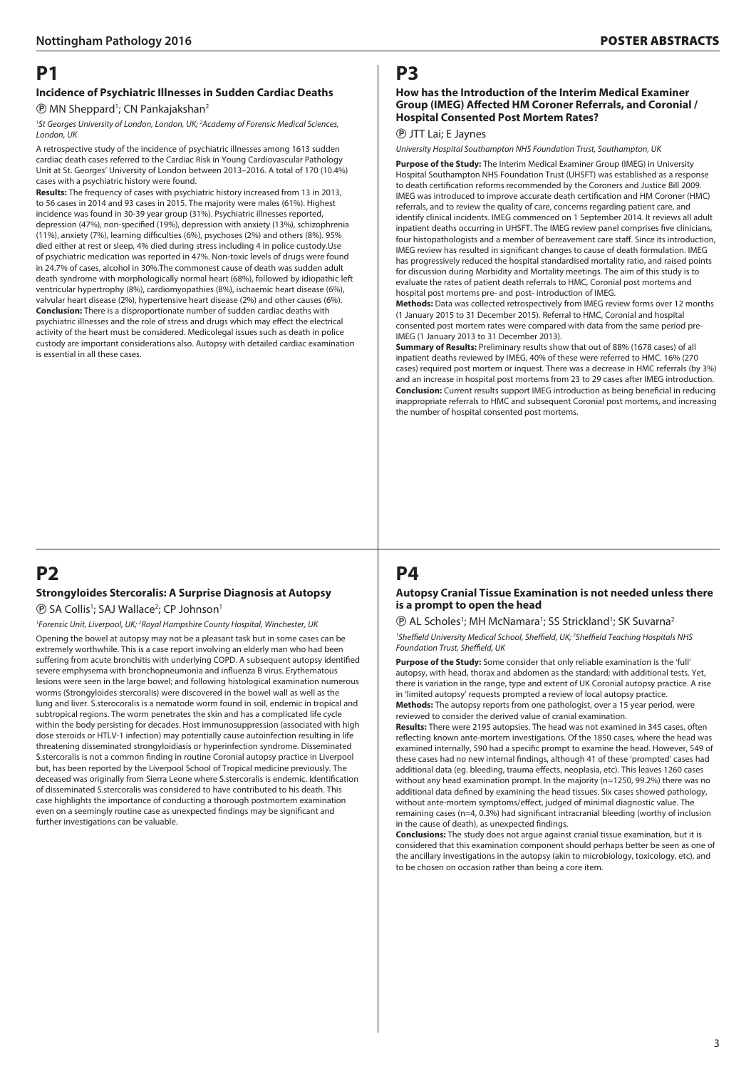# P1

### Incidence of Psychiatric Illnesses in Sudden Cardiac Deaths

Ⓟ MN Sheppard[1]; CN Pankajakshan[2]

*[1]St Georges University of London, London, UK; [2]Academy of Forensic Medical Sciences, London, UK*

A retrospective study of the incidence of psychiatric illnesses among 1613 sudden cardiac death cases referred to the Cardiac Risk in Young Cardiovascular Pathology Unit at St. Georges' University of London between 2013–2016. A total of 170 (10.4%) cases with a psychiatric history were found.

**Results:** The frequency of cases with psychiatric history increased from 13 in 2013, to 56 cases in 2014 and 93 cases in 2015. The majority were males (61%). Highest incidence was found in 30-39 year group (31%). Psychiatric illnesses reported, depression (47%), non-specified (19%), depression with anxiety (13%), schizophrenia (11%), anxiety (7%), learning difficulties (6%), psychoses (2%) and others (8%). 95% died either at rest or sleep, 4% died during stress including 4 in police custody.Use of psychiatric medication was reported in 47%. Non-toxic levels of drugs were found in 24.7% of cases, alcohol in 30%.The commonest cause of death was sudden adult death syndrome with morphologically normal heart (68%), followed by idiopathic left ventricular hypertrophy (8%), cardiomyopathies (8%), ischaemic heart disease (6%), valvular heart disease (2%), hypertensive heart disease (2%) and other causes (6%).

**Conclusion:** There is a disproportionate number of sudden cardiac deaths with psychiatric illnesses and the role of stress and drugs which may effect the electrical activity of the heart must be considered. Medicolegal issues such as death in police custody are important considerations also. Autopsy with detailed cardiac examination is essential in all these cases.

# P2

### Strongyloides Stercoralis: A Surprise Diagnosis at Autopsy

Ⓟ SA Collis[1]; SAJ Wallace[2]; CP Johnson[1]

*[1]Forensic Unit, Liverpool, UK; [2]Royal Hampshire County Hospital, Winchester, UK*

Opening the bowel at autopsy may not be a pleasant task but in some cases can be extremely worthwhile. This is a case report involving an elderly man who had been suffering from acute bronchitis with underlying COPD. A subsequent autopsy identified severe emphysema with bronchopneumonia and influenza B virus. Erythematous lesions were seen in the large bowel; and following histological examination numerous worms (Strongyloides stercoralis) were discovered in the bowel wall as well as the lung and liver. S.sterocoralis is a nematode worm found in soil, endemic in tropical and subtropical regions. The worm penetrates the skin and has a complicated life cycle within the body persisting for decades. Host immunosuppression (associated with high dose steroids or HTLV-1 infection) may potentially cause autoinfection resulting in life threatening disseminated strongyloidiasis or hyperinfection syndrome. Disseminated S.stercoralis is not a common finding in routine Coronial autopsy practice in Liverpool but, has been reported by the Liverpool School of Tropical medicine previously. The deceased was originally from Sierra Leone where S.stercoralis is endemic. Identification of disseminated S.stercoralis was considered to have contributed to his death. This case highlights the importance of conducting a thorough postmortem examination even on a seemingly routine case as unexpected findings may be significant and further investigations can be valuable.

# P3

### How has the Introduction of the Interim Medical Examiner Group (IMEG) Affected HM Coroner Referrals, and Coronial / Hospital Consented Post Mortem Rates?

Ⓟ JTT Lai; E Jaynes

*University Hospital Southampton NHS Foundation Trust, Southampton, UK*

**Purpose of the Study:** The Interim Medical Examiner Group (IMEG) in University Hospital Southampton NHS Foundation Trust (UHSFT) was established as a response to death certification reforms recommended by the Coroners and Justice Bill 2009. IMEG was introduced to improve accurate death certification and HM Coroner (HMC) referrals, and to review the quality of care, concerns regarding patient care, and identify clinical incidents. IMEG commenced on 1 September 2014. It reviews all adult inpatient deaths occurring in UHSFT. The IMEG review panel comprises five clinicians, four histopathologists and a member of bereavement care staff. Since its introduction, IMEG review has resulted in significant changes to cause of death formulation. IMEG has progressively reduced the hospital standardised mortality ratio, and raised points for discussion during Morbidity and Mortality meetings. The aim of this study is to evaluate the rates of patient death referrals to HMC, Coronial post mortems and hospital post mortems pre- and post- introduction of IMEG.

**Methods:** Data was collected retrospectively from IMEG review forms over 12 months (1 January 2015 to 31 December 2015). Referral to HMC, Coronial and hospital consented post mortem rates were compared with data from the same period pre-IMEG (1 January 2013 to 31 December 2013).

**Summary of Results:** Preliminary results show that out of 88% (1678 cases) of all inpatient deaths reviewed by IMEG, 40% of these were referred to HMC. 16% (270 cases) required post mortem or inquest. There was a decrease in HMC referrals (by 3%) and an increase in hospital post mortems from 23 to 29 cases after IMEG introduction.

**Conclusion:** Current results support IMEG introduction as being beneficial in reducing inappropriate referrals to HMC and subsequent Coronial post mortems, and increasing the number of hospital consented post mortems.

# P4

### Autopsy Cranial Tissue Examination is not needed unless there is a prompt to open the head

Ⓟ AL Scholes[1]; MH McNamara[1]; SS Strickland[1]; SK Suvarna[2]

*[1]Sheffield University Medical School, Sheffield, UK; [2]Sheffield Teaching Hospitals NHS Foundation Trust, Sheffield, UK*

**Purpose of the Study:** Some consider that only reliable examination is the 'full' autopsy, with head, thorax and abdomen as the standard; with additional tests. Yet, there is variation in the range, type and extent of UK Coronial autopsy practice. A rise in 'limited autopsy' requests prompted a review of local autopsy practice.

**Methods:** The autopsy reports from one pathologist, over a 15 year period, were reviewed to consider the derived value of cranial examination.

**Results:** There were 2195 autopsies. The head was not examined in 345 cases, often reflecting known ante-mortem investigations. Of the 1850 cases, where the head was examined internally, 590 had a specific prompt to examine the head. However, 549 of these cases had no new internal findings, although 41 of these 'prompted' cases had additional data (eg. bleeding, trauma effects, neoplasia, etc). This leaves 1260 cases without any head examination prompt. In the majority (n=1250, 99.2%) there was no additional data defined by examining the head tissues. Six cases showed pathology, without ante-mortem symptoms/effect, judged of minimal diagnostic value. The remaining cases (n=4, 0.3%) had significant intracranial bleeding (worthy of inclusion in the cause of death), as unexpected findings.

**Conclusions:** The study does not argue against cranial tissue examination, but it is considered that this examination component should perhaps better be seen as one of the ancillary investigations in the autopsy (akin to microbiology, toxicology, etc), and to be chosen on occasion rather than being a core item.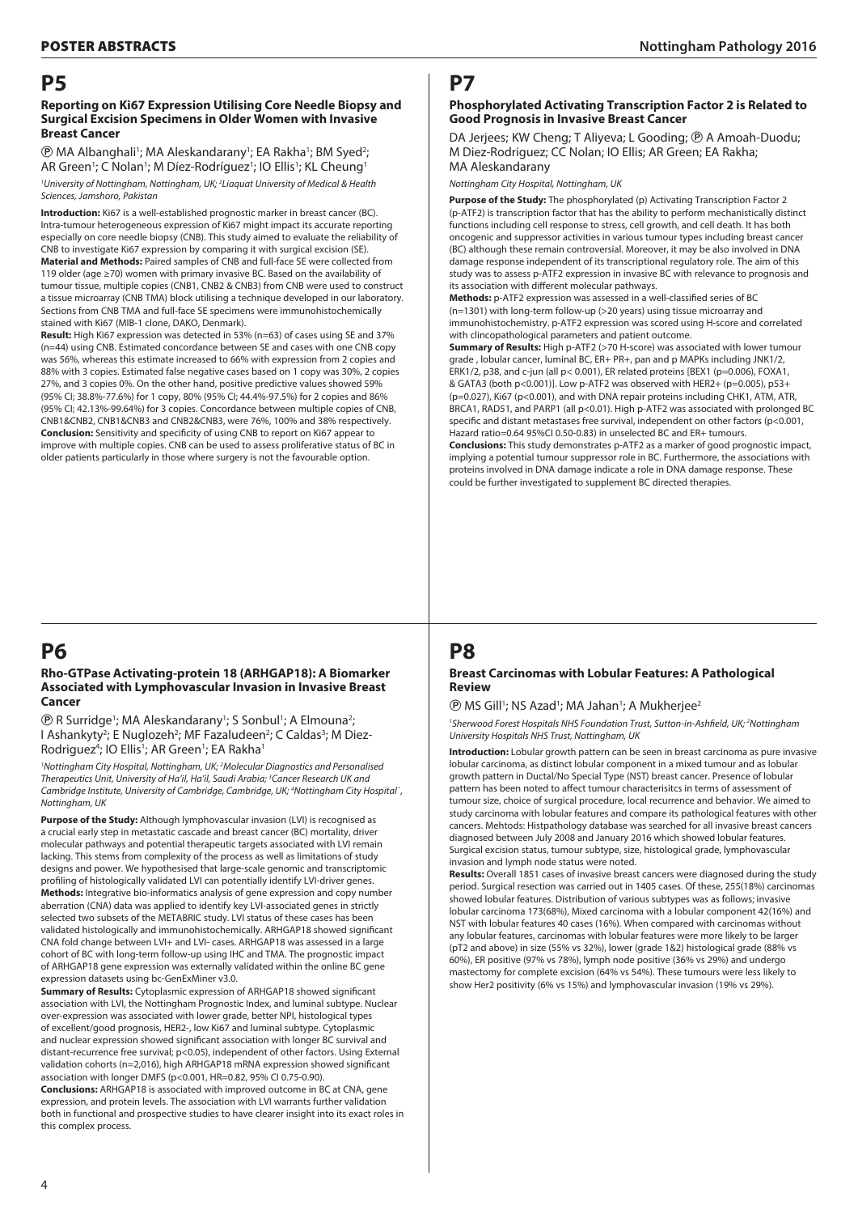# P5

### Reporting on Ki67 Expression Utilising Core Needle Biopsy and Surgical Excision Specimens in Older Women with Invasive Breast Cancer

Ⓟ MA Albanghali[1]; MA Aleskandarany[1]; EA Rakha[1]; BM Syed[2]; AR Green[1]; C Nolan[1]; M Díez-Rodríguez[1]; IO Ellis[1]; KL Cheung[1]

[1]University of Nottingham, Nottingham, UK; [2]Liaquat University of Medical & Health Sciences, Jamshoro, Pakistan

**Introduction:** Ki67 is a well-established prognostic marker in breast cancer (BC). Intra-tumour heterogeneous expression of Ki67 might impact its accurate reporting especially on core needle biopsy (CNB). This study aimed to evaluate the reliability of CNB to investigate Ki67 expression by comparing it with surgical excision (SE).

**Material and Methods:** Paired samples of CNB and full-face SE were collected from 119 older (age ≥70) women with primary invasive BC. Based on the availability of tumour tissue, multiple copies (CNB1, CNB2 & CNB3) from CNB were used to construct a tissue microarray (CNB TMA) block utilising a technique developed in our laboratory. Sections from CNB TMA and full-face SE specimens were immunohistochemically stained with Ki67 (MIB-1 clone, DAKO, Denmark).

**Result:** High Ki67 expression was detected in 53% (n=63) of cases using SE and 37% (n=44) using CNB. Estimated concordance between SE and cases with one CNB copy was 56%, whereas this estimate increased to 66% with expression from 2 copies and 88% with 3 copies. Estimated false negative cases based on 1 copy was 30%, 2 copies 27%, and 3 copies 0%. On the other hand, positive predictive values showed 59% (95% CI; 38.8%-77.6%) for 1 copy, 80% (95% CI; 44.4%-97.5%) for 2 copies and 86% (95% CI; 42.13%-99.64%) for 3 copies. Concordance between multiple copies of CNB, CNB1&CNB2, CNB1&CNB3 and CNB2&CNB3, were 76%, 100% and 38% respectively.

**Conclusion:** Sensitivity and specificity of using CNB to report on Ki67 appear to improve with multiple copies. CNB can be used to assess proliferative status of BC in older patients particularly in those where surgery is not the favourable option.

# P6

### Rho-GTPase Activating-protein 18 (ARHGAP18): A Biomarker Associated with Lymphovascular Invasion in Invasive Breast Cancer

Ⓟ R Surridge[1]; MA Aleskandarany[1]; S Sonbul[1]; A Elmouna[2]; I Ashankyty[2]; E Nuglozeh[2]; MF Fazaludeen[2]; C Caldas[3]; M Diez-Rodriguez[4]; IO Ellis[1]; AR Green[1]; EA Rakha[1]

[1]Nottingham City Hospital, Nottingham, UK; [2]Molecular Diagnostics and Personalised Therapeutics Unit, University of Ha'il, Ha'il, Saudi Arabia; [3]Cancer Research UK and Cambridge Institute, University of Cambridge, Cambridge, UK; [4]Nottingham City Hospital`, Nottingham, UK

**Purpose of the Study:** Although lymphovascular invasion (LVI) is recognised as a crucial early step in metastatic cascade and breast cancer (BC) mortality, driver molecular pathways and potential therapeutic targets associated with LVI remain lacking. This stems from complexity of the process as well as limitations of study designs and power. We hypothesised that large-scale genomic and transcriptomic profiling of histologically validated LVI can potentially identify LVI-driver genes.

**Methods:** Integrative bio-informatics analysis of gene expression and copy number aberration (CNA) data was applied to identify key LVI-associated genes in strictly selected two subsets of the METABRIC study. LVI status of these cases has been validated histologically and immunohistochemically. ARHGAP18 showed significant CNA fold change between LVI+ and LVI- cases. ARHGAP18 was assessed in a large cohort of BC with long-term follow-up using IHC and TMA. The prognostic impact of ARHGAP18 gene expression was externally validated within the online BC gene expression datasets using bc-GenExMiner v3.0.

**Summary of Results:** Cytoplasmic expression of ARHGAP18 showed significant association with LVI, the Nottingham Prognostic Index, and luminal subtype. Nuclear over-expression was associated with lower grade, better NPI, histological types of excellent/good prognosis, HER2-, low Ki67 and luminal subtype. Cytoplasmic and nuclear expression showed significant association with longer BC survival and distant-recurrence free survival; p<0.05), independent of other factors. Using External validation cohorts (n=2,016), high ARHGAP18 mRNA expression showed significant association with longer DMFS (p<0.001, HR=0.82, 95% CI 0.75-0.90).

**Conclusions:** ARHGAP18 is associated with improved outcome in BC at CNA, gene expression, and protein levels. The association with LVI warrants further validation both in functional and prospective studies to have clearer insight into its exact roles in this complex process.

# P7

### Phosphorylated Activating Transcription Factor 2 is Related to Good Prognosis in Invasive Breast Cancer

DA Jerjees; KW Cheng; T Aliyeva; L Gooding; Ⓟ A Amoah-Duodu; M Diez-Rodriguez; CC Nolan; IO Ellis; AR Green; EA Rakha; MA Aleskandarany

*Nottingham City Hospital, Nottingham, UK*

**Purpose of the Study:** The phosphorylated (p) Activating Transcription Factor 2 (p-ATF2) is transcription factor that has the ability to perform mechanistically distinct functions including cell response to stress, cell growth, and cell death. It has both oncogenic and suppressor activities in various tumour types including breast cancer (BC) although these remain controversial. Moreover, it may be also involved in DNA damage response independent of its transcriptional regulatory role. The aim of this study was to assess p-ATF2 expression in invasive BC with relevance to prognosis and its association with different molecular pathways.

**Methods:** p-ATF2 expression was assessed in a well-classified series of BC (n=1301) with long-term follow-up (>20 years) using tissue microarray and immunohistochemistry. p-ATF2 expression was scored using H-score and correlated with clincopathological parameters and patient outcome.

**Summary of Results:** High p-ATF2 (>70 H-score) was associated with lower tumour grade , lobular cancer, luminal BC, ER+ PR+, pan and p MAPKs including JNK1/2, ERK1/2, p38, and c-jun (all p< 0.001), ER related proteins [BEX1 (p=0.006), FOXA1, & GATA3 (both p<0.001)]. Low p-ATF2 was observed with HER2+ (p=0.005), p53+ (p=0.027), Ki67 (p<0.001), and with DNA repair proteins including CHK1, ATM, ATR, BRCA1, RAD51, and PARP1 (all p<0.01). High p-ATF2 was associated with prolonged BC specific and distant metastases free survival, independent on other factors (p<0.001, Hazard ratio=0.64 95%CI 0.50-0.83) in unselected BC and ER+ tumours.

**Conclusions:** This study demonstrates p-ATF2 as a marker of good prognostic impact, implying a potential tumour suppressor role in BC. Furthermore, the associations with proteins involved in DNA damage indicate a role in DNA damage response. These could be further investigated to supplement BC directed therapies.

# P8

### Breast Carcinomas with Lobular Features: A Pathological Review

Ⓟ MS Gill[1]; NS Azad[1]; MA Jahan[1]; A Mukherjee[2]

[1]*Sherwood Forest Hospitals NHS Foundation Trust, Sutton-in-Ashfield, UK;* [2]*Nottingham University Hospitals NHS Trust, Nottingham, UK*

**Introduction:** Lobular growth pattern can be seen in breast carcinoma as pure invasive lobular carcinoma, as distinct lobular component in a mixed tumour and as lobular growth pattern in Ductal/No Special Type (NST) breast cancer. Presence of lobular pattern has been noted to affect tumour characterisitcs in terms of assessment of tumour size, choice of surgical procedure, local recurrence and behavior. We aimed to study carcinoma with lobular features and compare its pathological features with other cancers. Mehtods: Histpathology database was searched for all invasive breast cancers diagnosed between July 2008 and January 2016 which showed lobular features. Surgical excision status, tumour subtype, size, histological grade, lymphovascular invasion and lymph node status were noted.

**Results:** Overall 1851 cases of invasive breast cancers were diagnosed during the study period. Surgical resection was carried out in 1405 cases. Of these, 255(18%) carcinomas showed lobular features. Distribution of various subtypes was as follows; invasive lobular carcinoma 173(68%), Mixed carcinoma with a lobular component 42(16%) and NST with lobular features 40 cases (16%). When compared with carcinomas without any lobular features, carcinomas with lobular features were more likely to be larger (pT2 and above) in size (55% vs 32%), lower (grade 1&2) histological grade (88% vs 60%), ER positive (97% vs 78%), lymph node positive (36% vs 29%) and undergo mastectomy for complete excision (64% vs 54%). These tumours were less likely to show Her2 positivity (6% vs 15%) and lymphovascular invasion (19% vs 29%).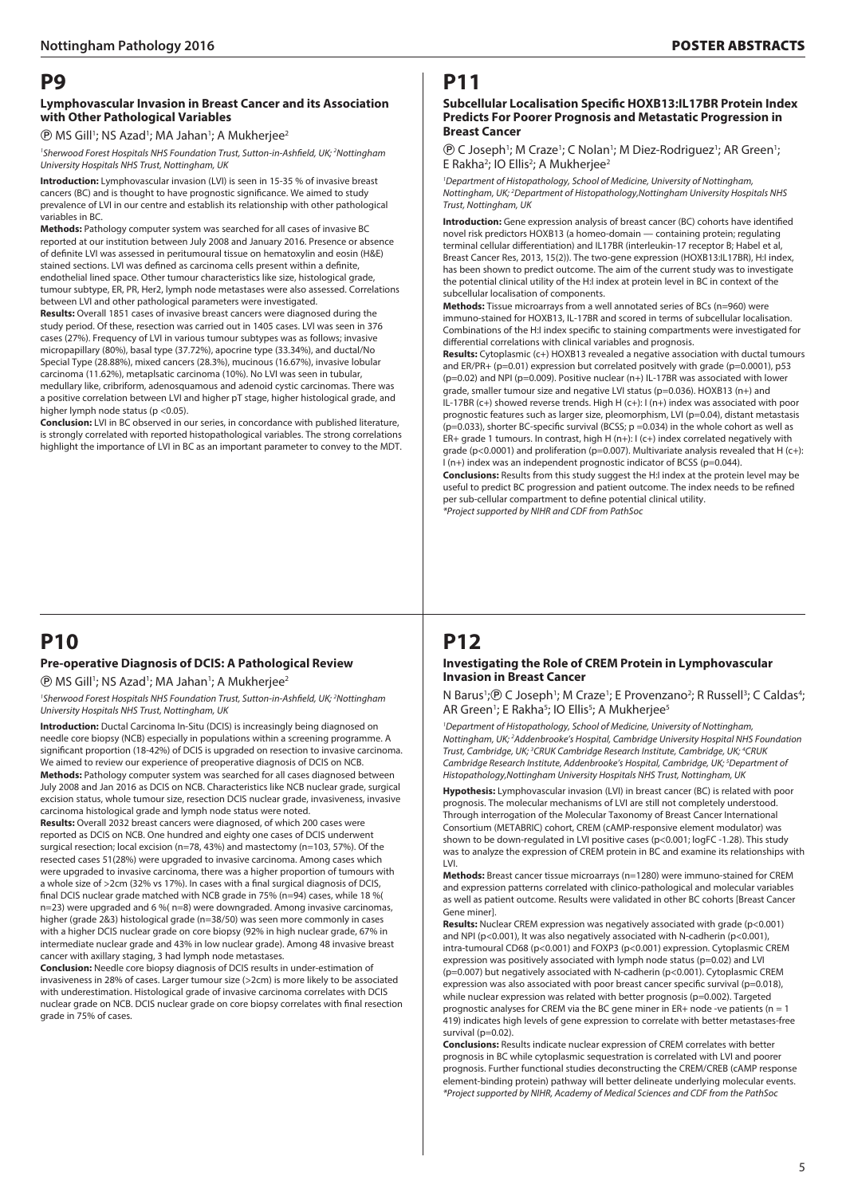# P9

### Lymphovascular Invasion in Breast Cancer and its Association with Other Pathological Variables

Ⓟ MS Gill[1]; NS Azad[1]; MA Jahan[1]; A Mukherjee[2]

*[1]Sherwood Forest Hospitals NHS Foundation Trust, Sutton-in-Ashfield, UK; [2]Nottingham University Hospitals NHS Trust, Nottingham, UK*

**Introduction:** Lymphovascular invasion (LVI) is seen in 15-35 % of invasive breast cancers (BC) and is thought to have prognostic significance. We aimed to study prevalence of LVI in our centre and establish its relationship with other pathological variables in BC.

**Methods:** Pathology computer system was searched for all cases of invasive BC reported at our institution between July 2008 and January 2016. Presence or absence of definite LVI was assessed in peritumoural tissue on hematoxylin and eosin (H&E) stained sections. LVI was defined as carcinoma cells present within a definite, endothelial lined space. Other tumour characteristics like size, histological grade, tumour subtype, ER, PR, Her2, lymph node metastases were also assessed. Correlations between LVI and other pathological parameters were investigated.

**Results:** Overall 1851 cases of invasive breast cancers were diagnosed during the study period. Of these, resection was carried out in 1405 cases. LVI was seen in 376 cases (27%). Frequency of LVI in various tumour subtypes was as follows; invasive micropapillary (80%), basal type (37.72%), apocrine type (33.34%), and ductal/No Special Type (28.88%), mixed cancers (28.3%), mucinous (16.67%), invasive lobular carcinoma (11.62%), metaplsatic carcinoma (10%). No LVI was seen in tubular, medullary like, cribriform, adenosquamous and adenoid cystic carcinomas. There was a positive correlation between LVI and higher pT stage, higher histological grade, and higher lymph node status ($p < 0.05$).

**Conclusion:** LVI in BC observed in our series, in concordance with published literature, is strongly correlated with reported histopathological variables. The strong correlations highlight the importance of LVI in BC as an important parameter to convey to the MDT.

# P10

### Pre-operative Diagnosis of DCIS: A Pathological Review

Ⓟ MS Gill[1]; NS Azad[1]; MA Jahan[1]; A Mukherjee[2]

*[1]Sherwood Forest Hospitals NHS Foundation Trust, Sutton-in-Ashfield, UK; [2]Nottingham University Hospitals NHS Trust, Nottingham, UK*

**Introduction:** Ductal Carcinoma In-Situ (DCIS) is increasingly being diagnosed on needle core biopsy (NCB) especially in populations within a screening programme. A significant proportion (18-42%) of DCIS is upgraded on resection to invasive carcinoma. We aimed to review our experience of preoperative diagnosis of DCIS on NCB.

**Methods:** Pathology computer system was searched for all cases diagnosed between July 2008 and Jan 2016 as DCIS on NCB. Characteristics like NCB nuclear grade, surgical excision status, whole tumour size, resection DCIS nuclear grade, invasiveness, invasive carcinoma histological grade and lymph node status were noted.

**Results:** Overall 2032 breast cancers were diagnosed, of which 200 cases were reported as DCIS on NCB. One hundred and eighty one cases of DCIS underwent surgical resection; local excision (n=78, 43%) and mastectomy (n=103, 57%). Of the resected cases 51(28%) were upgraded to invasive carcinoma. Among cases which were upgraded to invasive carcinoma, there was a higher proportion of tumours with a whole size of >2cm (32% vs 17%). In cases with a final surgical diagnosis of DCIS, final DCIS nuclear grade matched with NCB grade in 75% (n=94) cases, while 18 %( n=23) were upgraded and 6 %( n=8) were downgraded. Among invasive carcinomas, higher (grade 2&3) histological grade (n=38/50) was seen more commonly in cases with a higher DCIS nuclear grade on core biopsy (92% in high nuclear grade, 67% in intermediate nuclear grade and 43% in low nuclear grade). Among 48 invasive breast cancer with axillary staging, 3 had lymph node metastases.

**Conclusion:** Needle core biopsy diagnosis of DCIS results in under-estimation of invasiveness in 28% of cases. Larger tumour size (>2cm) is more likely to be associated with underestimation. Histological grade of invasive carcinoma correlates with DCIS nuclear grade on NCB. DCIS nuclear grade on core biopsy correlates with final resection grade in 75% of cases.

# P11

### Subcellular Localisation Specific HOXB13:IL17BR Protein Index Predicts For Poorer Prognosis and Metastatic Progression in Breast Cancer

Ⓟ C Joseph[1]; M Craze[1]; C Nolan[1]; M Diez-Rodriguez[1]; AR Green[1]; E Rakha[2]; IO Ellis[2]; A Mukherjee[2]

*[1]Department of Histopathology, School of Medicine, University of Nottingham, Nottingham, UK; [2]Department of Histopathology,Nottingham University Hospitals NHS Trust, Nottingham, UK*

**Introduction:** Gene expression analysis of breast cancer (BC) cohorts have identified novel risk predictors HOXB13 (a homeo-domain — containing protein; regulating terminal cellular differentiation) and IL17BR (interleukin-17 receptor B; Habel et al, Breast Cancer Res, 2013, 15(2)). The two-gene expression (HOXB13:IL17BR), H:I index, has been shown to predict outcome. The aim of the current study was to investigate the potential clinical utility of the H:I index at protein level in BC in context of the subcellular localisation of components.

**Methods:** Tissue microarrays from a well annotated series of BCs (n=960) were immuno-stained for HOXB13, IL-17BR and scored in terms of subcellular localisation. Combinations of the H:I index specific to staining compartments were investigated for differential correlations with clinical variables and prognosis.

**Results:** Cytoplasmic (c+) HOXB13 revealed a negative association with ductal tumours and ER/PR+ (p=0.01) expression but correlated positvely with grade (p=0.0001), p53 (p=0.02) and NPI (p=0.009). Positive nuclear (n+) IL-17BR was associated with lower grade, smaller tumour size and negative LVI status (p=0.036). HOXB13 (n+) and IL-17BR (c+) showed reverse trends. High H (c+): I (n+) index was associated with poor prognostic features such as larger size, pleomorphism, LVI (p=0.04), distant metastasis (p=0.033), shorter BC-specific survival (BCSS; p =0.034) in the whole cohort as well as ER+ grade 1 tumours. In contrast, high H (n+): I (c+) index correlated negatively with grade (p<0.0001) and proliferation (p=0.007). Multivariate analysis revealed that H (c+): I (n+) index was an independent prognostic indicator of BCSS (p=0.044).

**Conclusions:** Results from this study suggest the H:I index at the protein level may be useful to predict BC progression and patient outcome. The index needs to be refined per sub-cellular compartment to define potential clinical utility.

*\*Project supported by NIHR and CDF from PathSoc*

# P12

### Investigating the Role of CREM Protein in Lymphovascular Invasion in Breast Cancer

N Barus[1]; Ⓟ C Joseph[1]; M Craze[1]; E Provenzano[2]; R Russell[3]; C Caldas[4]; AR Green[1]; E Rakha[5]; IO Ellis[5]; A Mukherjee[5]

*[1]Department of Histopathology, School of Medicine, University of Nottingham, Nottingham, UK; [2]Addenbrooke's Hospital, Cambridge University Hospital NHS Foundation Trust, Cambridge, UK; [3]CRUK Cambridge Research Institute, Cambridge, UK; [4]CRUK Cambridge Research Institute, Addenbrooke's Hospital, Cambridge, UK; [5]Department of Histopathology,Nottingham University Hospitals NHS Trust, Nottingham, UK*

**Hypothesis:** Lymphovascular invasion (LVI) in breast cancer (BC) is related with poor prognosis. The molecular mechanisms of LVI are still not completely understood. Through interrogation of the Molecular Taxonomy of Breast Cancer International Consortium (METABRIC) cohort, CREM (cAMP-responsive element modulator) was shown to be down-regulated in LVI positive cases (p<0.001; logFC -1.28). This study was to analyze the expression of CREM protein in BC and examine its relationships with LVI.

**Methods:** Breast cancer tissue microarrays (n=1280) were immuno-stained for CREM and expression patterns correlated with clinico-pathological and molecular variables as well as patient outcome. Results were validated in other BC cohorts [Breast Cancer Gene miner].

**Results:** Nuclear CREM expression was negatively associated with grade (p<0.001) and NPI (p<0.001), It was also negatively associated with N-cadherin (p<0.001), intra-tumoural CD68 (p<0.001) and FOXP3 (p<0.001) expression. Cytoplasmic CREM expression was positively associated with lymph node status (p=0.02) and LVI (p=0.007) but negatively associated with N-cadherin (p<0.001). Cytoplasmic CREM expression was also associated with poor breast cancer specific survival (p=0.018), while nuclear expression was related with better prognosis (p=0.002). Targeted prognostic analyses for CREM via the BC gene miner in ER+ node -ve patients (n = 1 419) indicates high levels of gene expression to correlate with better metastases-free survival (p=0.02).

**Conclusions:** Results indicate nuclear expression of CREM correlates with better prognosis in BC while cytoplasmic sequestration is correlated with LVI and poorer prognosis. Further functional studies deconstructing the CREM/CREB (cAMP response element-binding protein) pathway will better delineate underlying molecular events.

*\*Project supported by NIHR, Academy of Medical Sciences and CDF from the PathSoc*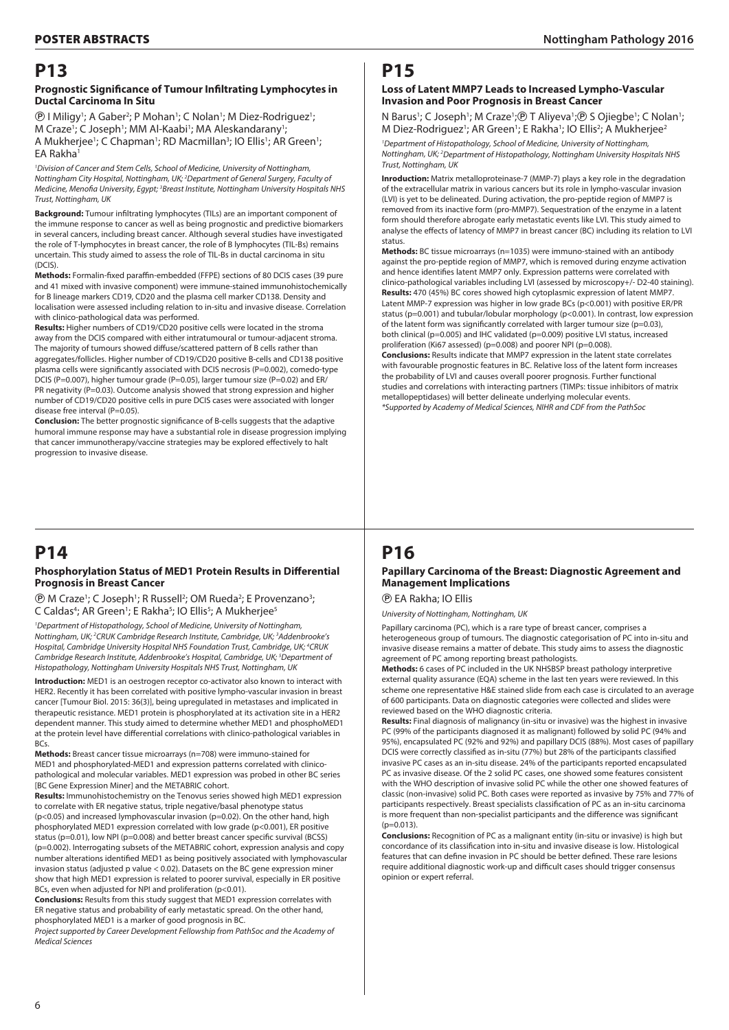# P13

### Prognostic Significance of Tumour Infiltrating Lymphocytes in Ductal Carcinoma In Situ

Ⓟ I Miligy[1]; A Gaber[2]; P Mohan[1]; C Nolan[1]; M Diez-Rodriguez[1]; M Craze[1]; C Joseph[1]; MM Al-Kaabi[1]; MA Aleskandarany[1]; A Mukherjee[1]; C Chapman[1]; RD Macmillan[3]; IO Ellis[1]; AR Green[1]; EA Rakha[1]

*[1]Division of Cancer and Stem Cells, School of Medicine, University of Nottingham, Nottingham City Hospital, Nottingham, UK; [2]Department of General Surgery, Faculty of Medicine, Menofia University, Egypt; [3]Breast Institute, Nottingham University Hospitals NHS Trust, Nottingham, UK*

**Background:** Tumour infiltrating lymphocytes (TILs) are an important component of the immune response to cancer as well as being prognostic and predictive biomarkers in several cancers, including breast cancer. Although several studies have investigated the role of T-lymphocytes in breast cancer, the role of B lymphocytes (TIL-Bs) remains uncertain. This study aimed to assess the role of TIL-Bs in ductal carcinoma in situ (DCIS).

**Methods:** Formalin-fixed paraffin-embedded (FFPE) sections of 80 DCIS cases (39 pure and 41 mixed with invasive component) were immune-stained immunohistochemically for B lineage markers CD19, CD20 and the plasma cell marker CD138. Density and localisation were assessed including relation to in-situ and invasive disease. Correlation with clinico-pathological data was performed.

**Results:** Higher numbers of CD19/CD20 positive cells were located in the stroma away from the DCIS compared with either intratumoural or tumour-adjacent stroma. The majority of tumours showed diffuse/scattered pattern of B cells rather than aggregates/follicles. Higher number of CD19/CD20 positive B-cells and CD138 positive plasma cells were significantly associated with DCIS necrosis (P=0.002), comedo-type DCIS (P=0.007), higher tumour grade (P=0.05), larger tumour size (P=0.02) and ER/PR negativity (P=0.03). Outcome analysis showed that strong expression and higher number of CD19/CD20 positive cells in pure DCIS cases were associated with longer disease free interval (P=0.05).

**Conclusion:** The better prognostic significance of B-cells suggests that the adaptive humoral immune response may have a substantial role in disease progression implying that cancer immunotherapy/vaccine strategies may be explored effectively to halt progression to invasive disease.

# P14

### Phosphorylation Status of MED1 Protein Results in Differential Prognosis in Breast Cancer

Ⓟ M Craze[1]; C Joseph[1]; R Russell[2]; OM Rueda[2]; E Provenzano[3]; C Caldas[4]; AR Green[1]; E Rakha[5]; IO Ellis[5]; A Mukherjee[5]

*[1]Department of Histopathology, School of Medicine, University of Nottingham, Nottingham, UK; [2]CRUK Cambridge Research Institute, Cambridge, UK; [3]Addenbrooke's Hospital, Cambridge University Hospital NHS Foundation Trust, Cambridge, UK; [4]CRUK Cambridge Research Institute, Addenbrooke's Hospital, Cambridge, UK; [5]Department of Histopathology, Nottingham University Hospitals NHS Trust, Nottingham, UK*

**Introduction:** MED1 is an oestrogen receptor co-activator also known to interact with HER2. Recently it has been correlated with positive lympho-vascular invasion in breast cancer [Tumour Biol. 2015: 36(3)], being upregulated in metastases and implicated in therapeutic resistance. MED1 protein is phosphorylated at its activation site in a HER2 dependent manner. This study aimed to determine whether MED1 and phosphoMED1 at the protein level have differential correlations with clinico-pathological variables in BCs.

**Methods:** Breast cancer tissue microarrays (n=708) were immuno-stained for MED1 and phosphorylated-MED1 and expression patterns correlated with clinico-pathological and molecular variables. MED1 expression was probed in other BC series [BC Gene Expression Miner] and the METABRIC cohort.

**Results:** Immunohistochemistry on the Tenovus series showed high MED1 expression to correlate with ER negative status, triple negative/basal phenotype status ($p<0.05$) and increased lymphovascular invasion ($p=0.02$). On the other hand, high phosphorylated MED1 expression correlated with low grade ($p<0.001$), ER positive status ($p=0.01$), low NPI ($p=0.008$) and better breast cancer specific survival (BCSS) ($p=0.002$). Interrogating subsets of the METABRIC cohort, expression analysis and copy number alterations identified MED1 as being positively associated with lymphovascular invasion status (adjusted p value $< 0.02$). Datasets on the BC gene expression miner show that high MED1 expression is related to poorer survival, especially in ER positive BCs, even when adjusted for NPI and proliferation ($p<0.01$).

**Conclusions:** Results from this study suggest that MED1 expression correlates with ER negative status and probability of early metastatic spread. On the other hand, phosphorylated MED1 is a marker of good prognosis in BC.

*Project supported by Career Development Fellowship from PathSoc and the Academy of Medical Sciences*

# P15

### Loss of Latent MMP7 Leads to Increased Lympho-Vascular Invasion and Poor Prognosis in Breast Cancer

N Barus[1]; C Joseph[1]; M Craze[1]; Ⓟ T Aliyeva[1]; Ⓟ S Ojiegbe[1]; C Nolan[1]; M Diez-Rodriguez[1]; AR Green[1]; E Rakha[1]; IO Ellis[2]; A Mukherjee[2]

*[1]Department of Histopathology, School of Medicine, University of Nottingham, Nottingham, UK; [2]Department of Histopathology, Nottingham University Hospitals NHS Trust, Nottingham, UK*

**Inroduction:** Matrix metalloproteinase-7 (MMP-7) plays a key role in the degradation of the extracellular matrix in various cancers but its role in lympho-vascular invasion (LVI) is yet to be delineated. During activation, the pro-peptide region of MMP7 is removed from its inactive form (pro-MMP7). Sequestration of the enzyme in a latent form should therefore abrogate early metastatic events like LVI. This study aimed to analyse the effects of latency of MMP7 in breast cancer (BC) including its relation to LVI status.

**Methods:** BC tissue microarrays (n=1035) were immuno-stained with an antibody against the pro-peptide region of MMP7, which is removed during enzyme activation and hence identifies latent MMP7 only. Expression patterns were correlated with clinico-pathological variables including LVI (assessed by microscopy+/- D2-40 staining).

**Results:** 470 (45%) BC cores showed high cytoplasmic expression of latent MMP7. Latent MMP-7 expression was higher in low grade BCs ($p<0.001$) with positive ER/PR status ($p=0.001$) and tubular/lobular morphology ($p<0.001$). In contrast, low expression of the latent form was significantly correlated with larger tumour size ($p=0.03$), both clinical ($p=0.005$) and IHC validated ($p=0.009$) positive LVI status, increased proliferation (Ki67 assessed) ($p=0.008$) and poorer NPI ($p=0.008$).

**Conclusions:** Results indicate that MMP7 expression in the latent state correlates with favourable prognostic features in BC. Relative loss of the latent form increases the probability of LVI and causes overall poorer prognosis. Further functional studies and correlations with interacting partners (TIMPs: tissue inhibitors of matrix metallopeptidases) will better delineate underlying molecular events.

*\*Supported by Academy of Medical Sciences, NIHR and CDF from the PathSoc*

# P16

### Papillary Carcinoma of the Breast: Diagnostic Agreement and Management Implications

Ⓟ EA Rakha; IO Ellis

*University of Nottingham, Nottingham, UK*

Papillary carcinoma (PC), which is a rare type of breast cancer, comprises a heterogeneous group of tumours. The diagnostic categorisation of PC into in-situ and invasive disease remains a matter of debate. This study aims to assess the diagnostic agreement of PC among reporting breast pathologists.

**Methods:** 6 cases of PC included in the UK NHSBSP breast pathology interpretive external quality assurance (EQA) scheme in the last ten years were reviewed. In this scheme one representative H&E stained slide from each case is circulated to an average of 600 participants. Data on diagnostic categories were collected and slides were reviewed based on the WHO diagnostic criteria.

**Results:** Final diagnosis of malignancy (in-situ or invasive) was the highest in invasive PC (99% of the participants diagnosed it as malignant) followed by solid PC (94% and 95%), encapsulated PC (92% and 92%) and papillary DCIS (88%). Most cases of papillary DCIS were correctly classified as in-situ (77%) but 28% of the participants classified invasive PC cases as an in-situ disease. 24% of the participants reported encapsulated PC as invasive disease. Of the 2 solid PC cases, one showed some features consistent with the WHO description of invasive solid PC while the other one showed features of classic (non-invasive) solid PC. Both cases were reported as invasive by 75% and 77% of participants respectively. Breast specialists classification of PC as an in-situ carcinoma is more frequent than non-specialist participants and the difference was significant ($p=0.013$).

**Conclusions:** Recognition of PC as a malignant entity (in-situ or invasive) is high but concordance of its classification into in-situ and invasive disease is low. Histological features that can define invasion in PC should be better defined. These rare lesions require additional diagnostic work-up and difficult cases should trigger consensus opinion or expert referral.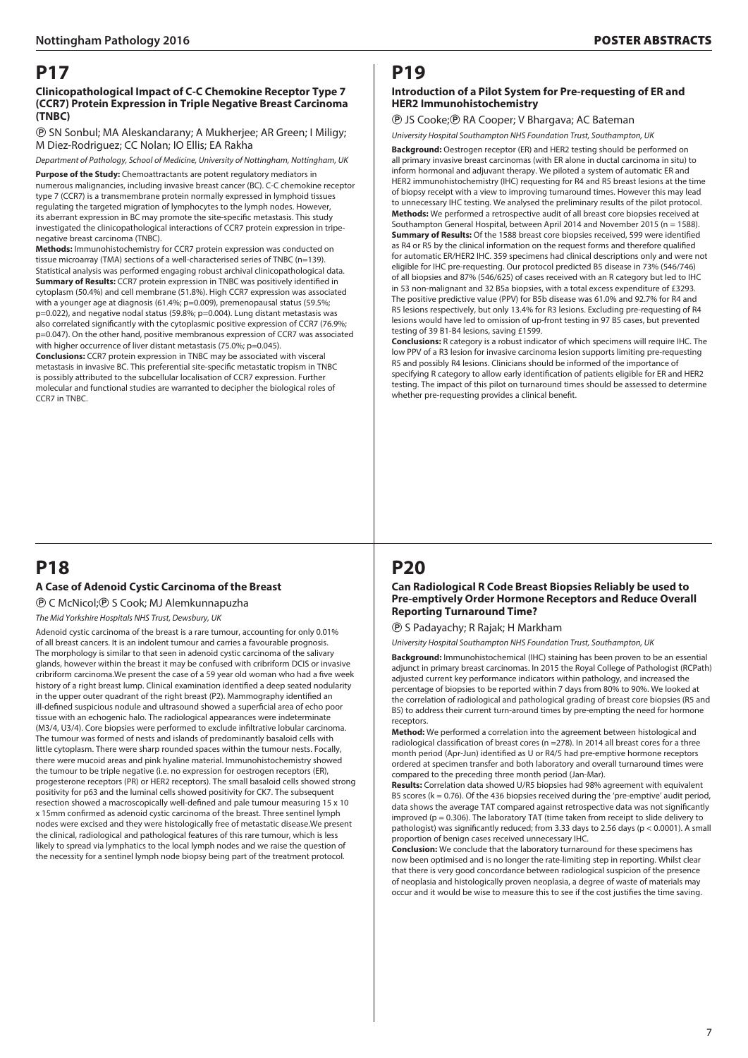# P17

### Clinicopathological Impact of C-C Chemokine Receptor Type 7 (CCR7) Protein Expression in Triple Negative Breast Carcinoma (TNBC)

Ⓟ SN Sonbul; MA Aleskandarany; A Mukherjee; AR Green; I Miligy; M Diez-Rodriguez; CC Nolan; IO Ellis; EA Rakha

*Department of Pathology, School of Medicine, University of Nottingham, Nottingham, UK*

**Purpose of the Study:** Chemoattractants are potent regulatory mediators in numerous malignancies, including invasive breast cancer (BC). C-C chemokine receptor type 7 (CCR7) is a transmembrane protein normally expressed in lymphoid tissues regulating the targeted migration of lymphocytes to the lymph nodes. However, its aberrant expression in BC may promote the site-specific metastasis. This study investigated the clinicopathological interactions of CCR7 protein expression in tripe-negative breast carcinoma (TNBC).

**Methods:** Immunohistochemistry for CCR7 protein expression was conducted on tissue microarray (TMA) sections of a well-characterised series of TNBC (n=139). Statistical analysis was performed engaging robust archival clinicopathological data.

**Summary of Results:** CCR7 protein expression in TNBC was positively identified in cytoplasm (50.4%) and cell membrane (51.8%). High CCR7 expression was associated with a younger age at diagnosis (61.4%; p=0.009), premenopausal status (59.5%; p=0.022), and negative nodal status (59.8%; p=0.004). Lung distant metastasis was also correlated significantly with the cytoplasmic positive expression of CCR7 (76.9%; p=0.047). On the other hand, positive membranous expression of CCR7 was associated with higher occurrence of liver distant metastasis (75.0%; p=0.045).

**Conclusions:** CCR7 protein expression in TNBC may be associated with visceral metastasis in invasive BC. This preferential site-specific metastatic tropism in TNBC is possibly attributed to the subcellular localisation of CCR7 expression. Further molecular and functional studies are warranted to decipher the biological roles of CCR7 in TNBC.

# P18

### A Case of Adenoid Cystic Carcinoma of the Breast

Ⓟ C McNicol; Ⓟ S Cook; MJ Alemkunnapuzha

*The Mid Yorkshire Hospitals NHS Trust, Dewsbury, UK*

Adenoid cystic carcinoma of the breast is a rare tumour, accounting for only 0.01% of all breast cancers. It is an indolent tumour and carries a favourable prognosis. The morphology is similar to that seen in adenoid cystic carcinoma of the salivary glands, however within the breast it may be confused with cribriform DCIS or invasive cribriform carcinoma.We present the case of a 59 year old woman who had a five week history of a right breast lump. Clinical examination identified a deep seated nodularity in the upper outer quadrant of the right breast (P2). Mammography identified an ill-defined suspicious nodule and ultrasound showed a superficial area of echo poor tissue with an echogenic halo. The radiological appearances were indeterminate (M3/4, U3/4). Core biopsies were performed to exclude infiltrative lobular carcinoma. The tumour was formed of nests and islands of predominantly basaloid cells with little cytoplasm. There were sharp rounded spaces within the tumour nests. Focally, there were mucoid areas and pink hyaline material. Immunohistochemistry showed the tumour to be triple negative (i.e. no expression for oestrogen receptors (ER), progesterone receptors (PR) or HER2 receptors). The small basaloid cells showed strong positivity for p63 and the luminal cells showed positivity for CK7. The subsequent resection showed a macroscopically well-defined and pale tumour measuring 15 x 10 x 15mm confirmed as adenoid cystic carcinoma of the breast. Three sentinel lymph nodes were excised and they were histologically free of metastatic disease.We present the clinical, radiological and pathological features of this rare tumour, which is less likely to spread via lymphatics to the local lymph nodes and we raise the question of the necessity for a sentinel lymph node biopsy being part of the treatment protocol.

# P19

### Introduction of a Pilot System for Pre-requesting of ER and HER2 Immunohistochemistry

Ⓟ JS Cooke; Ⓟ RA Cooper; V Bhargava; AC Bateman

*University Hospital Southampton NHS Foundation Trust, Southampton, UK*

**Background:** Oestrogen receptor (ER) and HER2 testing should be performed on all primary invasive breast carcinomas (with ER alone in ductal carcinoma in situ) to inform hormonal and adjuvant therapy. We piloted a system of automatic ER and HER2 immunohistochemistry (IHC) requesting for R4 and R5 breast lesions at the time of biopsy receipt with a view to improving turnaround times. However this may lead to unnecessary IHC testing. We analysed the preliminary results of the pilot protocol.

**Methods:** We performed a retrospective audit of all breast core biopsies received at Southampton General Hospital, between April 2014 and November 2015 (n = 1588).

**Summary of Results:** Of the 1588 breast core biopsies received, 599 were identified as R4 or R5 by the clinical information on the request forms and therefore qualified for automatic ER/HER2 IHC. 359 specimens had clinical descriptions only and were not eligible for IHC pre-requesting. Our protocol predicted B5 disease in 73% (546/746) of all biopsies and 87% (546/625) of cases received with an R category but led to IHC in 53 non-malignant and 32 B5a biopsies, with a total excess expenditure of £3293. The positive predictive value (PPV) for B5b disease was 61.0% and 92.7% for R4 and R5 lesions respectively, but only 13.4% for R3 lesions. Excluding pre-requesting of R4 lesions would have led to omission of up-front testing in 97 B5 cases, but prevented testing of 39 B1-B4 lesions, saving £1599.

**Conclusions:** R category is a robust indicator of which specimens will require IHC. The low PPV of a R3 lesion for invasive carcinoma lesion supports limiting pre-requesting R5 and possibly R4 lesions. Clinicians should be informed of the importance of specifying R category to allow early identification of patients eligible for ER and HER2 testing. The impact of this pilot on turnaround times should be assessed to determine whether pre-requesting provides a clinical benefit.

# P20

### Can Radiological R Code Breast Biopsies Reliably be used to Pre-emptively Order Hormone Receptors and Reduce Overall Reporting Turnaround Time?

Ⓟ S Padayachy; R Rajak; H Markham

*University Hospital Southampton NHS Foundation Trust, Southampton, UK*

**Background:** Immunohistochemical (IHC) staining has been proven to be an essential adjunct in primary breast carcinomas. In 2015 the Royal College of Pathologist (RCPath) adjusted current key performance indicators within pathology, and increased the percentage of biopsies to be reported within 7 days from 80% to 90%. We looked at the correlation of radiological and pathological grading of breast core biopsies (R5 and B5) to address their current turn-around times by pre-empting the need for hormone receptors.

**Method:** We performed a correlation into the agreement between histological and radiological classification of breast cores (n =278). In 2014 all breast cores for a three month period (Apr-Jun) identified as U or R4/5 had pre-emptive hormone receptors ordered at specimen transfer and both laboratory and overall turnaround times were compared to the preceding three month period (Jan-Mar).

**Results:** Correlation data showed U/R5 biopsies had 98% agreement with equivalent B5 scores (k = 0.76). Of the 436 biopsies received during the 'pre-emptive' audit period, data shows the average TAT compared against retrospective data was not significantly improved (p = 0.306). The laboratory TAT (time taken from receipt to slide delivery to pathologist) was significantly reduced; from 3.33 days to 2.56 days (p < 0.0001). A small proportion of benign cases received unnecessary IHC.

**Conclusion:** We conclude that the laboratory turnaround for these specimens has now been optimised and is no longer the rate-limiting step in reporting. Whilst clear that there is very good concordance between radiological suspicion of the presence of neoplasia and histologically proven neoplasia, a degree of waste of materials may occur and it would be wise to measure this to see if the cost justifies the time saving.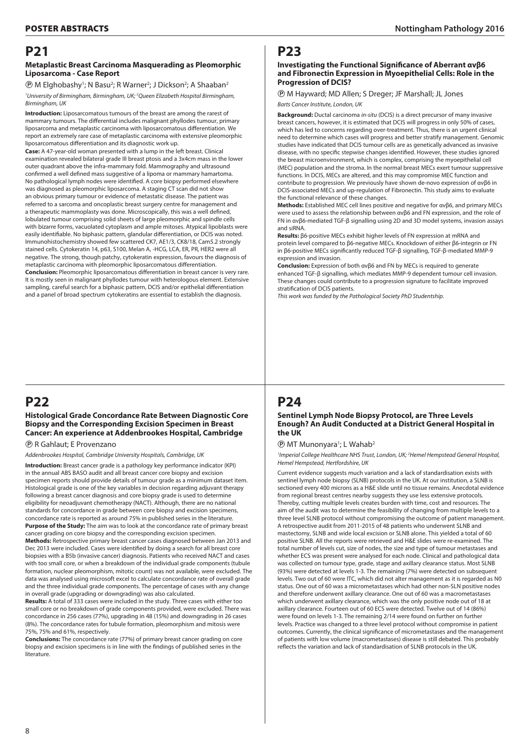# P21

### Metaplastic Breast Carcinoma Masquerading as Pleomorphic Liposarcoma - Case Report

Ⓟ M Elghobashy[1]; N Basu[2]; R Warner[2]; J Dickson[2]; A Shaaban[2]

*[1]University of Birmingham, Birmingham, UK; [2]Queen Elizabeth Hospital Birmingham, Birmingham, UK*

**Introduction:** Liposarcomatous tumours of the breast are among the rarest of mammary tumours. The differential includes malignant phyllodes tumour, primary liposarcoma and metaplastic carcinoma with liposarcomatous differentiation. We report an extremely rare case of metaplastic carcinoma with extensive pleomorphic liposarcomatous differentiation and its diagnostic work up.

**Case:** A 47-year-old woman presented with a lump in the left breast. Clinical examination revealed bilateral grade III breast ptosis and a 3x4cm mass in the lower outer quadrant above the infra-mammary fold. Mammography and ultrasound confirmed a well defined mass suggestive of a lipoma or mammary hamartoma. No pathological lymph nodes were identified. A core biopsy performed elsewhere was diagnosed as pleomorphic liposarcoma. A staging CT scan did not show an obvious primary tumour or evidence of metastatic disease. The patient was referred to a sarcoma and oncoplastic breast surgery centre for management and a therapeutic mammoplasty was done. Microscopically, this was a well defined, lobulated tumour comprising solid sheets of large pleomorphic and spindle cells with bizarre forms, vacuolated cytoplasm and ample mitoses. Atypical lipoblasts were easily identifiable. No biphasic pattern, glandular differentiation, or DCIS was noted. Immunohistochemistry showed few scattered CK7, AE1/3, CK8/18, Cam5.2 strongly stained cells. Cytokeratin 14, p63, S100, Melan A, -HCG, LCA, ER, PR, HER2 were all negative. The strong, though patchy, cytokeratin expression, favours the diagnosis of metaplastic carcinoma with pleomorphic liposarcomatous differentiation.

**Conclusion:** Pleomorphic liposarcomatous differentiation in breast cancer is very rare. It is mostly seen in malignant phyllodes tumour with heterologous element. Extensive sampling, careful search for a biphasic pattern, DCIS and/or epithelial differentiation and a panel of broad spectrum cytokeratins are essential to establish the diagnosis.

# P22

### Histological Grade Concordance Rate Between Diagnostic Core Biopsy and the Corresponding Excision Specimen in Breast Cancer: An experience at Addenbrookes Hospital, Cambridge

Ⓟ R Gahlaut; E Provenzano

*Addenbrookes Hospital, Cambridge University Hospitals, Cambridge, UK*

**Introduction:** Breast cancer grade is a pathology key performance indicator (KPI) in the annual ABS BASO audit and all breast cancer core biopsy and excision specimen reports should provide details of tumour grade as a minimum dataset item. Histological grade is one of the key variables in decision regarding adjuvant therapy following a breast cancer diagnosis and core biopsy grade is used to determine eligibility for neoadjuvant chemotherapy (NACT). Although, there are no national standards for concordance in grade between core biopsy and excision specimens, concordance rate is reported as around 75% in published series in the literature.

**Purpose of the Study:** The aim was to look at the concordance rate of primary breast cancer grading on core biopsy and the corresponding excision specimen.

**Methods:** Retrospective primary breast cancer cases diagnosed between Jan 2013 and Dec 2013 were included. Cases were identified by doing a search for all breast core biopsies with a B5b (invasive cancer) diagnosis. Patients who received NACT and cases with too small core, or when a breakdown of the individual grade components (tubule formation, nuclear pleomorphism, mitotic count) was not available, were excluded. The data was analysed using microsoft excel to calculate concordance rate of overall grade and the three individual grade components. The percentage of cases with any change in overall grade (upgrading or downgrading) was also calculated.

**Results:** A total of 333 cases were included in the study. Three cases with either too small core or no breakdown of grade components provided, were excluded. There was concordance in 256 cases (77%), upgrading in 48 (15%) and downgrading in 26 cases (8%). The concordance rates for tubule formation, pleomorphism and mitosis were 75%, 75% and 61%, respectively.

**Conclusions:** The concordance rate (77%) of primary breast cancer grading on core biopsy and excision specimens is in line with the findings of published series in the literature.

# P23

### Investigating the Functional Significance of Aberrant αvβ6 and Fibronectin Expression in Myoepithelial Cells: Role in the Progression of DCIS?

Ⓟ M Hayward; MD Allen; S Dreger; JF Marshall; JL Jones

*Barts Cancer Institute, London, UK*

**Background:** Ductal carcinoma *in-situ* (DCIS) is a direct precursor of many invasive breast cancers, however, it is estimated that DCIS will progress in only 50% of cases, which has led to concerns regarding over-treatment. Thus, there is an urgent clinical need to determine which cases will progress and better stratify management. Genomic studies have indicated that DCIS tumour cells are as genetically advanced as invasive disease, with no specific stepwise changes identified. However, these studies ignored the breast microenvironment, which is complex, comprising the myoepithelial cell (MEC) population and the stroma. In the normal breast MECs exert tumour suppressive functions. In DCIS, MECs are altered, and this may compromise MEC function and contribute to progression. We previously have shown de-novo expression of αvβ6 in DCIS-associated MECs and up-regulation of Fibronectin. This study aims to evaluate the functional relevance of these changes.

**Methods:** Established MEC cell lines positive and negative for αvβ6, and primary MECs were used to assess the relationship between αvβ6 and FN expression, and the role of FN in αvβ6-mediated TGF-β signalling using 2D and 3D model systems, invasion assays and siRNA.

**Results:** β6-positive MECs exhibit higher levels of FN expression at mRNA and protein level compared to β6-negative MECs. Knockdown of either β6-integrin or FN in β6-positive MECs significantly reduced TGF-β signalling, TGF-β-mediated MMP-9 expression and invasion.

**Conclusion:** Expression of both αvβ6 and FN by MECs is required to generate enhanced TGF-β signalling, which mediates MMP-9 dependent tumour cell invasion. These changes could contribute to a progression signature to facilitate improved stratification of DCIS patients.

*This work was funded by the Pathological Society PhD Studentship.*

# P24

### Sentinel Lymph Node Biopsy Protocol, are Three Levels Enough? An Audit Conducted at a District General Hospital in the UK

Ⓟ MT Munonyara[1]; L Wahab[2]

*[1]Imperial College Healthcare NHS Trust, London, UK; [2]Hemel Hempstead General Hospital, Hemel Hempstead, Hertfordshire, UK*

Current evidence suggests much variation and a lack of standardisation exists with sentinel lymph node biopsy (SLNB) protocols in the UK. At our institution, a SLNB is sectioned every 400 microns as a H&E slide until no tissue remains. Anecdotal evidence from regional breast centres nearby suggests they use less extensive protocols. Thereby, cutting multiple levels creates burden with time, cost and resources. The aim of the audit was to determine the feasibility of changing from multiple levels to a three level SLNB protocol without compromising the outcome of patient management. A retrospective audit from 2011-2015 of 48 patients who underwent SLNB and mastectomy, SLNB and wide local excision or SLNB alone. This yielded a total of 60 positive SLNB. All the reports were retrieved and H&E slides were re-examined. The total number of levels cut, size of nodes, the size and type of tumour metastases and whether ECS was present were analysed for each node. Clinical and pathological data was collected on tumour type, grade, stage and axillary clearance status. Most SLNB (93%) were detected at levels 1-3. The remaining (7%) were detected on subsequent levels. Two out of 60 were ITC, which did not alter management as it is regarded as N0 status. One out of 60 was a micrometastases which had other non-SLN positive nodes and therefore underwent axillary clearance. One out of 60 was a macrometastases which underwent axillary clearance, which was the only positive node out of 18 at axillary clearance. Fourteen out of 60 ECS were detected. Twelve out of 14 (86%) were found on levels 1-3. The remaining 2/14 were found on further on further levels. Practice was changed to a three level protocol without compromise in patient outcomes. Currently, the clinical significance of micrometastases and the management of patients with low volume (macrometastases) disease is still debated. This probably reflects the variation and lack of standardisation of SLNB protocols in the UK.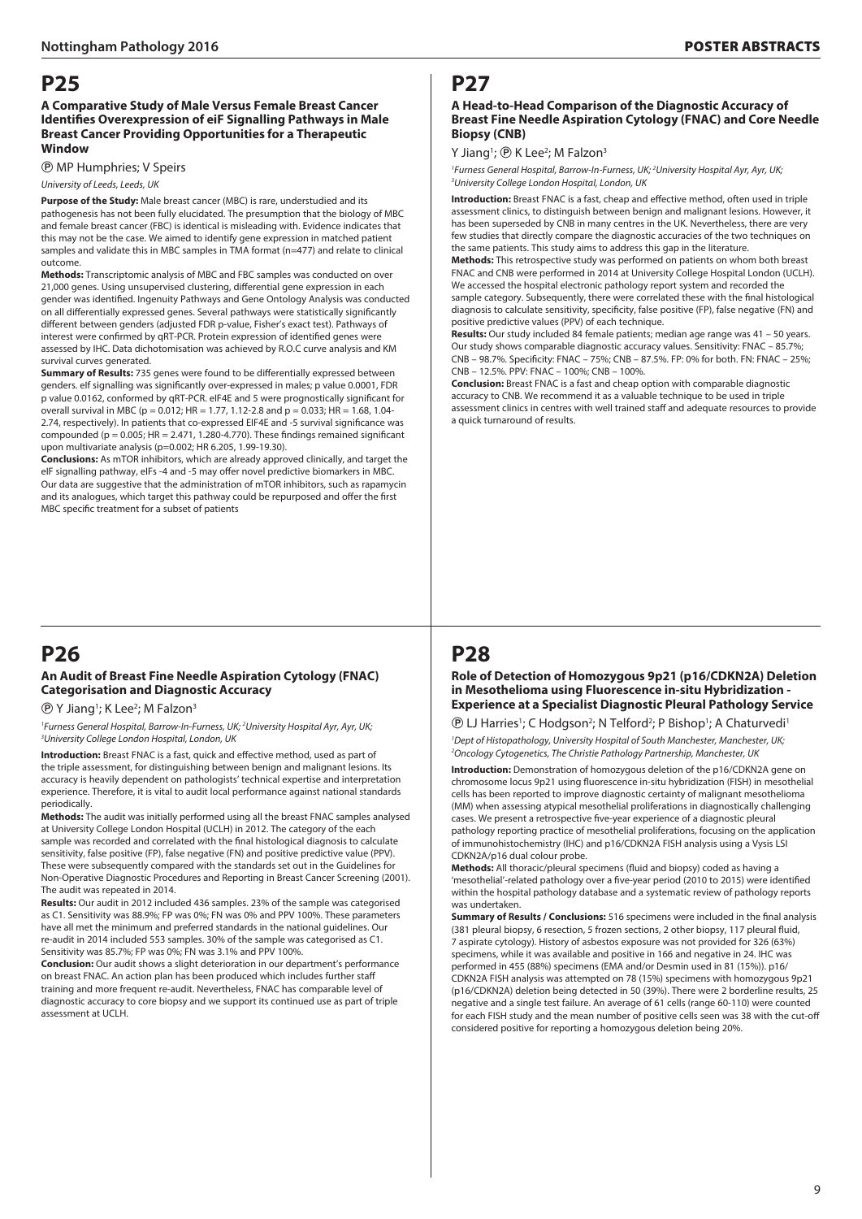# P25

### A Comparative Study of Male Versus Female Breast Cancer Identifies Overexpression of eiF Signalling Pathways in Male Breast Cancer Providing Opportunities for a Therapeutic Window

Ⓟ MP Humphries; V Speirs

*University of Leeds, Leeds, UK*

**Purpose of the Study:** Male breast cancer (MBC) is rare, understudied and its pathogenesis has not been fully elucidated. The presumption that the biology of MBC and female breast cancer (FBC) is identical is misleading with. Evidence indicates that this may not be the case. We aimed to identify gene expression in matched patient samples and validate this in MBC samples in TMA format (n=477) and relate to clinical outcome.

**Methods:** Transcriptomic analysis of MBC and FBC samples was conducted on over 21,000 genes. Using unsupervised clustering, differential gene expression in each gender was identified. Ingenuity Pathways and Gene Ontology Analysis was conducted on all differentially expressed genes. Several pathways were statistically significantly different between genders (adjusted FDR p-value, Fisher's exact test). Pathways of interest were confirmed by qRT-PCR. Protein expression of identified genes were assessed by IHC. Data dichotomisation was achieved by R.O.C curve analysis and KM survival curves generated.

**Summary of Results:** 735 genes were found to be differentially expressed between genders. eIF signalling was significantly over-expressed in males; p value 0.0001, FDR p value 0.0162, conformed by qRT-PCR. eIF4E and 5 were prognostically significant for overall survival in MBC (p = 0.012; HR = 1.77, 1.12-2.8 and p = 0.033; HR = 1.68, 1.04-2.74, respectively). In patients that co-expressed EIF4E and -5 survival significance was compounded (p = 0.005; HR = 2.471, 1.280-4.770). These findings remained significant upon multivariate analysis (p=0.002; HR 6.205, 1.99-19.30).

**Conclusions:** As mTOR inhibitors, which are already approved clinically, and target the eIF signalling pathway, eIFs -4 and -5 may offer novel predictive biomarkers in MBC. Our data are suggestive that the administration of mTOR inhibitors, such as rapamycin and its analogues, which target this pathway could be repurposed and offer the first MBC specific treatment for a subset of patients

# P26

### An Audit of Breast Fine Needle Aspiration Cytology (FNAC) Categorisation and Diagnostic Accuracy

Ⓟ Y Jiang[1]; K Lee[2]; M Falzon[3]

[1]*Furness General Hospital, Barrow-In-Furness, UK;* [2]*University Hospital Ayr, Ayr, UK;* [3]*University College London Hospital, London, UK*

**Introduction:** Breast FNAC is a fast, quick and effective method, used as part of the triple assessment, for distinguishing between benign and malignant lesions. Its accuracy is heavily dependent on pathologists' technical expertise and interpretation experience. Therefore, it is vital to audit local performance against national standards periodically.

**Methods:** The audit was initially performed using all the breast FNAC samples analysed at University College London Hospital (UCLH) in 2012. The category of the each sample was recorded and correlated with the final histological diagnosis to calculate sensitivity, false positive (FP), false negative (FN) and positive predictive value (PPV). These were subsequently compared with the standards set out in the Guidelines for Non-Operative Diagnostic Procedures and Reporting in Breast Cancer Screening (2001). The audit was repeated in 2014.

**Results:** Our audit in 2012 included 436 samples. 23% of the sample was categorised as C1. Sensitivity was 88.9%; FP was 0%; FN was 0% and PPV 100%. These parameters have all met the minimum and preferred standards in the national guidelines. Our re-audit in 2014 included 553 samples. 30% of the sample was categorised as C1. Sensitivity was 85.7%; FP was 0%; FN was 3.1% and PPV 100%.

**Conclusion:** Our audit shows a slight deterioration in our department's performance on breast FNAC. An action plan has been produced which includes further staff training and more frequent re-audit. Nevertheless, FNAC has comparable level of diagnostic accuracy to core biopsy and we support its continued use as part of triple assessment at UCLH.

# P27

### A Head-to-Head Comparison of the Diagnostic Accuracy of Breast Fine Needle Aspiration Cytology (FNAC) and Core Needle Biopsy (CNB)

Y Jiang[1]; Ⓟ K Lee[2]; M Falzon[3]

[1]*Furness General Hospital, Barrow-In-Furness, UK;* [2]*University Hospital Ayr, Ayr, UK;* [3]*University College London Hospital, London, UK*

**Introduction:** Breast FNAC is a fast, cheap and effective method, often used in triple assessment clinics, to distinguish between benign and malignant lesions. However, it has been superseded by CNB in many centres in the UK. Nevertheless, there are very few studies that directly compare the diagnostic accuracies of the two techniques on the same patients. This study aims to address this gap in the literature.

**Methods:** This retrospective study was performed on patients on whom both breast FNAC and CNB were performed in 2014 at University College Hospital London (UCLH). We accessed the hospital electronic pathology report system and recorded the sample category. Subsequently, there were correlated these with the final histological diagnosis to calculate sensitivity, specificity, false positive (FP), false negative (FN) and positive predictive values (PPV) of each technique.

**Results:** Our study included 84 female patients; median age range was 41 – 50 years. Our study shows comparable diagnostic accuracy values. Sensitivity: FNAC – 85.7%; CNB – 98.7%. Specificity: FNAC – 75%; CNB – 87.5%. FP: 0% for both. FN: FNAC – 25%; CNB – 12.5%. PPV: FNAC – 100%; CNB – 100%.

**Conclusion:** Breast FNAC is a fast and cheap option with comparable diagnostic accuracy to CNB. We recommend it as a valuable technique to be used in triple assessment clinics in centres with well trained staff and adequate resources to provide a quick turnaround of results.

# P28

### Role of Detection of Homozygous 9p21 (p16/CDKN2A) Deletion in Mesothelioma using Fluorescence in-situ Hybridization - Experience at a Specialist Diagnostic Pleural Pathology Service

Ⓟ LJ Harries[1]; C Hodgson[2]; N Telford[2]; P Bishop[1]; A Chaturvedi[1]

[1]*Dept of Histopathology, University Hospital of South Manchester, Manchester, UK;* [2]*Oncology Cytogenetics, The Christie Pathology Partnership, Manchester, UK*

**Introduction:** Demonstration of homozygous deletion of the p16/CDKN2A gene on chromosome locus 9p21 using fluorescence in-situ hybridization (FISH) in mesothelial cells has been reported to improve diagnostic certainty of malignant mesothelioma (MM) when assessing atypical mesothelial proliferations in diagnostically challenging cases. We present a retrospective five-year experience of a diagnostic pleural pathology reporting practice of mesothelial proliferations, focusing on the application of immunohistochemistry (IHC) and p16/CDKN2A FISH analysis using a Vysis LSI CDKN2A/p16 dual colour probe.

**Methods:** All thoracic/pleural specimens (fluid and biopsy) coded as having a 'mesothelial'-related pathology over a five-year period (2010 to 2015) were identified within the hospital pathology database and a systematic review of pathology reports was undertaken.

**Summary of Results / Conclusions:** 516 specimens were included in the final analysis (381 pleural biopsy, 6 resection, 5 frozen sections, 2 other biopsy, 117 pleural fluid, 7 aspirate cytology). History of asbestos exposure was not provided for 326 (63%) specimens, while it was available and positive in 166 and negative in 24. IHC was performed in 455 (88%) specimens (EMA and/or Desmin used in 81 (15%)). p16/CDKN2A FISH analysis was attempted on 78 (15%) specimens with homozygous 9p21 (p16/CDKN2A) deletion being detected in 50 (39%). There were 2 borderline results, 25 negative and a single test failure. An average of 61 cells (range 60-110) were counted for each FISH study and the mean number of positive cells seen was 38 with the cut-off considered positive for reporting a homozygous deletion being 20%.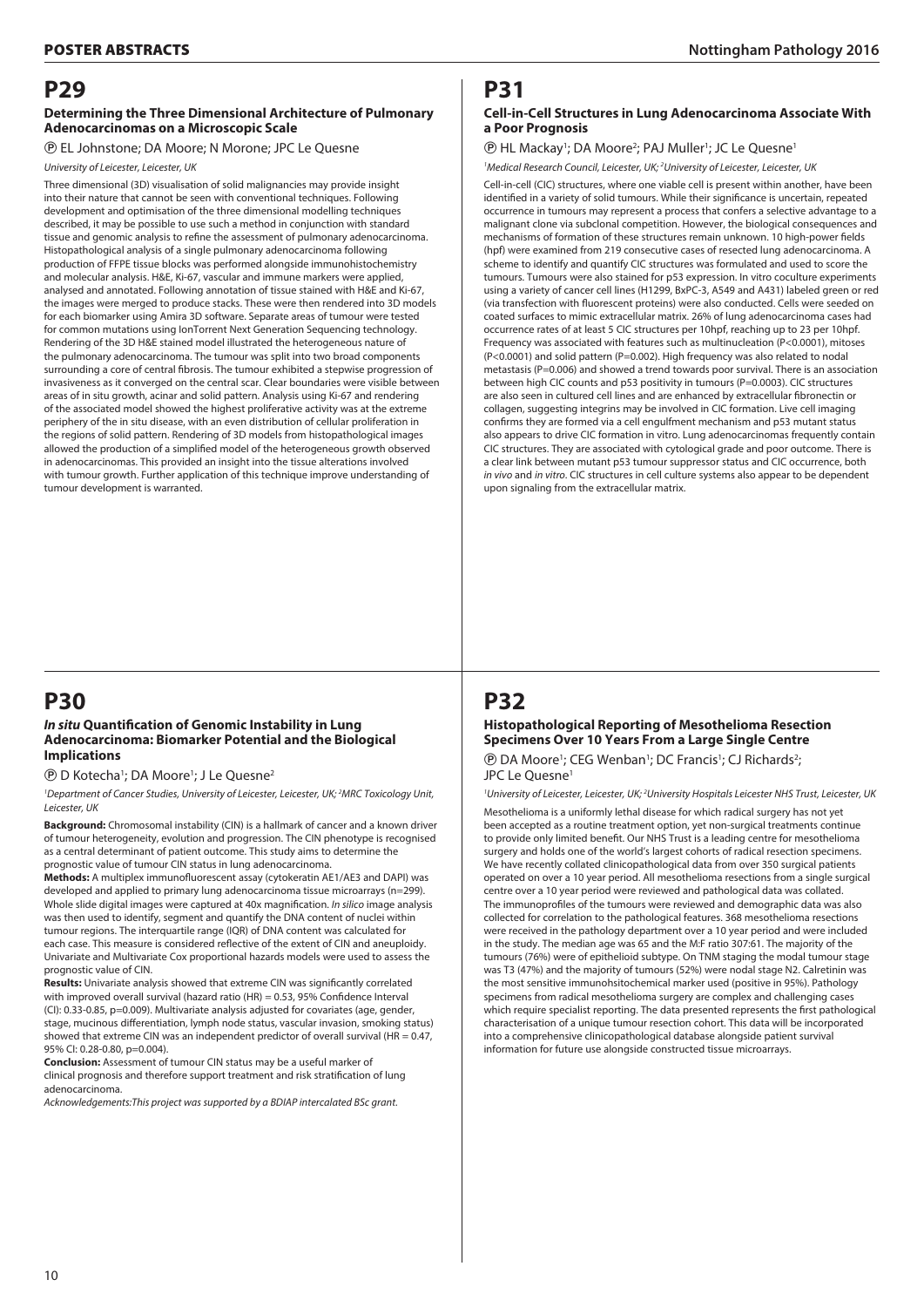# P29

### Determining the Three Dimensional Architecture of Pulmonary Adenocarcinomas on a Microscopic Scale

Ⓟ EL Johnstone; DA Moore; N Morone; JPC Le Quesne

*University of Leicester, Leicester, UK*

Three dimensional (3D) visualisation of solid malignancies may provide insight into their nature that cannot be seen with conventional techniques. Following development and optimisation of the three dimensional modelling techniques described, it may be possible to use such a method in conjunction with standard tissue and genomic analysis to refine the assessment of pulmonary adenocarcinoma. Histopathological analysis of a single pulmonary adenocarcinoma following production of FFPE tissue blocks was performed alongside immunohistochemistry and molecular analysis. H&E, Ki-67, vascular and immune markers were applied, analysed and annotated. Following annotation of tissue stained with H&E and Ki-67, the images were merged to produce stacks. These were then rendered into 3D models for each biomarker using Amira 3D software. Separate areas of tumour were tested for common mutations using IonTorrent Next Generation Sequencing technology. Rendering of the 3D H&E stained model illustrated the heterogeneous nature of the pulmonary adenocarcinoma. The tumour was split into two broad components surrounding a core of central fibrosis. The tumour exhibited a stepwise progression of invasiveness as it converged on the central scar. Clear boundaries were visible between areas of in situ growth, acinar and solid pattern. Analysis using Ki-67 and rendering of the associated model showed the highest proliferative activity was at the extreme periphery of the in situ disease, with an even distribution of cellular proliferation in the regions of solid pattern. Rendering of 3D models from histopathological images allowed the production of a simplified model of the heterogeneous growth observed in adenocarcinomas. This provided an insight into the tissue alterations involved with tumour growth. Further application of this technique improve understanding of tumour development is warranted.

# P30

### *In situ* Quantification of Genomic Instability in Lung Adenocarcinoma: Biomarker Potential and the Biological Implications

Ⓟ D Kotecha[1]; DA Moore[1]; J Le Quesne[2]

[1]*Department of Cancer Studies, University of Leicester, Leicester, UK;* [2]*MRC Toxicology Unit, Leicester, UK*

**Background:** Chromosomal instability (CIN) is a hallmark of cancer and a known driver of tumour heterogeneity, evolution and progression. The CIN phenotype is recognised as a central determinant of patient outcome. This study aims to determine the prognostic value of tumour CIN status in lung adenocarcinoma.

**Methods:** A multiplex immunofluorescent assay (cytokeratin AE1/AE3 and DAPI) was developed and applied to primary lung adenocarcinoma tissue microarrays (n=299). Whole slide digital images were captured at 40x magnification. *In silico* image analysis was then used to identify, segment and quantify the DNA content of nuclei within tumour regions. The interquartile range (IQR) of DNA content was calculated for each case. This measure is considered reflective of the extent of CIN and aneuploidy. Univariate and Multivariate Cox proportional hazards models were used to assess the prognostic value of CIN.

**Results:** Univariate analysis showed that extreme CIN was significantly correlated with improved overall survival (hazard ratio (HR) = 0.53, 95% Confidence Interval (CI): 0.33-0.85, p=0.009). Multivariate analysis adjusted for covariates (age, gender, stage, mucinous differentiation, lymph node status, vascular invasion, smoking status) showed that extreme CIN was an independent predictor of overall survival (HR = 0.47, 95% CI: 0.28-0.80, p=0.004).

**Conclusion:** Assessment of tumour CIN status may be a useful marker of clinical prognosis and therefore support treatment and risk stratification of lung adenocarcinoma.

*Acknowledgements:This project was supported by a BDIAP intercalated BSc grant.*

# P31

### Cell-in-Cell Structures in Lung Adenocarcinoma Associate With a Poor Prognosis

Ⓟ HL Mackay[1]; DA Moore[2]; PAJ Muller[1]; JC Le Quesne[1]

[1]*Medical Research Council, Leicester, UK;* [2]*University of Leicester, Leicester, UK*

Cell-in-cell (CIC) structures, where one viable cell is present within another, have been identified in a variety of solid tumours. While their significance is uncertain, repeated occurrence in tumours may represent a process that confers a selective advantage to a malignant clone via subclonal competition. However, the biological consequences and mechanisms of formation of these structures remain unknown. 10 high-power fields (hpf) were examined from 219 consecutive cases of resected lung adenocarcinoma. A scheme to identify and quantify CIC structures was formulated and used to score the tumours. Tumours were also stained for p53 expression. In vitro coculture experiments using a variety of cancer cell lines (H1299, BxPC-3, A549 and A431) labeled green or red (via transfection with fluorescent proteins) were also conducted. Cells were seeded on coated surfaces to mimic extracellular matrix. 26% of lung adenocarcinoma cases had occurrence rates of at least 5 CIC structures per 10hpf, reaching up to 23 per 10hpf. Frequency was associated with features such as multinucleation (P<0.0001), mitoses (P<0.0001) and solid pattern (P=0.002). High frequency was also related to nodal metastasis (P=0.006) and showed a trend towards poor survival. There is an association between high CIC counts and p53 positivity in tumours (P=0.0003). CIC structures are also seen in cultured cell lines and are enhanced by extracellular fibronectin or collagen, suggesting integrins may be involved in CIC formation. Live cell imaging confirms they are formed via a cell engulfment mechanism and p53 mutant status also appears to drive CIC formation in vitro. Lung adenocarcinomas frequently contain CIC structures. They are associated with cytological grade and poor outcome. There is a clear link between mutant p53 tumour suppressor status and CIC occurrence, both *in vivo* and *in vitro*. CIC structures in cell culture systems also appear to be dependent upon signaling from the extracellular matrix.

# P32

### Histopathological Reporting of Mesothelioma Resection Specimens Over 10 Years From a Large Single Centre

Ⓟ DA Moore[1]; CEG Wenban[1]; DC Francis[1]; CJ Richards[2]; JPC Le Quesne[1]

[1]*University of Leicester, Leicester, UK;* [2]*University Hospitals Leicester NHS Trust, Leicester, UK*

Mesothelioma is a uniformly lethal disease for which radical surgery has not yet been accepted as a routine treatment option, yet non-surgical treatments continue to provide only limited benefit. Our NHS Trust is a leading centre for mesothelioma surgery and holds one of the world's largest cohorts of radical resection specimens. We have recently collated clinicopathological data from over 350 surgical patients operated on over a 10 year period. All mesothelioma resections from a single surgical centre over a 10 year period were reviewed and pathological data was collated. The immunoprofiles of the tumours were reviewed and demographic data was also collected for correlation to the pathological features. 368 mesothelioma resections were received in the pathology department over a 10 year period and were included in the study. The median age was 65 and the M:F ratio 307:61. The majority of the tumours (76%) were of epithelioid subtype. On TNM staging the modal tumour stage was T3 (47%) and the majority of tumours (52%) were nodal stage N2. Calretinin was the most sensitive immunohsitochemical marker used (positive in 95%). Pathology specimens from radical mesothelioma surgery are complex and challenging cases which require specialist reporting. The data presented represents the first pathological characterisation of a unique tumour resection cohort. This data will be incorporated into a comprehensive clinicopathological database alongside patient survival information for future use alongside constructed tissue microarrays.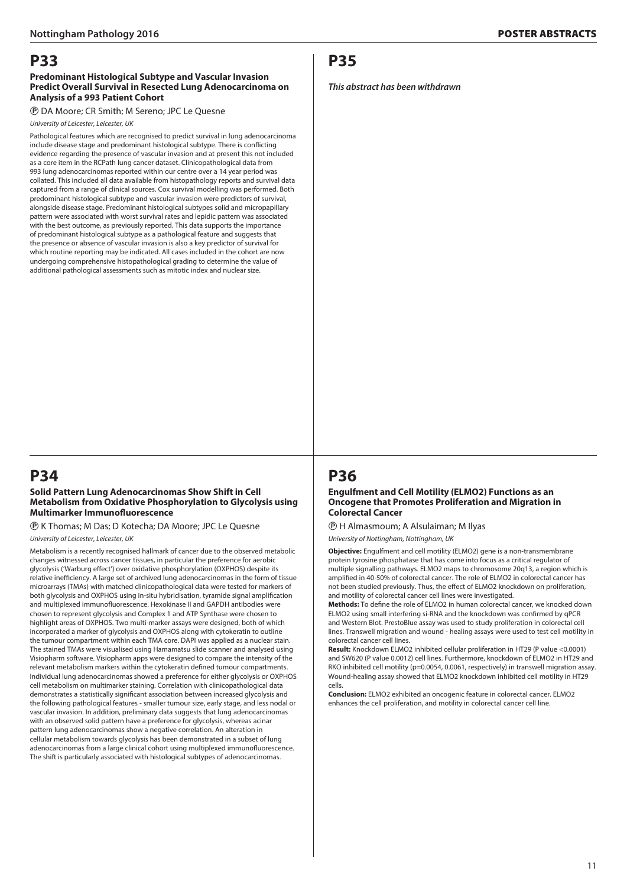# P33

### Predominant Histological Subtype and Vascular Invasion Predict Overall Survival in Resected Lung Adenocarcinoma on Analysis of a 993 Patient Cohort

Ⓟ DA Moore; CR Smith; M Sereno; JPC Le Quesne

*University of Leicester, Leicester, UK*

Pathological features which are recognised to predict survival in lung adenocarcinoma include disease stage and predominant histological subtype. There is conflicting evidence regarding the presence of vascular invasion and at present this not included as a core item in the RCPath lung cancer dataset. Clinicopathological data from 993 lung adenocarcinomas reported within our centre over a 14 year period was collated. This included all data available from histopathology reports and survival data captured from a range of clinical sources. Cox survival modelling was performed. Both predominant histological subtype and vascular invasion were predictors of survival, alongside disease stage. Predominant histological subtypes solid and micropapillary pattern were associated with worst survival rates and lepidic pattern was associated with the best outcome, as previously reported. This data supports the importance of predominant histological subtype as a pathological feature and suggests that the presence or absence of vascular invasion is also a key predictor of survival for which routine reporting may be indicated. All cases included in the cohort are now undergoing comprehensive histopathological grading to determine the value of additional pathological assessments such as mitotic index and nuclear size.

# P34

### Solid Pattern Lung Adenocarcinomas Show Shift in Cell Metabolism from Oxidative Phosphorylation to Glycolysis using Multimarker Immunofluorescence

Ⓟ K Thomas; M Das; D Kotecha; DA Moore; JPC Le Quesne

*University of Leicester, Leicester, UK*

Metabolism is a recently recognised hallmark of cancer due to the observed metabolic changes witnessed across cancer tissues, in particular the preference for aerobic glycolysis ('Warburg effect') over oxidative phosphorylation (OXPHOS) despite its relative inefficiency. A large set of archived lung adenocarcinomas in the form of tissue microarrays (TMAs) with matched clinicopathological data were tested for markers of both glycolysis and OXPHOS using in-situ hybridisation, tyramide signal amplification and multiplexed immunofluorescence. Hexokinase II and GAPDH antibodies were chosen to represent glycolysis and Complex 1 and ATP Synthase were chosen to highlight areas of OXPHOS. Two multi-marker assays were designed, both of which incorporated a marker of glycolysis and OXPHOS along with cytokeratin to outline the tumour compartment within each TMA core. DAPI was applied as a nuclear stain. The stained TMAs were visualised using Hamamatsu slide scanner and analysed using Visiopharm software. Visiopharm apps were designed to compare the intensity of the relevant metabolism markers within the cytokeratin defined tumour compartments. Individual lung adenocarcinomas showed a preference for either glycolysis or OXPHOS cell metabolism on multimarker staining. Correlation with clinicopathological data demonstrates a statistically significant association between increased glycolysis and the following pathological features - smaller tumour size, early stage, and less nodal or vascular invasion. In addition, preliminary data suggests that lung adenocarcinomas with an observed solid pattern have a preference for glycolysis, whereas acinar pattern lung adenocarcinomas show a negative correlation. An alteration in cellular metabolism towards glycolysis has been demonstrated in a subset of lung adenocarcinomas from a large clinical cohort using multiplexed immunofluorescence. The shift is particularly associated with histological subtypes of adenocarcinomas.

# P35

***This abstract has been withdrawn***

# P36

### Engulfment and Cell Motility (ELMO2) Functions as an Oncogene that Promotes Proliferation and Migration in Colorectal Cancer

Ⓟ H Almasmoum; A Alsulaiman; M Ilyas

*University of Nottingham, Nottingham, UK*

**Objective:** Engulfment and cell motility (ELMO2) gene is a non-transmembrane protein tyrosine phosphatase that has come into focus as a critical regulator of multiple signalling pathways. ELMO2 maps to chromosome 20q13, a region which is amplified in 40-50% of colorectal cancer. The role of ELMO2 in colorectal cancer has not been studied previously. Thus, the effect of ELMO2 knockdown on proliferation, and motility of colorectal cancer cell lines were investigated.

**Methods:** To define the role of ELMO2 in human colorectal cancer, we knocked down ELMO2 using small interfering si-RNA and the knockdown was confirmed by qPCR and Western Blot. PrestoBlue assay was used to study proliferation in colorectal cell lines. Transwell migration and wound - healing assays were used to test cell motility in colorectal cancer cell lines.

**Result:** Knockdown ELMO2 inhibited cellular proliferation in HT29 (P value $<0.0001$) and SW620 (P value 0.0012) cell lines. Furthermore, knockdown of ELMO2 in HT29 and RKO inhibited cell motility ($p=0.0054$, $0.0061$, respectively) in transwell migration assay. Wound-healing assay showed that ELMO2 knockdown inhibited cell motility in HT29 cells.

**Conclusion:** ELMO2 exhibited an oncogenic feature in colorectal cancer. ELMO2 enhances the cell proliferation, and motility in colorectal cancer cell line.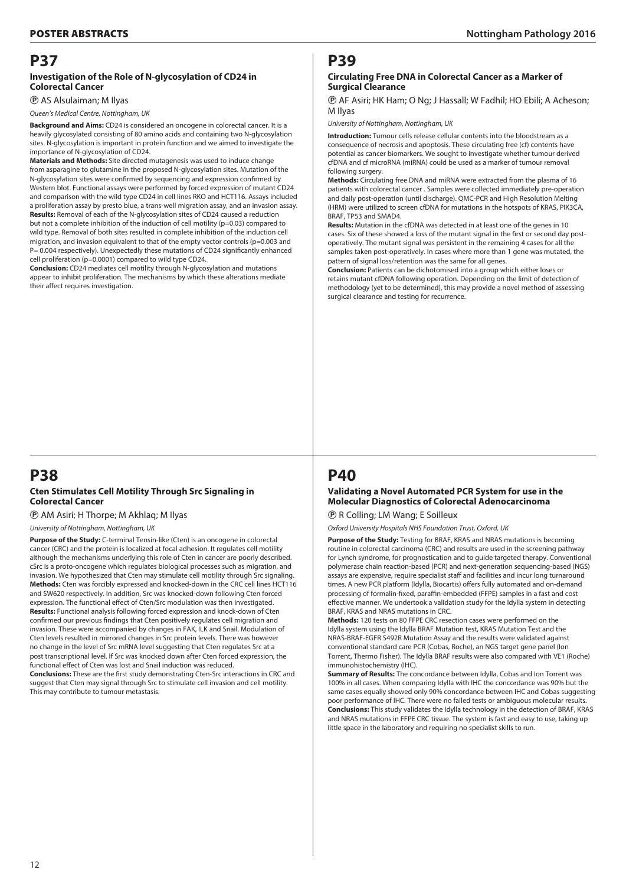# P37

### Investigation of the Role of N-glycosylation of CD24 in Colorectal Cancer

Ⓟ AS Alsulaiman; M Ilyas

*Queen's Medical Centre, Nottingham, UK*

**Background and Aims:** CD24 is considered an oncogene in colorectal cancer. It is a heavily glycosylated consisting of 80 amino acids and containing two N-glycosylation sites. N-glycosylation is important in protein function and we aimed to investigate the importance of N-glycosylation of CD24.

**Materials and Methods:** Site directed mutagenesis was used to induce change from asparagine to glutamine in the proposed N-glycosylation sites. Mutation of the N-glycosylation sites were confirmed by sequencing and expression confirmed by Western blot. Functional assays were performed by forced expression of mutant CD24 and comparison with the wild type CD24 in cell lines RKO and HCT116. Assays included a proliferation assay by presto blue, a trans-well migration assay, and an invasion assay.

**Results:** Removal of each of the N-glycosylation sites of CD24 caused a reduction but not a complete inhibition of the induction of cell motility (p=0.03) compared to wild type. Removal of both sites resulted in complete inhibition of the induction cell migration, and invasion equivalent to that of the empty vector controls (p=0.003 and P= 0.004 respectively). Unexpectedly these mutations of CD24 significantly enhanced cell proliferation (p=0.0001) compared to wild type CD24.

**Conclusion:** CD24 mediates cell motility through N-glycosylation and mutations appear to inhibit proliferation. The mechanisms by which these alterations mediate their affect requires investigation.

# P38

### Cten Stimulates Cell Motility Through Src Signaling in Colorectal Cancer

Ⓟ AM Asiri; H Thorpe; M Akhlaq; M Ilyas

*University of Nottingham, Nottingham, UK*

**Purpose of the Study:** C-terminal Tensin-like (Cten) is an oncogene in colorectal cancer (CRC) and the protein is localized at focal adhesion. It regulates cell motility although the mechanisms underlying this role of Cten in cancer are poorly described. cSrc is a proto-oncogene which regulates biological processes such as migration, and invasion. We hypothesized that Cten may stimulate cell motility through Src signaling.

**Methods:** Cten was forcibly expressed and knocked-down in the CRC cell lines HCT116 and SW620 respectively. In addition, Src was knocked-down following Cten forced expression. The functional effect of Cten/Src modulation was then investigated.

**Results:** Functional analysis following forced expression and knock-down of Cten confirmed our previous findings that Cten positively regulates cell migration and invasion. These were accompanied by changes in FAK, ILK and Snail. Modulation of Cten levels resulted in mirrored changes in Src protein levels. There was however no change in the level of Src mRNA level suggesting that Cten regulates Src at a post transcriptional level. If Src was knocked down after Cten forced expression, the functional effect of Cten was lost and Snail induction was reduced.

**Conclusions:** These are the first study demonstrating Cten-Src interactions in CRC and suggest that Cten may signal through Src to stimulate cell invasion and cell motility. This may contribute to tumour metastasis.

# P39

### Circulating Free DNA in Colorectal Cancer as a Marker of Surgical Clearance

Ⓟ AF Asiri; HK Ham; O Ng; J Hassall; W Fadhil; HO Ebili; A Acheson; M Ilyas

*University of Nottingham, Nottingham, UK*

**Introduction:** Tumour cells release cellular contents into the bloodstream as a consequence of necrosis and apoptosis. These circulating free (cf) contents have potential as cancer biomarkers. We sought to investigate whether tumour derived cfDNA and cf microRNA (miRNA) could be used as a marker of tumour removal following surgery.

**Methods:** Circulating free DNA and miRNA were extracted from the plasma of 16 patients with colorectal cancer . Samples were collected immediately pre-operation and daily post-operation (until discharge). QMC-PCR and High Resolution Melting (HRM) were utilized to screen cfDNA for mutations in the hotspots of KRAS, PIK3CA, BRAF, TP53 and SMAD4.

**Results:** Mutation in the cfDNA was detected in at least one of the genes in 10 cases. Six of these showed a loss of the mutant signal in the first or second day post-operatively. The mutant signal was persistent in the remaining 4 cases for all the samples taken post-operatively. In cases where more than 1 gene was mutated, the pattern of signal loss/retention was the same for all genes.

**Conclusion:** Patients can be dichotomised into a group which either loses or retains mutant cfDNA following operation. Depending on the limit of detection of methodology (yet to be determined), this may provide a novel method of assessing surgical clearance and testing for recurrence.

# P40

### Validating a Novel Automated PCR System for use in the Molecular Diagnostics of Colorectal Adenocarcinoma

Ⓟ R Colling; LM Wang; E Soilleux

*Oxford University Hospitals NHS Foundation Trust, Oxford, UK*

**Purpose of the Study:** Testing for BRAF, KRAS and NRAS mutations is becoming routine in colorectal carcinoma (CRC) and results are used in the screening pathway for Lynch syndrome, for prognostication and to guide targeted therapy. Conventional polymerase chain reaction-based (PCR) and next-generation sequencing-based (NGS) assays are expensive, require specialist staff and facilities and incur long turnaround times. A new PCR platform (Idylla, Biocartis) offers fully automated and on-demand processing of formalin-fixed, paraffin-embedded (FFPE) samples in a fast and cost effective manner. We undertook a validation study for the Idylla system in detecting BRAF, KRAS and NRAS mutations in CRC.

**Methods:** 120 tests on 80 FFPE CRC resection cases were performed on the Idylla system using the Idylla BRAF Mutation test, KRAS Mutation Test and the NRAS-BRAF-EGFR S492R Mutation Assay and the results were validated against conventional standard care PCR (Cobas, Roche), an NGS target gene panel (Ion Torrent, Thermo Fisher). The Idylla BRAF results were also compared with VE1 (Roche) immunohistochemistry (IHC).

**Summary of Results:** The concordance between Idylla, Cobas and Ion Torrent was 100% in all cases. When comparing Idylla with IHC the concordance was 90% but the same cases equally showed only 90% concordance between IHC and Cobas suggesting poor performance of IHC. There were no failed tests or ambiguous molecular results.

**Conclusions:** This study validates the Idylla technology in the detection of BRAF, KRAS and NRAS mutations in FFPE CRC tissue. The system is fast and easy to use, taking up little space in the laboratory and requiring no specialist skills to run.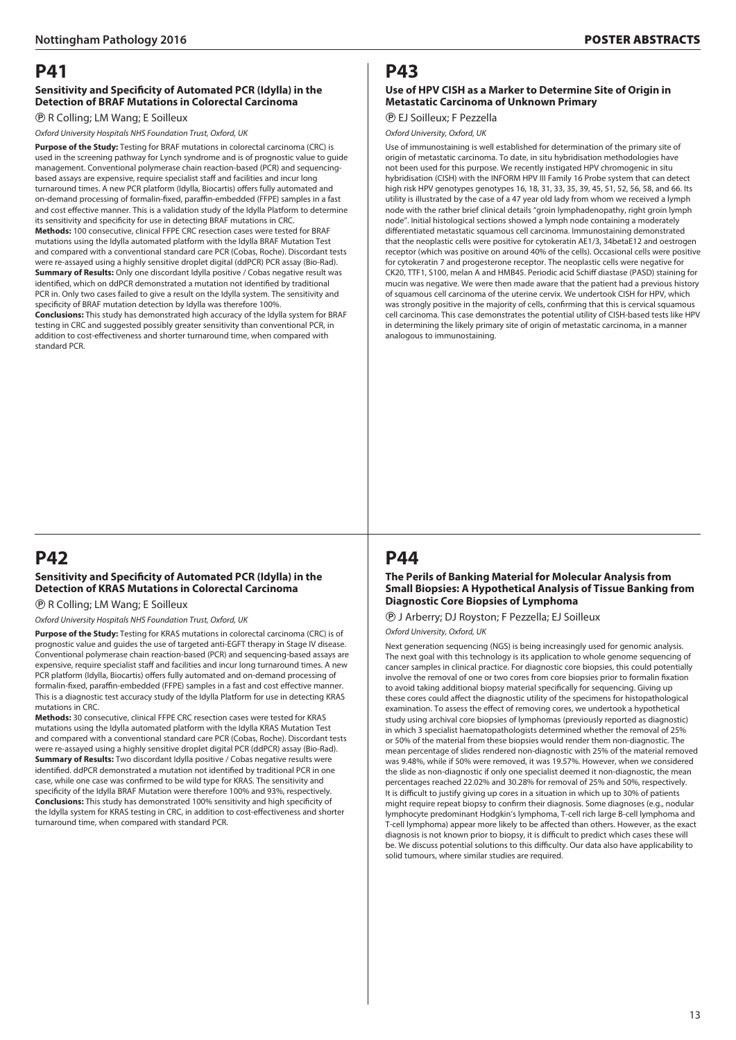# P41

### Sensitivity and Specificity of Automated PCR (Idylla) in the Detection of BRAF Mutations in Colorectal Carcinoma

Ⓟ R Colling; LM Wang; E Soilleux

*Oxford University Hospitals NHS Foundation Trust, Oxford, UK*

**Purpose of the Study:** Testing for BRAF mutations in colorectal carcinoma (CRC) is used in the screening pathway for Lynch syndrome and is of prognostic value to guide management. Conventional polymerase chain reaction-based (PCR) and sequencing-based assays are expensive, require specialist staff and facilities and incur long turnaround times. A new PCR platform (Idylla, Biocartis) offers fully automated and on-demand processing of formalin-fixed, paraffin-embedded (FFPE) samples in a fast and cost effective manner. This is a validation study of the Idylla Platform to determine its sensitivity and specificity for use in detecting BRAF mutations in CRC.
**Methods:** 100 consecutive, clinical FFPE CRC resection cases were tested for BRAF mutations using the Idylla automated platform with the Idylla BRAF Mutation Test and compared with a conventional standard care PCR (Cobas, Roche). Discordant tests were re-assayed using a highly sensitive droplet digital (ddPCR) PCR assay (Bio-Rad).
**Summary of Results:** Only one discordant Idylla positive / Cobas negative result was identified, which on ddPCR demonstrated a mutation not identified by traditional PCR in. Only two cases failed to give a result on the Idylla system. The sensitivity and specificity of BRAF mutation detection by Idylla was therefore 100%.
**Conclusions:** This study has demonstrated high accuracy of the Idylla system for BRAF testing in CRC and suggested possibly greater sensitivity than conventional PCR, in addition to cost-effectiveness and shorter turnaround time, when compared with standard PCR.

# P42

### Sensitivity and Specificity of Automated PCR (Idylla) in the Detection of KRAS Mutations in Colorectal Carcinoma

Ⓟ R Colling; LM Wang; E Soilleux

*Oxford University Hospitals NHS Foundation Trust, Oxford, UK*

**Purpose of the Study:** Testing for KRAS mutations in colorectal carcinoma (CRC) is of prognostic value and guides the use of targeted anti-EGFT therapy in Stage IV disease. Conventional polymerase chain reaction-based (PCR) and sequencing-based assays are expensive, require specialist staff and facilities and incur long turnaround times. A new PCR platform (Idylla, Biocartis) offers fully automated and on-demand processing of formalin-fixed, paraffin-embedded (FFPE) samples in a fast and cost effective manner. This is a diagnostic test accuracy study of the Idylla Platform for use in detecting KRAS mutations in CRC.
**Methods:** 30 consecutive, clinical FFPE CRC resection cases were tested for KRAS mutations using the Idylla automated platform with the Idylla KRAS Mutation Test and compared with a conventional standard care PCR (Cobas, Roche). Discordant tests were re-assayed using a highly sensitive droplet digital PCR (ddPCR) assay (Bio-Rad).
**Summary of Results:** Two discordant Idylla positive / Cobas negative results were identified. ddPCR demonstrated a mutation not identified by traditional PCR in one case, while one case was confirmed to be wild type for KRAS. The sensitivity and specificity of the Idylla BRAF Mutation were therefore 100% and 93%, respectively.
**Conclusions:** This study has demonstrated 100% sensitivity and high specificity of the Idylla system for KRAS testing in CRC, in addition to cost-effectiveness and shorter turnaround time, when compared with standard PCR.

# P43

### Use of HPV CISH as a Marker to Determine Site of Origin in Metastatic Carcinoma of Unknown Primary

Ⓟ EJ Soilleux; F Pezzella

*Oxford University, Oxford, UK*

Use of immunostaining is well established for determination of the primary site of origin of metastatic carcinoma. To date, in situ hybridisation methodologies have not been used for this purpose. We recently instigated HPV chromogenic in situ hybridisation (CISH) with the INFORM HPV III Family 16 Probe system that can detect high risk HPV genotypes genotypes 16, 18, 31, 33, 35, 39, 45, 51, 52, 56, 58, and 66. Its utility is illustrated by the case of a 47 year old lady from whom we received a lymph node with the rather brief clinical details "groin lymphadenopathy, right groin lymph node". Initial histological sections showed a lymph node containing a moderately differentiated metastatic squamous cell carcinoma. Immunostaining demonstrated that the neoplastic cells were positive for cytokeratin AE1/3, 34betaE12 and oestrogen receptor (which was positive on around 40% of the cells). Occasional cells were positive for cytokeratin 7 and progesterone receptor. The neoplastic cells were negative for CK20, TTF1, S100, melan A and HMB45. Periodic acid Schiff diastase (PASD) staining for mucin was negative. We were then made aware that the patient had a previous history of squamous cell carcinoma of the uterine cervix. We undertook CISH for HPV, which was strongly positive in the majority of cells, confirming that this is cervical squamous cell carcinoma. This case demonstrates the potential utility of CISH-based tests like HPV in determining the likely primary site of origin of metastatic carcinoma, in a manner analogous to immunostaining.

# P44

### The Perils of Banking Material for Molecular Analysis from Small Biopsies: A Hypothetical Analysis of Tissue Banking from Diagnostic Core Biopsies of Lymphoma

Ⓟ J Arberry; DJ Royston; F Pezzella; EJ Soilleux

*Oxford University, Oxford, UK*

Next generation sequencing (NGS) is being increasingly used for genomic analysis. The next goal with this technology is its application to whole genome sequencing of cancer samples in clinical practice. For diagnostic core biopsies, this could potentially involve the removal of one or two cores from core biopsies prior to formalin fixation to avoid taking additional biopsy material specifically for sequencing. Giving up these cores could affect the diagnostic utility of the specimens for histopathological examination. To assess the effect of removing cores, we undertook a hypothetical study using archival core biopsies of lymphomas (previously reported as diagnostic) in which 3 specialist haematopathologists determined whether the removal of 25% or 50% of the material from these biopsies would render them non-diagnostic. The mean percentage of slides rendered non-diagnostic with 25% of the material removed was 9.48%, while if 50% were removed, it was 19.57%. However, when we considered the slide as non-diagnostic if only one specialist deemed it non-diagnostic, the mean percentages reached 22.02% and 30.28% for removal of 25% and 50%, respectively. It is difficult to justify giving up cores in a situation in which up to 30% of patients might require repeat biopsy to confirm their diagnosis. Some diagnoses (e.g., nodular lymphocyte predominant Hodgkin's lymphoma, T-cell rich large B-cell lymphoma and T-cell lymphoma) appear more likely to be affected than others. However, as the exact diagnosis is not known prior to biopsy, it is difficult to predict which cases these will be. We discuss potential solutions to this difficulty. Our data also have applicability to solid tumours, where similar studies are required.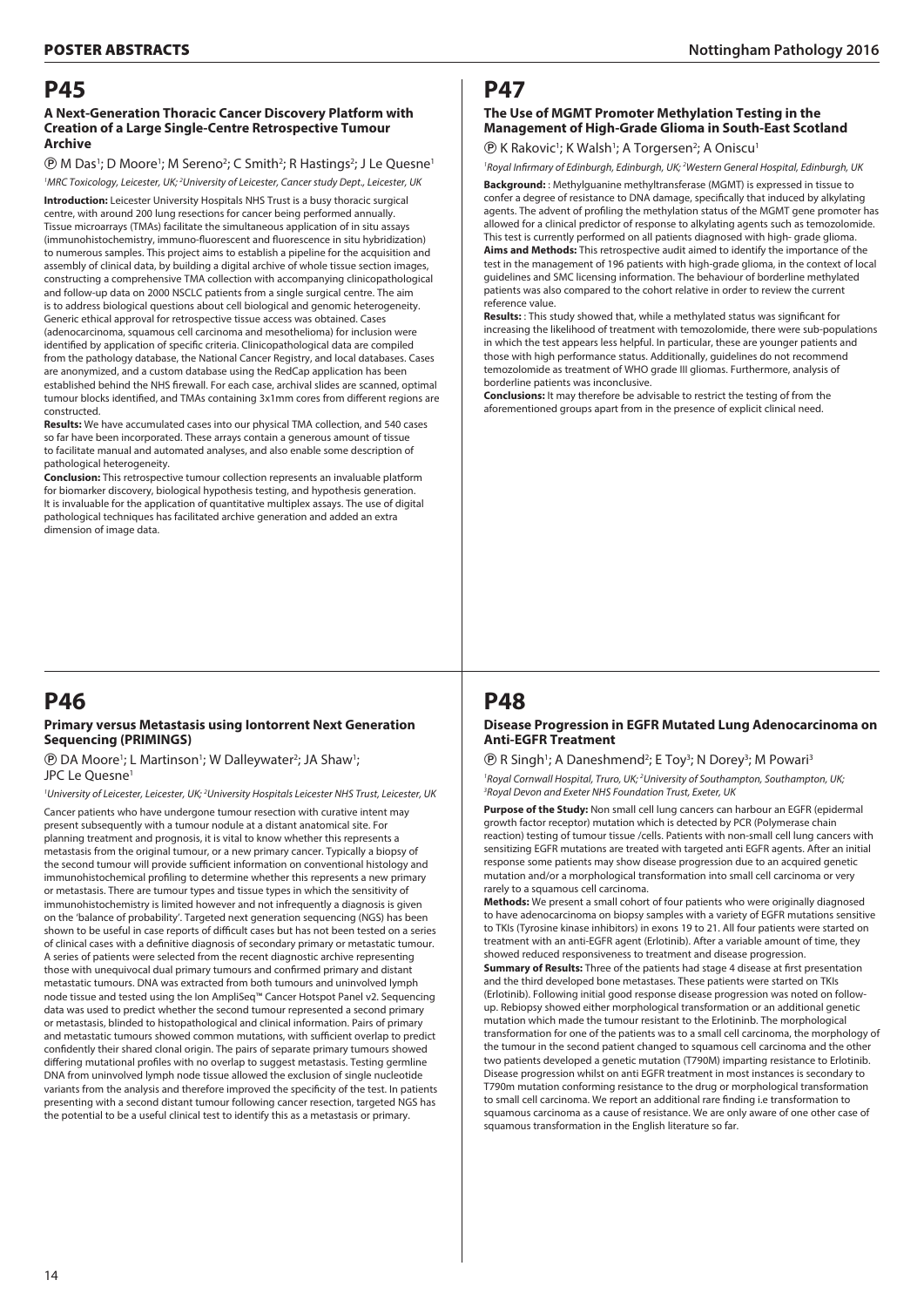# P45

### A Next-Generation Thoracic Cancer Discovery Platform with Creation of a Large Single-Centre Retrospective Tumour Archive

Ⓟ M Das[1]; D Moore[1]; M Sereno[2]; C Smith[2]; R Hastings[2]; J Le Quesne[1]

*[1]MRC Toxicology, Leicester, UK; [2]University of Leicester, Cancer study Dept., Leicester, UK*

**Introduction:** Leicester University Hospitals NHS Trust is a busy thoracic surgical centre, with around 200 lung resections for cancer being performed annually. Tissue microarrays (TMAs) facilitate the simultaneous application of in situ assays (immunohistochemistry, immuno-fluorescent and fluorescence in situ hybridization) to numerous samples. This project aims to establish a pipeline for the acquisition and assembly of clinical data, by building a digital archive of whole tissue section images, constructing a comprehensive TMA collection with accompanying clinicopathological and follow-up data on 2000 NSCLC patients from a single surgical centre. The aim is to address biological questions about cell biological and genomic heterogeneity. Generic ethical approval for retrospective tissue access was obtained. Cases (adenocarcinoma, squamous cell carcinoma and mesothelioma) for inclusion were identified by application of specific criteria. Clinicopathological data are compiled from the pathology database, the National Cancer Registry, and local databases. Cases are anonymized, and a custom database using the RedCap application has been established behind the NHS firewall. For each case, archival slides are scanned, optimal tumour blocks identified, and TMAs containing 3x1mm cores from different regions are constructed.

**Results:** We have accumulated cases into our physical TMA collection, and 540 cases so far have been incorporated. These arrays contain a generous amount of tissue to facilitate manual and automated analyses, and also enable some description of pathological heterogeneity.

**Conclusion:** This retrospective tumour collection represents an invaluable platform for biomarker discovery, biological hypothesis testing, and hypothesis generation. It is invaluable for the application of quantitative multiplex assays. The use of digital pathological techniques has facilitated archive generation and added an extra dimension of image data.

# P46

### Primary versus Metastasis using Iontorrent Next Generation Sequencing (PRIMINGS)

Ⓟ DA Moore[1]; L Martinson[1]; W Dalleywater[2]; JA Shaw[1]; JPC Le Quesne[1]

*[1]University of Leicester, Leicester, UK; [2]University Hospitals Leicester NHS Trust, Leicester, UK*

Cancer patients who have undergone tumour resection with curative intent may present subsequently with a tumour nodule at a distant anatomical site. For planning treatment and prognosis, it is vital to know whether this represents a metastasis from the original tumour, or a new primary cancer. Typically a biopsy of the second tumour will provide sufficient information on conventional histology and immunohistochemical profiling to determine whether this represents a new primary or metastasis. There are tumour types and tissue types in which the sensitivity of immunohistochemistry is limited however and not infrequently a diagnosis is given on the 'balance of probability'. Targeted next generation sequencing (NGS) has been shown to be useful in case reports of difficult cases but has not been tested on a series of clinical cases with a definitive diagnosis of secondary primary or metastatic tumour. A series of patients were selected from the recent diagnostic archive representing those with unequivocal dual primary tumours and confirmed primary and distant metastatic tumours. DNA was extracted from both tumours and uninvolved lymph node tissue and tested using the Ion AmpliSeq™ Cancer Hotspot Panel v2. Sequencing data was used to predict whether the second tumour represented a second primary or metastasis, blinded to histopathological and clinical information. Pairs of primary and metastatic tumours showed common mutations, with sufficient overlap to predict confidently their shared clonal origin. The pairs of separate primary tumours showed differing mutational profiles with no overlap to suggest metastasis. Testing germline DNA from uninvolved lymph node tissue allowed the exclusion of single nucleotide variants from the analysis and therefore improved the specificity of the test. In patients presenting with a second distant tumour following cancer resection, targeted NGS has the potential to be a useful clinical test to identify this as a metastasis or primary.

# P47

### The Use of MGMT Promoter Methylation Testing in the Management of High-Grade Glioma in South-East Scotland

Ⓟ K Rakovic[1]; K Walsh[1]; A Torgersen[2]; A Oniscu[1]

*[1]Royal Infirmary of Edinburgh, Edinburgh, UK; [2]Western General Hospital, Edinburgh, UK*

**Background:** : Methylguanine methyltransferase (MGMT) is expressed in tissue to confer a degree of resistance to DNA damage, specifically that induced by alkylating agents. The advent of profiling the methylation status of the MGMT gene promoter has allowed for a clinical predictor of response to alkylating agents such as temozolomide. This test is currently performed on all patients diagnosed with high- grade glioma.

**Aims and Methods:** This retrospective audit aimed to identify the importance of the test in the management of 196 patients with high-grade glioma, in the context of local guidelines and SMC licensing information. The behaviour of borderline methylated patients was also compared to the cohort relative in order to review the current reference value.

**Results:** : This study showed that, while a methylated status was significant for increasing the likelihood of treatment with temozolomide, there were sub-populations in which the test appears less helpful. In particular, these are younger patients and those with high performance status. Additionally, guidelines do not recommend temozolomide as treatment of WHO grade III gliomas. Furthermore, analysis of borderline patients was inconclusive.

**Conclusions:** It may therefore be advisable to restrict the testing of from the aforementioned groups apart from in the presence of explicit clinical need.

# P48

### Disease Progression in EGFR Mutated Lung Adenocarcinoma on Anti-EGFR Treatment

Ⓟ R Singh[1]; A Daneshmend[2]; E Toy[3]; N Dorey[3]; M Powari[3]

*[1]Royal Cornwall Hospital, Truro, UK; [2]University of Southampton, Southampton, UK; [3]Royal Devon and Exeter NHS Foundation Trust, Exeter, UK*

**Purpose of the Study:** Non small cell lung cancers can harbour an EGFR (epidermal growth factor receptor) mutation which is detected by PCR (Polymerase chain reaction) testing of tumour tissue /cells. Patients with non-small cell lung cancers with sensitizing EGFR mutations are treated with targeted anti EGFR agents. After an initial response some patients may show disease progression due to an acquired genetic mutation and/or a morphological transformation into small cell carcinoma or very rarely to a squamous cell carcinoma.

**Methods:** We present a small cohort of four patients who were originally diagnosed to have adenocarcinoma on biopsy samples with a variety of EGFR mutations sensitive to TKIs (Tyrosine kinase inhibitors) in exons 19 to 21. All four patients were started on treatment with an anti-EGFR agent (Erlotinib). After a variable amount of time, they showed reduced responsiveness to treatment and disease progression.

**Summary of Results:** Three of the patients had stage 4 disease at first presentation and the third developed bone metastases. These patients were started on TKIs (Erlotinib). Following initial good response disease progression was noted on follow-up. Rebiopsy showed either morphological transformation or an additional genetic mutation which made the tumour resistant to the Erlotininb. The morphological transformation for one of the patients was to a small cell carcinoma, the morphology of the tumour in the second patient changed to squamous cell carcinoma and the other two patients developed a genetic mutation (T790M) imparting resistance to Erlotinib. Disease progression whilst on anti EGFR treatment in most instances is secondary to T790m mutation conforming resistance to the drug or morphological transformation to small cell carcinoma. We report an additional rare finding i.e transformation to squamous carcinoma as a cause of resistance. We are only aware of one other case of squamous transformation in the English literature so far.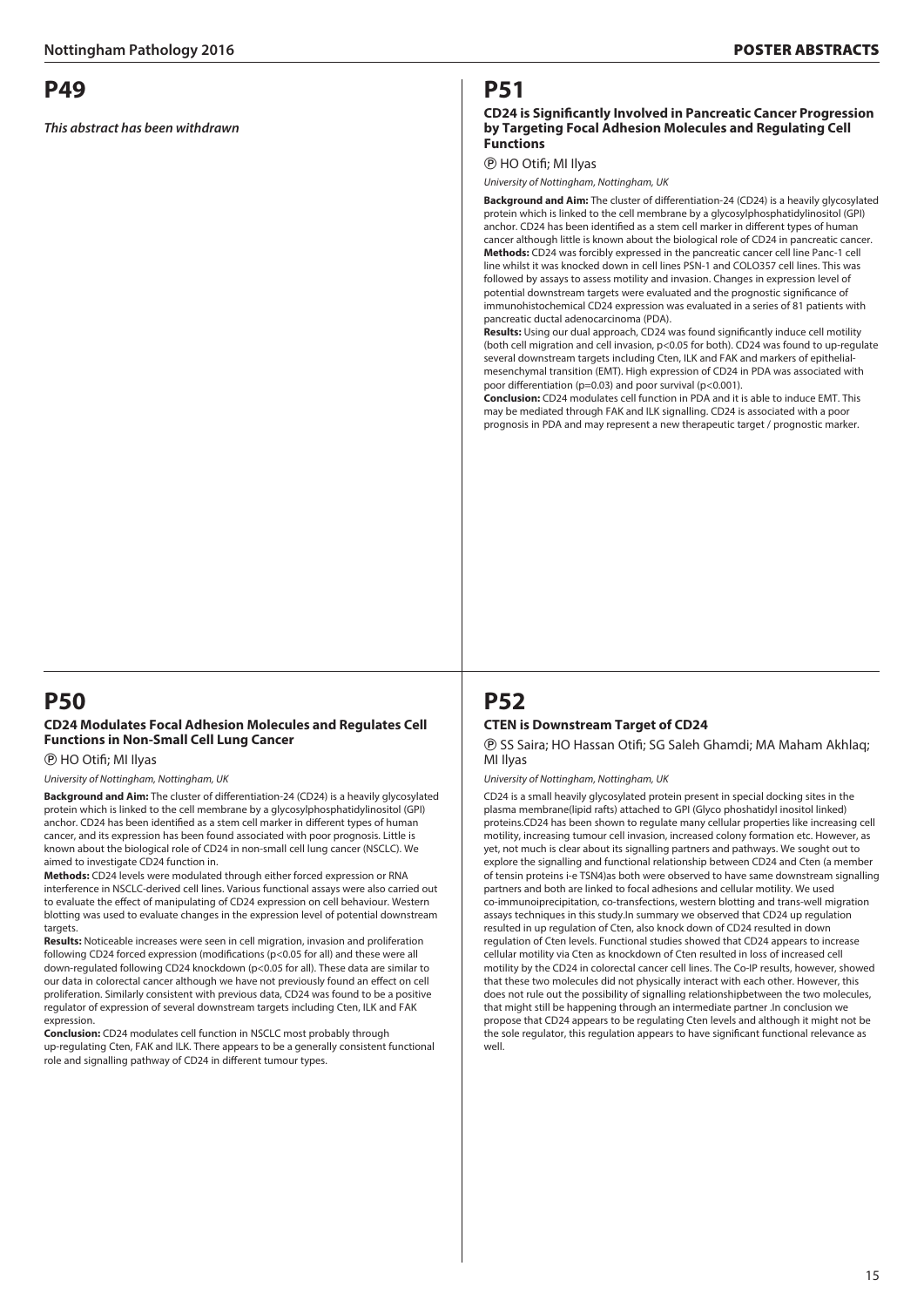# P49

***This abstract has been withdrawn***

# P50

### CD24 Modulates Focal Adhesion Molecules and Regulates Cell Functions in Non-Small Cell Lung Cancer

Ⓟ HO Otifi; MI Ilyas

*University of Nottingham, Nottingham, UK*

**Background and Aim:** The cluster of differentiation-24 (CD24) is a heavily glycosylated protein which is linked to the cell membrane by a glycosylphosphatidylinositol (GPI) anchor. CD24 has been identified as a stem cell marker in different types of human cancer, and its expression has been found associated with poor prognosis. Little is known about the biological role of CD24 in non-small cell lung cancer (NSCLC). We aimed to investigate CD24 function in.

**Methods:** CD24 levels were modulated through either forced expression or RNA interference in NSCLC-derived cell lines. Various functional assays were also carried out to evaluate the effect of manipulating of CD24 expression on cell behaviour. Western blotting was used to evaluate changes in the expression level of potential downstream targets.

**Results:** Noticeable increases were seen in cell migration, invasion and proliferation following CD24 forced expression (modifications ($p<0.05$ for all) and these were all down-regulated following CD24 knockdown ($p<0.05$ for all). These data are similar to our data in colorectal cancer although we have not previously found an effect on cell proliferation. Similarly consistent with previous data, CD24 was found to be a positive regulator of expression of several downstream targets including Cten, ILK and FAK expression.

**Conclusion:** CD24 modulates cell function in NSCLC most probably through up-regulating Cten, FAK and ILK. There appears to be a generally consistent functional role and signalling pathway of CD24 in different tumour types.

# P51

### CD24 is Significantly Involved in Pancreatic Cancer Progression by Targeting Focal Adhesion Molecules and Regulating Cell Functions

Ⓟ HO Otifi; MI Ilyas

*University of Nottingham, Nottingham, UK*

**Background and Aim:** The cluster of differentiation-24 (CD24) is a heavily glycosylated protein which is linked to the cell membrane by a glycosylphosphatidylinositol (GPI) anchor. CD24 has been identified as a stem cell marker in different types of human cancer although little is known about the biological role of CD24 in pancreatic cancer.

**Methods:** CD24 was forcibly expressed in the pancreatic cancer cell line Panc-1 cell line whilst it was knocked down in cell lines PSN-1 and COLO357 cell lines. This was followed by assays to assess motility and invasion. Changes in expression level of potential downstream targets were evaluated and the prognostic significance of immunohistochemical CD24 expression was evaluated in a series of 81 patients with pancreatic ductal adenocarcinoma (PDA).

**Results:** Using our dual approach, CD24 was found significantly induce cell motility (both cell migration and cell invasion, $p<0.05$ for both). CD24 was found to up-regulate several downstream targets including Cten, ILK and FAK and markers of epithelial-mesenchymal transition (EMT). High expression of CD24 in PDA was associated with poor differentiation ($p=0.03$) and poor survival ($p<0.001$).

**Conclusion:** CD24 modulates cell function in PDA and it is able to induce EMT. This may be mediated through FAK and ILK signalling. CD24 is associated with a poor prognosis in PDA and may represent a new therapeutic target / prognostic marker.

# P52

### CTEN is Downstream Target of CD24

Ⓟ SS Saira; HO Hassan Otifi; SG Saleh Ghamdi; MA Maham Akhlaq; MI Ilyas

*University of Nottingham, Nottingham, UK*

CD24 is a small heavily glycosylated protein present in special docking sites in the plasma membrane(lipid rafts) attached to GPI (Glyco phoshatidyl inositol linked) proteins.CD24 has been shown to regulate many cellular properties like increasing cell motility, increasing tumour cell invasion, increased colony formation etc. However, as yet, not much is clear about its signalling partners and pathways. We sought out to explore the signalling and functional relationship between CD24 and Cten (a member of tensin proteins i-e TSN4)as both were observed to have same downstream signalling partners and both are linked to focal adhesions and cellular motility. We used co-immunoprecipitation, co-transfections, western blotting and trans-well migration assays techniques in this study.In summary we observed that CD24 up regulation resulted in up regulation of Cten, also knock down of CD24 resulted in down regulation of Cten levels. Functional studies showed that CD24 appears to increase cellular motility via Cten as knockdown of Cten resulted in loss of increased cell motility by the CD24 in colorectal cancer cell lines. The Co-IP results, however, showed that these two molecules did not physically interact with each other. However, this does not rule out the possibility of signalling relationshipbetween the two molecules, that might still be happening through an intermediate partner .In conclusion we propose that CD24 appears to be regulating Cten levels and although it might not be the sole regulator, this regulation appears to have significant functional relevance as well.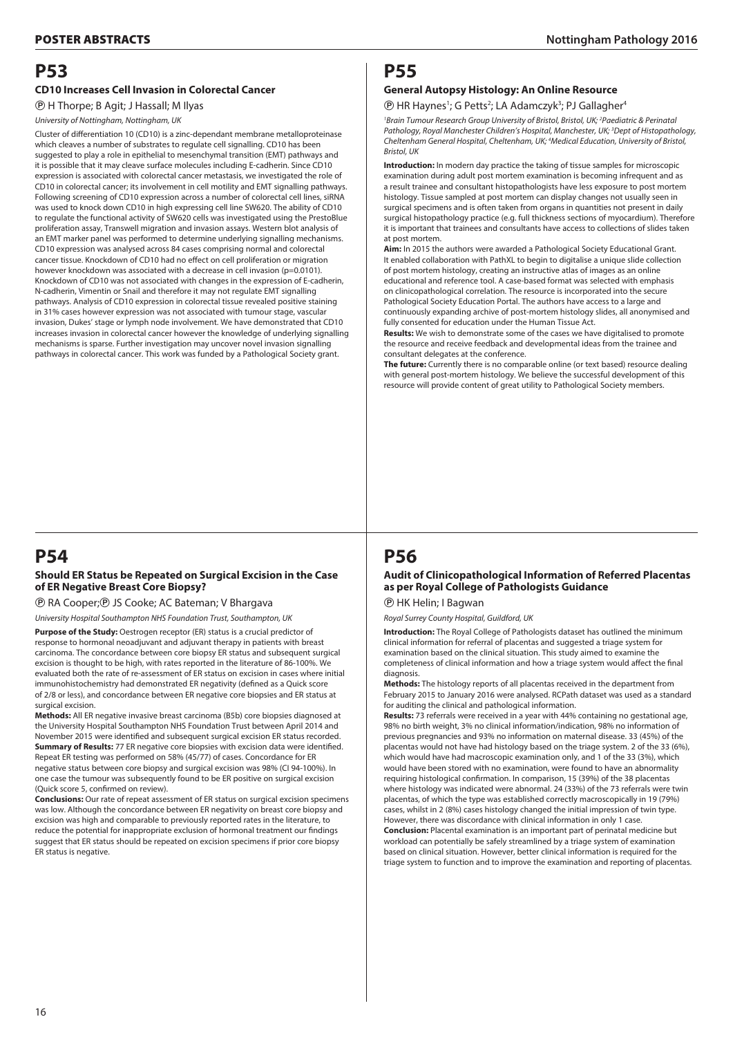# P53

### CD10 Increases Cell Invasion in Colorectal Cancer

Ⓟ H Thorpe; B Agit; J Hassall; M Ilyas

*University of Nottingham, Nottingham, UK*

Cluster of differentiation 10 (CD10) is a zinc-dependant membrane metalloproteinase which cleaves a number of substrates to regulate cell signalling. CD10 has been suggested to play a role in epithelial to mesenchymal transition (EMT) pathways and it is possible that it may cleave surface molecules including E-cadherin. Since CD10 expression is associated with colorectal cancer metastasis, we investigated the role of CD10 in colorectal cancer; its involvement in cell motility and EMT signalling pathways. Following screening of CD10 expression across a number of colorectal cell lines, siRNA was used to knock down CD10 in high expressing cell line SW620. The ability of CD10 to regulate the functional activity of SW620 cells was investigated using the PrestoBlue proliferation assay, Transwell migration and invasion assays. Western blot analysis of an EMT marker panel was performed to determine underlying signalling mechanisms. CD10 expression was analysed across 84 cases comprising normal and colorectal cancer tissue. Knockdown of CD10 had no effect on cell proliferation or migration however knockdown was associated with a decrease in cell invasion (p=0.0101). Knockdown of CD10 was not associated with changes in the expression of E-cadherin, N-cadherin, Vimentin or Snail and therefore it may not regulate EMT signalling pathways. Analysis of CD10 expression in colorectal tissue revealed positive staining in 31% cases however expression was not associated with tumour stage, vascular invasion, Dukes' stage or lymph node involvement. We have demonstrated that CD10 increases invasion in colorectal cancer however the knowledge of underlying signalling mechanisms is sparse. Further investigation may uncover novel invasion signalling pathways in colorectal cancer. This work was funded by a Pathological Society grant.

# P54

### Should ER Status be Repeated on Surgical Excision in the Case of ER Negative Breast Core Biopsy?

Ⓟ RA Cooper;Ⓟ JS Cooke; AC Bateman; V Bhargava

*University Hospital Southampton NHS Foundation Trust, Southampton, UK*

**Purpose of the Study:** Oestrogen receptor (ER) status is a crucial predictor of response to hormonal neoadjuvant and adjuvant therapy in patients with breast carcinoma. The concordance between core biopsy ER status and subsequent surgical excision is thought to be high, with rates reported in the literature of 86-100%. We evaluated both the rate of re-assessment of ER status on excision in cases where initial immunohistochemistry had demonstrated ER negativity (defined as a Quick score of 2/8 or less), and concordance between ER negative core biopsies and ER status at surgical excision.

**Methods:** All ER negative invasive breast carcinoma (B5b) core biopsies diagnosed at the University Hospital Southampton NHS Foundation Trust between April 2014 and November 2015 were identified and subsequent surgical excision ER status recorded.

**Summary of Results:** 77 ER negative core biopsies with excision data were identified. Repeat ER testing was performed on 58% (45/77) of cases. Concordance for ER negative status between core biopsy and surgical excision was 98% (CI 94-100%). In one case the tumour was subsequently found to be ER positive on surgical excision (Quick score 5, confirmed on review).

**Conclusions:** Our rate of repeat assessment of ER status on surgical excision specimens was low. Although the concordance between ER negativity on breast core biopsy and excision was high and comparable to previously reported rates in the literature, to reduce the potential for inappropriate exclusion of hormonal treatment our findings suggest that ER status should be repeated on excision specimens if prior core biopsy ER status is negative.

# P55

### General Autopsy Histology: An Online Resource

Ⓟ HR Haynes[1]; G Petts[2]; LA Adamczyk[3]; PJ Gallagher[4]

[1]*Brain Tumour Research Group University of Bristol, Bristol, UK;* [2]*Paediatric & Perinatal Pathology, Royal Manchester Children's Hospital, Manchester, UK;* [3]*Dept of Histopathology, Cheltenham General Hospital, Cheltenham, UK;* [4]*Medical Education, University of Bristol, Bristol, UK*

**Introduction:** In modern day practice the taking of tissue samples for microscopic examination during adult post mortem examination is becoming infrequent and as a result trainee and consultant histopathologists have less exposure to post mortem histology. Tissue sampled at post mortem can display changes not usually seen in surgical specimens and is often taken from organs in quantities not present in daily surgical histopathology practice (e.g. full thickness sections of myocardium). Therefore it is important that trainees and consultants have access to collections of slides taken at post mortem.

**Aim:** In 2015 the authors were awarded a Pathological Society Educational Grant. It enabled collaboration with PathXL to begin to digitalise a unique slide collection of post mortem histology, creating an instructive atlas of images as an online educational and reference tool. A case-based format was selected with emphasis on clinicopathological correlation. The resource is incorporated into the secure Pathological Society Education Portal. The authors have access to a large and continuously expanding archive of post-mortem histology slides, all anonymised and fully consented for education under the Human Tissue Act.

**Results:** We wish to demonstrate some of the cases we have digitalised to promote the resource and receive feedback and developmental ideas from the trainee and consultant delegates at the conference.

**The future:** Currently there is no comparable online (or text based) resource dealing with general post-mortem histology. We believe the successful development of this resource will provide content of great utility to Pathological Society members.

# P56

### Audit of Clinicopathological Information of Referred Placentas as per Royal College of Pathologists Guidance

Ⓟ HK Helin; I Bagwan

*Royal Surrey County Hospital, Guildford, UK*

**Introduction:** The Royal College of Pathologists dataset has outlined the minimum clinical information for referral of placentas and suggested a triage system for examination based on the clinical situation. This study aimed to examine the completeness of clinical information and how a triage system would affect the final diagnosis.

**Methods:** The histology reports of all placentas received in the department from February 2015 to January 2016 were analysed. RCPath dataset was used as a standard for auditing the clinical and pathological information.

**Results:** 73 referrals were received in a year with 44% containing no gestational age, 98% no birth weight, 3% no clinical information/indication, 98% no information of previous pregnancies and 93% no information on maternal disease. 33 (45%) of the placentas would not have had histology based on the triage system. 2 of the 33 (6%), which would have had macroscopic examination only, and 1 of the 33 (3%), which would have been stored with no examination, were found to have an abnormality requiring histological confirmation. In comparison, 15 (39%) of the 38 placentas where histology was indicated were abnormal. 24 (33%) of the 73 referrals were twin placentas, of which the type was established correctly macroscopically in 19 (79%) cases, whilst in 2 (8%) cases histology changed the initial impression of twin type. However, there was discordance with clinical information in only 1 case.

**Conclusion:** Placental examination is an important part of perinatal medicine but workload can potentially be safely streamlined by a triage system of examination based on clinical situation. However, better clinical information is required for the triage system to function and to improve the examination and reporting of placentas.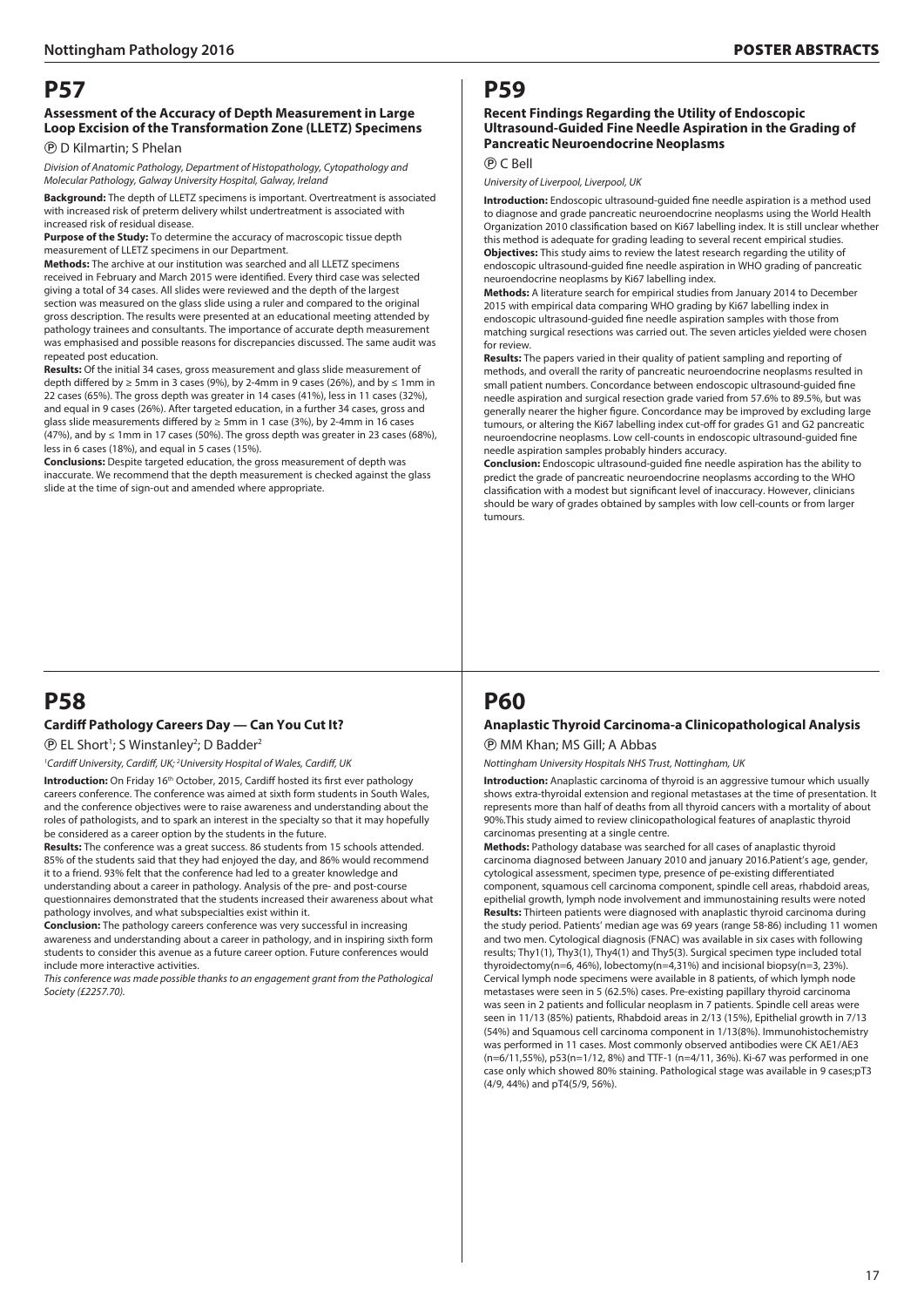# P57

### Assessment of the Accuracy of Depth Measurement in Large Loop Excision of the Transformation Zone (LLETZ) Specimens

Ⓟ D Kilmartin; S Phelan

*Division of Anatomic Pathology, Department of Histopathology, Cytopathology and Molecular Pathology, Galway University Hospital, Galway, Ireland*

**Background:** The depth of LLETZ specimens is important. Overtreatment is associated with increased risk of preterm delivery whilst undertreatment is associated with increased risk of residual disease.

**Purpose of the Study:** To determine the accuracy of macroscopic tissue depth measurement of LLETZ specimens in our Department.

**Methods:** The archive at our institution was searched and all LLETZ specimens received in February and March 2015 were identified. Every third case was selected giving a total of 34 cases. All slides were reviewed and the depth of the largest section was measured on the glass slide using a ruler and compared to the original gross description. The results were presented at an educational meeting attended by pathology trainees and consultants. The importance of accurate depth measurement was emphasised and possible reasons for discrepancies discussed. The same audit was repeated post education.

**Results:** Of the initial 34 cases, gross measurement and glass slide measurement of depth differed by ≥ 5mm in 3 cases (9%), by 2-4mm in 9 cases (26%), and by ≤ 1mm in 22 cases (65%). The gross depth was greater in 14 cases (41%), less in 11 cases (32%), and equal in 9 cases (26%). After targeted education, in a further 34 cases, gross and glass slide measurements differed by ≥ 5mm in 1 case (3%), by 2-4mm in 16 cases (47%), and by ≤ 1mm in 17 cases (50%). The gross depth was greater in 23 cases (68%), less in 6 cases (18%), and equal in 5 cases (15%).

**Conclusions:** Despite targeted education, the gross measurement of depth was inaccurate. We recommend that the depth measurement is checked against the glass slide at the time of sign-out and amended where appropriate.

# P58

### Cardiff Pathology Careers Day — Can You Cut It?

Ⓟ EL Short[1]; S Winstanley[2]; D Badder[2]

*[1]Cardiff University, Cardiff, UK; [2]University Hospital of Wales, Cardiff, UK*

**Introduction:** On Friday 16th October, 2015, Cardiff hosted its first ever pathology careers conference. The conference was aimed at sixth form students in South Wales, and the conference objectives were to raise awareness and understanding about the roles of pathologists, and to spark an interest in the specialty so that it may hopefully be considered as a career option by the students in the future.

**Results:** The conference was a great success. 86 students from 15 schools attended. 85% of the students said that they had enjoyed the day, and 86% would recommend it to a friend. 93% felt that the conference had led to a greater knowledge and understanding about a career in pathology. Analysis of the pre- and post-course questionnaires demonstrated that the students increased their awareness about what pathology involves, and what subspecialties exist within it.

**Conclusion:** The pathology careers conference was very successful in increasing awareness and understanding about a career in pathology, and in inspiring sixth form students to consider this avenue as a future career option. Future conferences would include more interactive activities.

*This conference was made possible thanks to an engagement grant from the Pathological Society (£2257.70).*

# P59

### Recent Findings Regarding the Utility of Endoscopic Ultrasound-Guided Fine Needle Aspiration in the Grading of Pancreatic Neuroendocrine Neoplasms

Ⓟ C Bell

*University of Liverpool, Liverpool, UK*

**Introduction:** Endoscopic ultrasound-guided fine needle aspiration is a method used to diagnose and grade pancreatic neuroendocrine neoplasms using the World Health Organization 2010 classification based on Ki67 labelling index. It is still unclear whether this method is adequate for grading leading to several recent empirical studies.

**Objectives:** This study aims to review the latest research regarding the utility of endoscopic ultrasound-guided fine needle aspiration in WHO grading of pancreatic neuroendocrine neoplasms by Ki67 labelling index.

**Methods:** A literature search for empirical studies from January 2014 to December 2015 with empirical data comparing WHO grading by Ki67 labelling index in endoscopic ultrasound-guided fine needle aspiration samples with those from matching surgical resections was carried out. The seven articles yielded were chosen for review.

**Results:** The papers varied in their quality of patient sampling and reporting of methods, and overall the rarity of pancreatic neuroendocrine neoplasms resulted in small patient numbers. Concordance between endoscopic ultrasound-guided fine needle aspiration and surgical resection grade varied from 57.6% to 89.5%, but was generally nearer the higher figure. Concordance may be improved by excluding large tumours, or altering the Ki67 labelling index cut-off for grades G1 and G2 pancreatic neuroendocrine neoplasms. Low cell-counts in endoscopic ultrasound-guided fine needle aspiration samples probably hinders accuracy.

**Conclusion:** Endoscopic ultrasound-guided fine needle aspiration has the ability to predict the grade of pancreatic neuroendocrine neoplasms according to the WHO classification with a modest but significant level of inaccuracy. However, clinicians should be wary of grades obtained by samples with low cell-counts or from larger tumours.

# P60

### Anaplastic Thyroid Carcinoma-a Clinicopathological Analysis

Ⓟ MM Khan; MS Gill; A Abbas

*Nottingham University Hospitals NHS Trust, Nottingham, UK*

**Introduction:** Anaplastic carcinoma of thyroid is an aggressive tumour which usually shows extra-thyroidal extension and regional metastases at the time of presentation. It represents more than half of deaths from all thyroid cancers with a mortality of about 90%.This study aimed to review clinicopathological features of anaplastic thyroid carcinomas presenting at a single centre.

**Methods:** Pathology database was searched for all cases of anaplastic thyroid carcinoma diagnosed between January 2010 and january 2016.Patient's age, gender, cytological assessment, specimen type, presence of pe-existing differentiated component, squamous cell carcinoma component, spindle cell areas, rhabdoid areas, epithelial growth, lymph node involvement and immunostaining results were noted

**Results:** Thirteen patients were diagnosed with anaplastic thyroid carcinoma during the study period. Patients' median age was 69 years (range 58-86) including 11 women and two men. Cytological diagnosis (FNAC) was available in six cases with following results; Thy1(1), Thy3(1), Thy4(1) and Thy5(3). Surgical specimen type included total thyroidectomy(n=6, 46%), lobectomy(n=4,31%) and incisional biopsy(n=3, 23%). Cervical lymph node specimens were available in 8 patients, of which lymph node metastases were seen in 5 (62.5%) cases. Pre-existing papillary thyroid carcinoma was seen in 2 patients and follicular neoplasm in 7 patients. Spindle cell areas were seen in 11/13 (85%) patients, Rhabdoid areas in 2/13 (15%), Epithelial growth in 7/13 (54%) and Squamous cell carcinoma component in 1/13(8%). Immunohistochemistry was performed in 11 cases. Most commonly observed antibodies were CK AE1/AE3 (n=6/11,55%), p53(n=1/12, 8%) and TTF-1 (n=4/11, 36%). Ki-67 was performed in one case only which showed 80% staining. Pathological stage was available in 9 cases;pT3 (4/9, 44%) and pT4(5/9, 56%).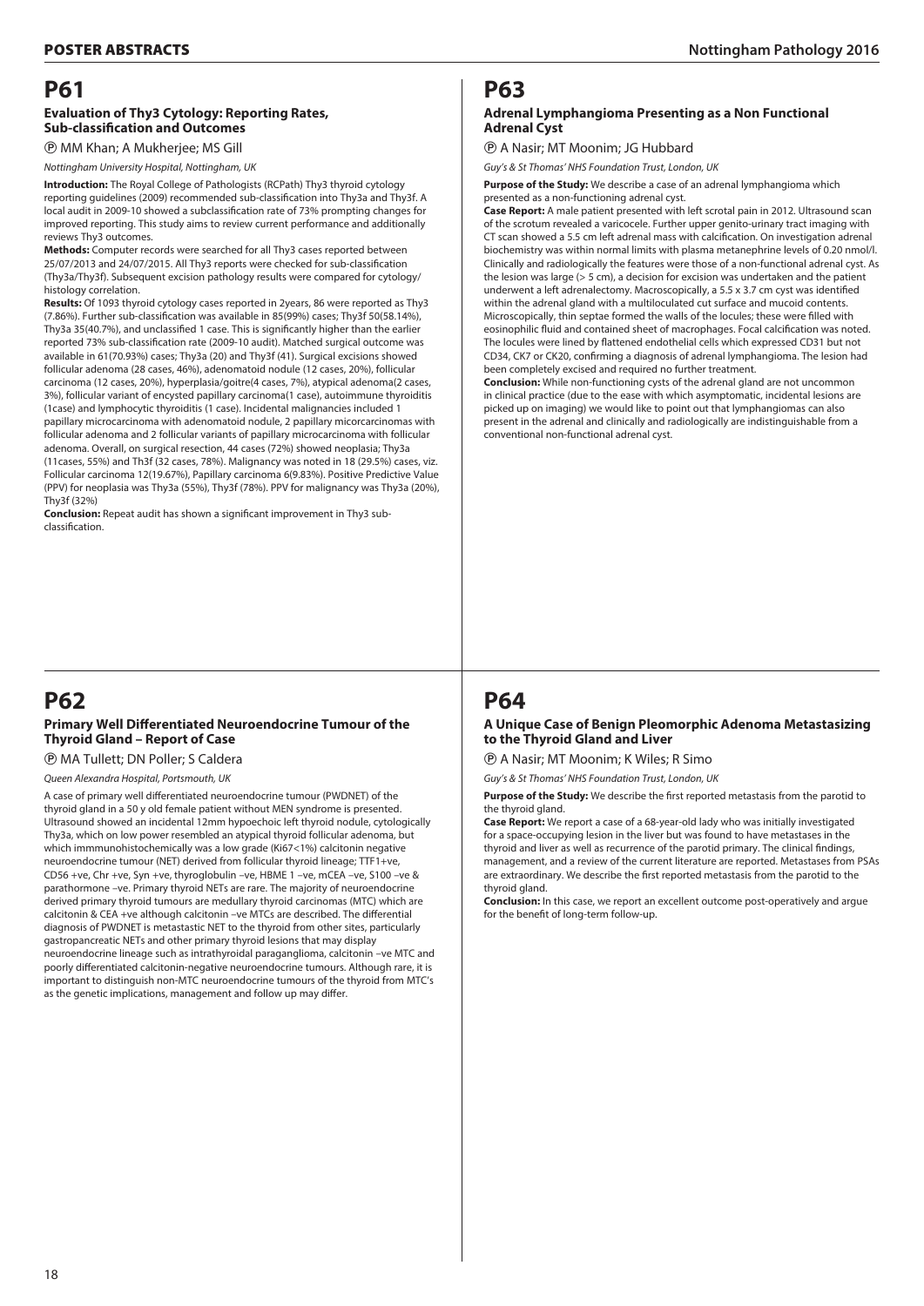# P61

### Evaluation of Thy3 Cytology: Reporting Rates, Sub-classification and Outcomes

Ⓟ MM Khan; A Mukherjee; MS Gill

*Nottingham University Hospital, Nottingham, UK*

**Introduction:** The Royal College of Pathologists (RCPath) Thy3 thyroid cytology reporting guidelines (2009) recommended sub-classification into Thy3a and Thy3f. A local audit in 2009-10 showed a subclassification rate of 73% prompting changes for improved reporting. This study aims to review current performance and additionally reviews Thy3 outcomes.

**Methods:** Computer records were searched for all Thy3 cases reported between 25/07/2013 and 24/07/2015. All Thy3 reports were checked for sub-classification (Thy3a/Thy3f). Subsequent excision pathology results were compared for cytology/histology correlation.

**Results:** Of 1093 thyroid cytology cases reported in 2years, 86 were reported as Thy3 (7.86%). Further sub-classification was available in 85(99%) cases; Thy3f 50(58.14%), Thy3a 35(40.7%), and unclassified 1 case. This is significantly higher than the earlier reported 73% sub-classification rate (2009-10 audit). Matched surgical outcome was available in 61(70.93%) cases; Thy3a (20) and Thy3f (41). Surgical excisions showed follicular adenoma (28 cases, 46%), adenomatoid nodule (12 cases, 20%), follicular carcinoma (12 cases, 20%), hyperplasia/goitre(4 cases, 7%), atypical adenoma(2 cases, 3%), follicular variant of encysted papillary carcinoma(1 case), autoimmune thyroiditis (1case) and lymphocytic thyroiditis (1 case). Incidental malignancies included 1 papillary microcarcinoma with adenomatoid nodule, 2 papillary micorcarcinomas with follicular adenoma and 2 follicular variants of papillary microcarcinoma with follicular adenoma. Overall, on surgical resection, 44 cases (72%) showed neoplasia; Thy3a (11cases, 55%) and Th3f (32 cases, 78%). Malignancy was noted in 18 (29.5%) cases, viz. Follicular carcinoma 12(19.67%), Papillary carcinoma 6(9.83%). Positive Predictive Value (PPV) for neoplasia was Thy3a (55%), Thy3f (78%). PPV for malignancy was Thy3a (20%), Thy3f (32%)

**Conclusion:** Repeat audit has shown a significant improvement in Thy3 sub-classification.

# P62

### Primary Well Differentiated Neuroendocrine Tumour of the Thyroid Gland – Report of Case

Ⓟ MA Tullett; DN Poller; S Caldera

*Queen Alexandra Hospital, Portsmouth, UK*

A case of primary well differentiated neuroendocrine tumour (PWDNET) of the thyroid gland in a 50 y old female patient without MEN syndrome is presented. Ultrasound showed an incidental 12mm hypoechoic left thyroid nodule, cytologically Thy3a, which on low power resembled an atypical thyroid follicular adenoma, but which immmunohistochemically was a low grade (Ki67<1%) calcitonin negative neuroendocrine tumour (NET) derived from follicular thyroid lineage; TTF1+ve, CD56 +ve, Chr +ve, Syn +ve, thyroglobulin –ve, HBME 1 –ve, mCEA –ve, S100 –ve & parathormone –ve. Primary thyroid NETs are rare. The majority of neuroendocrine derived primary thyroid tumours are medullary thyroid carcinomas (MTC) which are calcitonin & CEA +ve although calcitonin –ve MTCs are described. The differential diagnosis of PWDNET is metastastic NET to the thyroid from other sites, particularly gastropancreatic NETs and other primary thyroid lesions that may display neuroendocrine lineage such as intrathyroidal paraganglioma, calcitonin –ve MTC and poorly differentiated calcitonin-negative neuroendocrine tumours. Although rare, it is important to distinguish non-MTC neuroendocrine tumours of the thyroid from MTC's as the genetic implications, management and follow up may differ.

# P63

### Adrenal Lymphangioma Presenting as a Non Functional Adrenal Cyst

Ⓟ A Nasir; MT Moonim; JG Hubbard

*Guy's & St Thomas' NHS Foundation Trust, London, UK*

**Purpose of the Study:** We describe a case of an adrenal lymphangioma which presented as a non-functioning adrenal cyst.

**Case Report:** A male patient presented with left scrotal pain in 2012. Ultrasound scan of the scrotum revealed a varicocele. Further upper genito-urinary tract imaging with CT scan showed a 5.5 cm left adrenal mass with calcification. On investigation adrenal biochemistry was within normal limits with plasma metanephrine levels of 0.20 nmol/l. Clinically and radiologically the features were those of a non-functional adrenal cyst. As the lesion was large (> 5 cm), a decision for excision was undertaken and the patient underwent a left adrenalectomy. Macroscopically, a 5.5 x 3.7 cm cyst was identified within the adrenal gland with a multiloculated cut surface and mucoid contents. Microscopically, thin septae formed the walls of the locules; these were filled with eosinophilic fluid and contained sheet of macrophages. Focal calcification was noted. The locules were lined by flattened endothelial cells which expressed CD31 but not CD34, CK7 or CK20, confirming a diagnosis of adrenal lymphangioma. The lesion had been completely excised and required no further treatment.

**Conclusion:** While non-functioning cysts of the adrenal gland are not uncommon in clinical practice (due to the ease with which asymptomatic, incidental lesions are picked up on imaging) we would like to point out that lymphangiomas can also present in the adrenal and clinically and radiologically are indistinguishable from a conventional non-functional adrenal cyst.

# P64

### A Unique Case of Benign Pleomorphic Adenoma Metastasizing to the Thyroid Gland and Liver

Ⓟ A Nasir; MT Moonim; K Wiles; R Simo

*Guy's & St Thomas' NHS Foundation Trust, London, UK*

**Purpose of the Study:** We describe the first reported metastasis from the parotid to the thyroid gland.

**Case Report:** We report a case of a 68-year-old lady who was initially investigated for a space-occupying lesion in the liver but was found to have metastases in the thyroid and liver as well as recurrence of the parotid primary. The clinical findings, management, and a review of the current literature are reported. Metastases from PSAs are extraordinary. We describe the first reported metastasis from the parotid to the thyroid gland.

**Conclusion:** In this case, we report an excellent outcome post-operatively and argue for the benefit of long-term follow-up.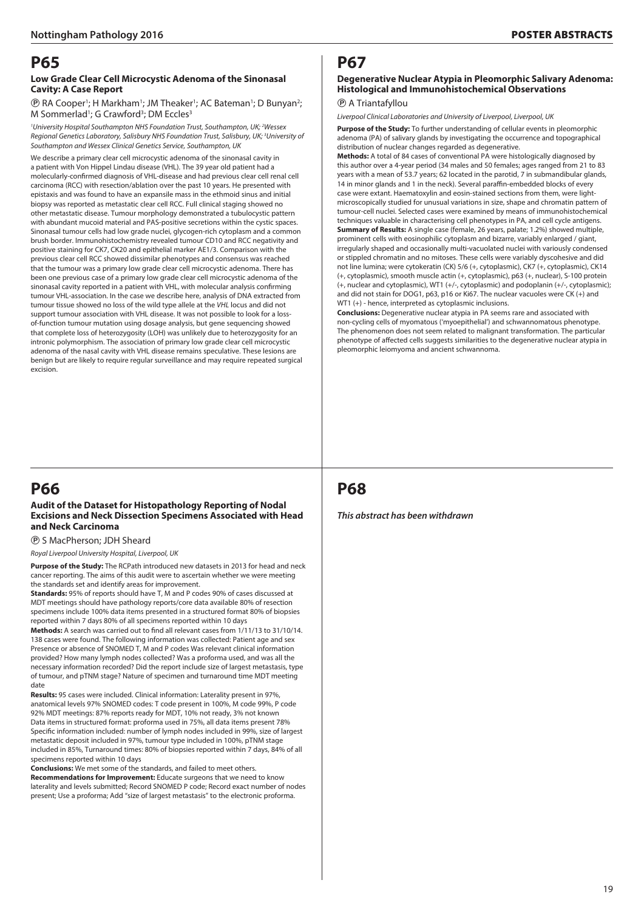# P65

### Low Grade Clear Cell Microcystic Adenoma of the Sinonasal Cavity: A Case Report

Ⓟ RA Cooper[1]; H Markham[1]; JM Theaker[1]; AC Bateman[1]; D Bunyan[2]; M Sommerlad[1]; G Crawford[3]; DM Eccles[3]

*[1]University Hospital Southampton NHS Foundation Trust, Southampton, UK; [2]Wessex Regional Genetics Laboratory, Salisbury NHS Foundation Trust, Salisbury, UK; [3]University of Southampton and Wessex Clinical Genetics Service, Southampton, UK*

We describe a primary clear cell microcystic adenoma of the sinonasal cavity in a patient with Von Hippel Lindau disease (VHL). The 39 year old patient had a molecularly-confirmed diagnosis of VHL-disease and had previous clear cell renal cell carcinoma (RCC) with resection/ablation over the past 10 years. He presented with epistaxis and was found to have an expansile mass in the ethmoid sinus and initial biopsy was reported as metastatic clear cell RCC. Full clinical staging showed no other metastatic disease. Tumour morphology demonstrated a tubulocystic pattern with abundant mucoid material and PAS-positive secretions within the cystic spaces. Sinonasal tumour cells had low grade nuclei, glycogen-rich cytoplasm and a common brush border. Immunohistochemistry revealed tumour CD10 and RCC negativity and positive staining for CK7, CK20 and epithelial marker AE1/3. Comparison with the previous clear cell RCC showed dissimilar phenotypes and consensus was reached that the tumour was a primary low grade clear cell microcystic adenoma. There has been one previous case of a primary low grade clear cell microcystic adenoma of the sinonasal cavity reported in a patient with VHL, with molecular analysis confirming tumour VHL-association. In the case we describe here, analysis of DNA extracted from tumour tissue showed no loss of the wild type allele at the *VHL* locus and did not support tumour association with VHL disease. It was not possible to look for a loss-of-function tumour mutation using dosage analysis, but gene sequencing showed that complete loss of heterozygosity (LOH) was unlikely due to heterozygosity for an intronic polymorphism. The association of primary low grade clear cell microcystic adenoma of the nasal cavity with VHL disease remains speculative. These lesions are benign but are likely to require regular surveillance and may require repeated surgical excision.

# P66

### Audit of the Dataset for Histopathology Reporting of Nodal Excisions and Neck Dissection Specimens Associated with Head and Neck Carcinoma

Ⓟ S MacPherson; JDH Sheard

*Royal Liverpool University Hospital, Liverpool, UK*

**Purpose of the Study:** The RCPath introduced new datasets in 2013 for head and neck cancer reporting. The aims of this audit were to ascertain whether we were meeting the standards set and identify areas for improvement.

**Standards:** 95% of reports should have T, M and P codes 90% of cases discussed at MDT meetings should have pathology reports/core data available 80% of resection specimens include 100% data items presented in a structured format 80% of biopsies reported within 7 days 80% of all specimens reported within 10 days

**Methods:** A search was carried out to find all relevant cases from 1/11/13 to 31/10/14. 138 cases were found. The following information was collected: Patient age and sex Presence or absence of SNOMED T, M and P codes Was relevant clinical information provided? How many lymph nodes collected? Was a proforma used, and was all the necessary information recorded? Did the report include size of largest metastasis, type of tumour, and pTNM stage? Nature of specimen and turnaround time MDT meeting date

**Results:** 95 cases were included. Clinical information: Laterality present in 97%, anatomical levels 97% SNOMED codes: T code present in 100%, M code 99%, P code 92% MDT meetings: 87% reports ready for MDT, 10% not ready, 3% not known Data items in structured format: proforma used in 75%, all data items present 78% Specific information included: number of lymph nodes included in 99%, size of largest metastatic deposit included in 97%, tumour type included in 100%, pTNM stage included in 85%, Turnaround times: 80% of biopsies reported within 7 days, 84% of all specimens reported within 10 days

**Conclusions:** We met some of the standards, and failed to meet others.

**Recommendations for Improvement:** Educate surgeons that we need to know laterality and levels submitted; Record SNOMED P code; Record exact number of nodes present; Use a proforma; Add "size of largest metastasis" to the electronic proforma.

# P67

### Degenerative Nuclear Atypia in Pleomorphic Salivary Adenoma: Histological and Immunohistochemical Observations

Ⓟ A Triantafyllou

*Liverpool Clinical Laboratories and University of Liverpool, Liverpool, UK*

**Purpose of the Study:** To further understanding of cellular events in pleomorphic adenoma (PA) of salivary glands by investigating the occurrence and topographical distribution of nuclear changes regarded as degenerative.

**Methods:** A total of 84 cases of conventional PA were histologically diagnosed by this author over a 4-year period (34 males and 50 females; ages ranged from 21 to 83 years with a mean of 53.7 years; 62 located in the parotid, 7 in submandibular glands, 14 in minor glands and 1 in the neck). Several paraffin-embedded blocks of every case were extant. Haematoxylin and eosin-stained sections from them, were light-microscopically studied for unusual variations in size, shape and chromatin pattern of tumour-cell nuclei. Selected cases were examined by means of immunohistochemical techniques valuable in characterising cell phenotypes in PA, and cell cycle antigens.

**Summary of Results:** A single case (female, 26 years, palate; 1.2%) showed multiple, prominent cells with eosinophilic cytoplasm and bizarre, variably enlarged / giant, irregularly shaped and occasionally multi-vacuolated nuclei with variously condensed or stippled chromatin and no mitoses. These cells were variably dyscohesive and did not line lumina; were cytokeratin (CK) 5/6 (+, cytoplasmic), CK7 (+, cytoplasmic), CK14 (+, cytoplasmic), smooth muscle actin (+, cytoplasmic), p63 (+, nuclear), S-100 protein (+, nuclear and cytoplasmic), WT1 (+/-, cytoplasmic) and podoplanin (+/-, cytoplasmic); and did not stain for DOG1, p63, p16 or Ki67. The nuclear vacuoles were CK (+) and WT1 (+) - hence, interpreted as cytoplasmic inclusions.

**Conclusions:** Degenerative nuclear atypia in PA seems rare and associated with non-cycling cells of myomatous ('myoepithelial') and schwannomatous phenotype. The phenomenon does not seem related to malignant transformation. The particular phenotype of affected cells suggests similarities to the degenerative nuclear atypia in pleomorphic leiomyoma and ancient schwannoma.

# P68

***This abstract has been withdrawn***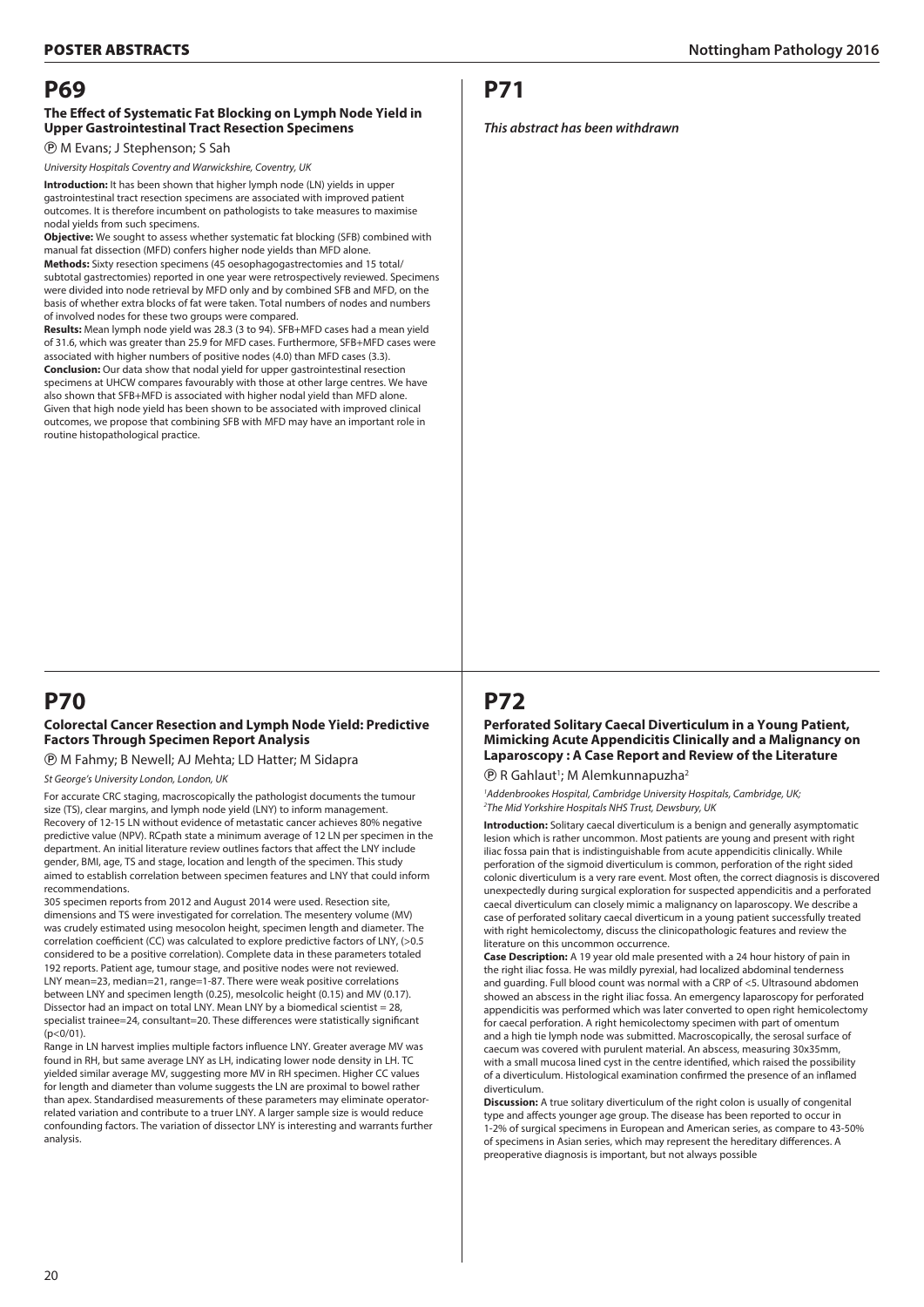# P69

### The Effect of Systematic Fat Blocking on Lymph Node Yield in Upper Gastrointestinal Tract Resection Specimens

Ⓟ M Evans; J Stephenson; S Sah

*University Hospitals Coventry and Warwickshire, Coventry, UK*

**Introduction:** It has been shown that higher lymph node (LN) yields in upper gastrointestinal tract resection specimens are associated with improved patient outcomes. It is therefore incumbent on pathologists to take measures to maximise nodal yields from such specimens.

**Objective:** We sought to assess whether systematic fat blocking (SFB) combined with manual fat dissection (MFD) confers higher node yields than MFD alone.

**Methods:** Sixty resection specimens (45 oesophagogastrectomies and 15 total/subtotal gastrectomies) reported in one year were retrospectively reviewed. Specimens were divided into node retrieval by MFD only and by combined SFB and MFD, on the basis of whether extra blocks of fat were taken. Total numbers of nodes and numbers of involved nodes for these two groups were compared.

**Results:** Mean lymph node yield was 28.3 (3 to 94). SFB+MFD cases had a mean yield of 31.6, which was greater than 25.9 for MFD cases. Furthermore, SFB+MFD cases were associated with higher numbers of positive nodes (4.0) than MFD cases (3.3).

**Conclusion:** Our data show that nodal yield for upper gastrointestinal resection specimens at UHCW compares favourably with those at other large centres. We have also shown that SFB+MFD is associated with higher nodal yield than MFD alone. Given that high node yield has been shown to be associated with improved clinical outcomes, we propose that combining SFB with MFD may have an important role in routine histopathological practice.

# P70

### Colorectal Cancer Resection and Lymph Node Yield: Predictive Factors Through Specimen Report Analysis

Ⓟ M Fahmy; B Newell; AJ Mehta; LD Hatter; M Sidapra

*St George's University London, London, UK*

For accurate CRC staging, macroscopically the pathologist documents the tumour size (TS), clear margins, and lymph node yield (LNY) to inform management. Recovery of 12-15 LN without evidence of metastatic cancer achieves 80% negative predictive value (NPV). RCpath state a minimum average of 12 LN per specimen in the department. An initial literature review outlines factors that affect the LNY include gender, BMI, age, TS and stage, location and length of the specimen. This study aimed to establish correlation between specimen features and LNY that could inform recommendations.

305 specimen reports from 2012 and August 2014 were used. Resection site, dimensions and TS were investigated for correlation. The mesentery volume (MV) was crudely estimated using mesocolon height, specimen length and diameter. The correlation coefficient (CC) was calculated to explore predictive factors of LNY, (>0.5 considered to be a positive correlation). Complete data in these parameters totaled 192 reports. Patient age, tumour stage, and positive nodes were not reviewed. LNY mean=23, median=21, range=1-87. There were weak positive correlations between LNY and specimen length (0.25), mesolcolic height (0.15) and MV (0.17). Dissector had an impact on total LNY. Mean LNY by a biomedical scientist = 28, specialist trainee=24, consultant=20. These differences were statistically significant ($p<0/01$).

Range in LN harvest implies multiple factors influence LNY. Greater average MV was found in RH, but same average LNY as LH, indicating lower node density in LH. TC yielded similar average MV, suggesting more MV in RH specimen. Higher CC values for length and diameter than volume suggests the LN are proximal to bowel rather than apex. Standardised measurements of these parameters may eliminate operator-related variation and contribute to a truer LNY. A larger sample size is would reduce confounding factors. The variation of dissector LNY is interesting and warrants further analysis.

# P71

***This abstract has been withdrawn***

# P72

### Perforated Solitary Caecal Diverticulum in a Young Patient, Mimicking Acute Appendicitis Clinically and a Malignancy on Laparoscopy : A Case Report and Review of the Literature

Ⓟ R Gahlaut[1]; M Alemkunnapuzha[2]

*[1]Addenbrookes Hospital, Cambridge University Hospitals, Cambridge, UK; [2]The Mid Yorkshire Hospitals NHS Trust, Dewsbury, UK*

**Introduction:** Solitary caecal diverticulum is a benign and generally asymptomatic lesion which is rather uncommon. Most patients are young and present with right iliac fossa pain that is indistinguishable from acute appendicitis clinically. While perforation of the sigmoid diverticulum is common, perforation of the right sided colonic diverticulum is a very rare event. Most often, the correct diagnosis is discovered unexpectedly during surgical exploration for suspected appendicitis and a perforated caecal diverticulum can closely mimic a malignancy on laparoscopy. We describe a case of perforated solitary caecal diverticum in a young patient successfully treated with right hemicolectomy, discuss the clinicopathologic features and review the literature on this uncommon occurrence.

**Case Description:** A 19 year old male presented with a 24 hour history of pain in the right iliac fossa. He was mildly pyrexial, had localized abdominal tenderness and guarding. Full blood count was normal with a CRP of <5. Ultrasound abdomen showed an abscess in the right iliac fossa. An emergency laparoscopy for perforated appendicitis was performed which was later converted to open right hemicolectomy for caecal perforation. A right hemicolectomy specimen with part of omentum and a high tie lymph node was submitted. Macroscopically, the serosal surface of caecum was covered with purulent material. An abscess, measuring 30x35mm, with a small mucosa lined cyst in the centre identified, which raised the possibility of a diverticulum. Histological examination confirmed the presence of an inflamed diverticulum.

**Discussion:** A true solitary diverticulum of the right colon is usually of congenital type and affects younger age group. The disease has been reported to occur in 1-2% of surgical specimens in European and American series, as compare to 43-50% of specimens in Asian series, which may represent the hereditary differences. A preoperative diagnosis is important, but not always possible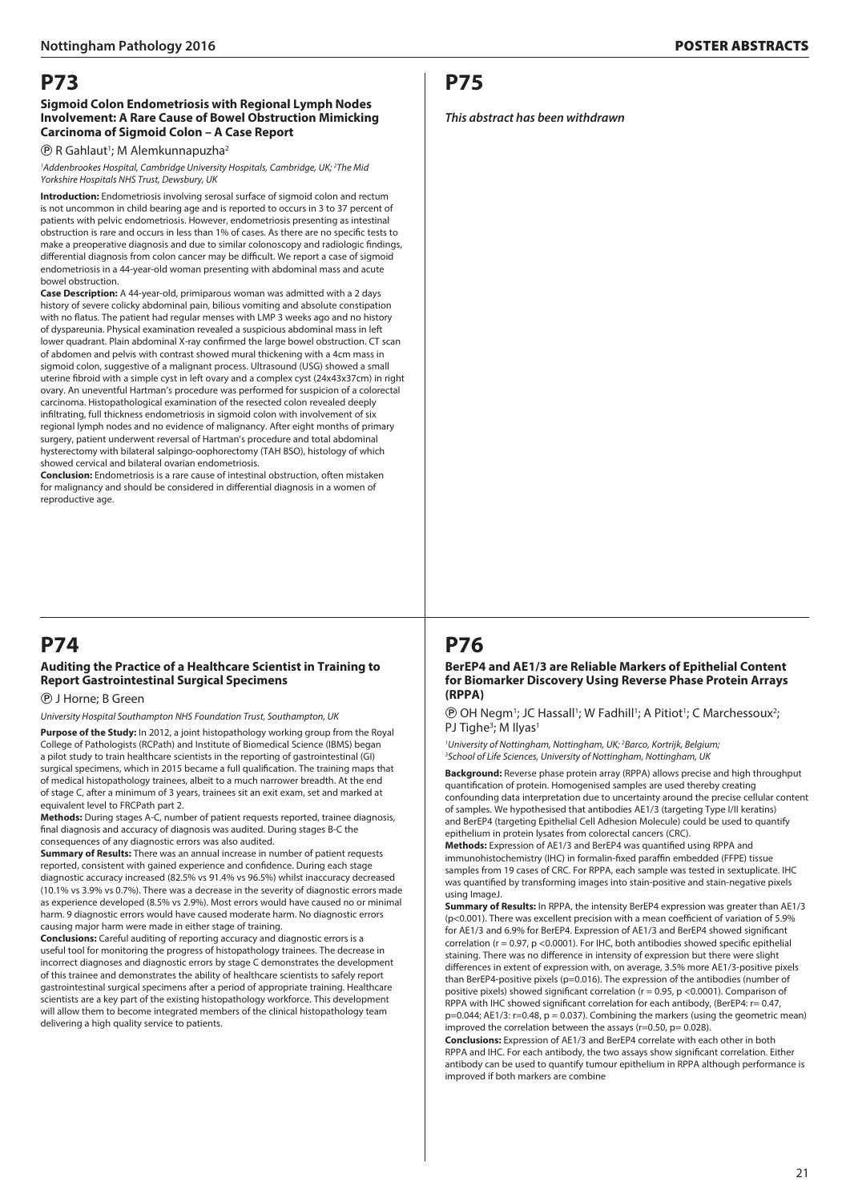# P73

### Sigmoid Colon Endometriosis with Regional Lymph Nodes Involvement: A Rare Cause of Bowel Obstruction Mimicking Carcinoma of Sigmoid Colon – A Case Report

Ⓟ R Gahlaut[1]; M Alemkunnapuzha[2]

*[1]Addenbrookes Hospital, Cambridge University Hospitals, Cambridge, UK; [2]The Mid Yorkshire Hospitals NHS Trust, Dewsbury, UK*

**Introduction:** Endometriosis involving serosal surface of sigmoid colon and rectum is not uncommon in child bearing age and is reported to occurs in 3 to 37 percent of patients with pelvic endometriosis. However, endometriosis presenting as intestinal obstruction is rare and occurs in less than 1% of cases. As there are no specific tests to make a preoperative diagnosis and due to similar colonoscopy and radiologic findings, differential diagnosis from colon cancer may be difficult. We report a case of sigmoid endometriosis in a 44-year-old woman presenting with abdominal mass and acute bowel obstruction.

**Case Description:** A 44-year-old, primiparous woman was admitted with a 2 days history of severe colicky abdominal pain, bilious vomiting and absolute constipation with no flatus. The patient had regular menses with LMP 3 weeks ago and no history of dyspareunia. Physical examination revealed a suspicious abdominal mass in left lower quadrant. Plain abdominal X-ray confirmed the large bowel obstruction. CT scan of abdomen and pelvis with contrast showed mural thickening with a 4cm mass in sigmoid colon, suggestive of a malignant process. Ultrasound (USG) showed a small uterine fibroid with a simple cyst in left ovary and a complex cyst (24x43x37cm) in right ovary. An uneventful Hartman's procedure was performed for suspicion of a colorectal carcinoma. Histopathological examination of the resected colon revealed deeply infiltrating, full thickness endometriosis in sigmoid colon with involvement of six regional lymph nodes and no evidence of malignancy. After eight months of primary surgery, patient underwent reversal of Hartman's procedure and total abdominal hysterectomy with bilateral salpingo-oophorectomy (TAH BSO), histology of which showed cervical and bilateral ovarian endometriosis.

**Conclusion:** Endometriosis is a rare cause of intestinal obstruction, often mistaken for malignancy and should be considered in differential diagnosis in a women of reproductive age.

# P74

### Auditing the Practice of a Healthcare Scientist in Training to Report Gastrointestinal Surgical Specimens

Ⓟ J Horne; B Green

*University Hospital Southampton NHS Foundation Trust, Southampton, UK*

**Purpose of the Study:** In 2012, a joint histopathology working group from the Royal College of Pathologists (RCPath) and Institute of Biomedical Science (IBMS) began a pilot study to train healthcare scientists in the reporting of gastrointestinal (GI) surgical specimens, which in 2015 became a full qualification. The training maps that of medical histopathology trainees, albeit to a much narrower breadth. At the end of stage C, after a minimum of 3 years, trainees sit an exit exam, set and marked at equivalent level to FRCPath part 2.

**Methods:** During stages A-C, number of patient requests reported, trainee diagnosis, final diagnosis and accuracy of diagnosis was audited. During stages B-C the consequences of any diagnostic errors was also audited.

**Summary of Results:** There was an annual increase in number of patient requests reported, consistent with gained experience and confidence. During each stage diagnostic accuracy increased (82.5% vs 91.4% vs 96.5%) whilst inaccuracy decreased (10.1% vs 3.9% vs 0.7%). There was a decrease in the severity of diagnostic errors made as experience developed (8.5% vs 2.9%). Most errors would have caused no or minimal harm. 9 diagnostic errors would have caused moderate harm. No diagnostic errors causing major harm were made in either stage of training.

**Conclusions:** Careful auditing of reporting accuracy and diagnostic errors is a useful tool for monitoring the progress of histopathology trainees. The decrease in incorrect diagnoses and diagnostic errors by stage C demonstrates the development of this trainee and demonstrates the ability of healthcare scientists to safely report gastrointestinal surgical specimens after a period of appropriate training. Healthcare scientists are a key part of the existing histopathology workforce. This development will allow them to become integrated members of the clinical histopathology team delivering a high quality service to patients.

# P75

***This abstract has been withdrawn***

# P76

### BerEP4 and AE1/3 are Reliable Markers of Epithelial Content for Biomarker Discovery Using Reverse Phase Protein Arrays (RPPA)

Ⓟ OH Negm[1]; JC Hassall[1]; W Fadhil[1]; A Pitiot[1]; C Marchessoux[2]; PJ Tighe[3]; M Ilyas[1]

*[1]University of Nottingham, Nottingham, UK; [2]Barco, Kortrijk, Belgium; [3]School of Life Sciences, University of Nottingham, Nottingham, UK*

**Background:** Reverse phase protein array (RPPA) allows precise and high throughput quantification of protein. Homogenised samples are used thereby creating confounding data interpretation due to uncertainty around the precise cellular content of samples. We hypothesised that antibodies AE1/3 (targeting Type I/II keratins) and BerEP4 (targeting Epithelial Cell Adhesion Molecule) could be used to quantify epithelium in protein lysates from colorectal cancers (CRC).

**Methods:** Expression of AE1/3 and BerEP4 was quantified using RPPA and immunohistochemistry (IHC) in formalin-fixed paraffin embedded (FFPE) tissue samples from 19 cases of CRC. For RPPA, each sample was tested in sextuplicate. IHC was quantified by transforming images into stain-positive and stain-negative pixels using ImageJ.

**Summary of Results:** In RPPA, the intensity BerEP4 expression was greater than AE1/3 ($p<0.001$). There was excellent precision with a mean coefficient of variation of 5.9% for AE1/3 and 6.9% for BerEP4. Expression of AE1/3 and BerEP4 showed significant correlation ($r = 0.97$, $p <0.0001$). For IHC, both antibodies showed specific epithelial staining. There was no difference in intensity of expression but there were slight differences in extent of expression with, on average, 3.5% more AE1/3-positive pixels than BerEP4-positive pixels ($p=0.016$). The expression of the antibodies (number of positive pixels) showed significant correlation ($r = 0.95$, $p <0.0001$). Comparison of RPPA with IHC showed significant correlation for each antibody, (BerEP4: $r= 0.47$, $p=0.044$; AE1/3: $r=0.48$, $p = 0.037$). Combining the markers (using the geometric mean) improved the correlation between the assays ($r=0.50$, $p= 0.028$).

**Conclusions:** Expression of AE1/3 and BerEP4 correlate with each other in both RPPA and IHC. For each antibody, the two assays show significant correlation. Either antibody can be used to quantify tumour epithelium in RPPA although performance is improved if both markers are combine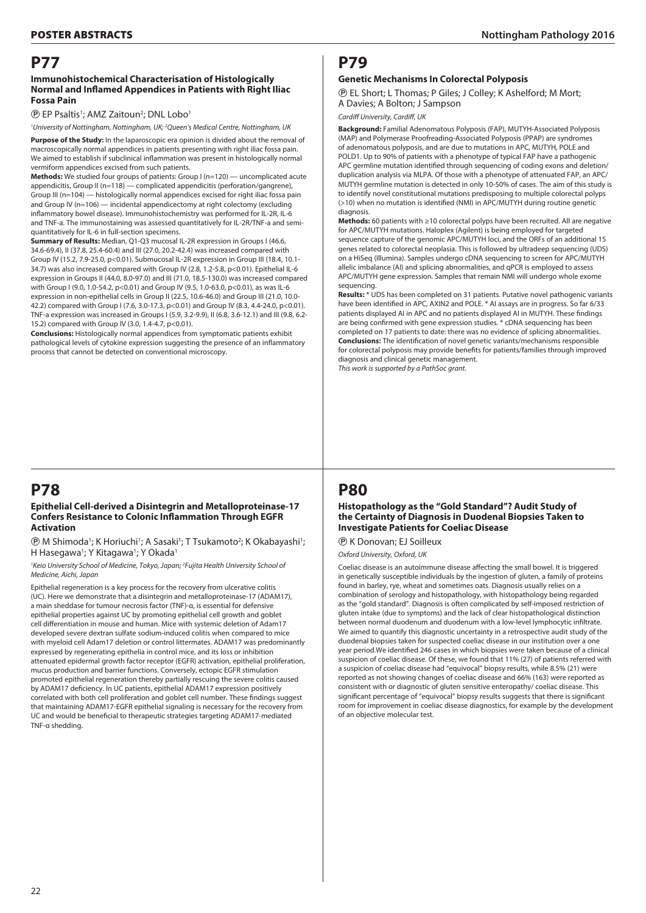# P77

### Immunohistochemical Characterisation of Histologically Normal and Inflamed Appendices in Patients with Right Iliac Fossa Pain

Ⓟ EP Psaltis[1]; AMZ Zaitoun[2]; DNL Lobo[1]

*[1]University of Nottingham, Nottingham, UK; [2]Queen's Medical Centre, Nottingham, UK*

**Purpose of the Study:** In the laparoscopic era opinion is divided about the removal of macroscopically normal appendices in patients presenting with right iliac fossa pain. We aimed to establish if subclinical inflammation was present in histologically normal vermiform appendices excised from such patients.

**Methods:** We studied four groups of patients: Group I (n=120) — uncomplicated acute appendicitis, Group II (n=118) — complicated appendicitis (perforation/gangrene), Group III (n=104) — histologically normal appendices excised for right iliac fossa pain and Group IV (n=106) — incidental appendicectomy at right colectomy (excluding inflammatory bowel disease). Immunohistochemistry was performed for IL-2R, IL-6 and TNF-a. The immunostaining was assessed quantitatively for IL-2R/TNF-a and semi-quantitatively for IL-6 in full-section specimens.

**Summary of Results:** Median, Q1-Q3 mucosal IL-2R expression in Groups I (46.6, 34.6-69.4), II (37.8, 25.4-60.4) and III (27.0, 20.2-42.4) was increased compared with Group IV (15.2, 7.9-25.0, p<0.01). Submucosal IL-2R expression in Group III (18.4, 10.1-34.7) was also increased compared with Group IV (2.8, 1.2-5.8, p<0.01). Epithelial IL-6 expression in Groups II (44.0, 8.0-97.0) and III (71.0, 18.5-130.0) was increased compared with Group I (9.0, 1.0-54.2, p<0.01) and Group IV (9.5, 1.0-63.0, p<0.01), as was IL-6 expression in non-epithelial cells in Group II (22.5, 10.6-46.0) and Group III (21.0, 10.0-42.2) compared with Group I (7.6, 3.0-17.3, p<0.01) and Group IV (8.3, 4.4-24.0, p<0.01). TNF-a expression was increased in Groups I (5.9, 3.2-9.9), II (6.8, 3.6-12.1) and III (9.8, 6.2-15.2) compared with Group IV (3.0, 1.4-4.7, p<0.01).

**Conclusions:** Histologically normal appendices from symptomatic patients exhibit pathological levels of cytokine expression suggesting the presence of an inflammatory process that cannot be detected on conventional microscopy.

# P78

### Epithelial Cell-derived a Disintegrin and Metalloproteinase-17 Confers Resistance to Colonic Inflammation Through EGFR Activation

Ⓟ M Shimoda[1]; K Horiuchi[1]; A Sasaki[1]; T Tsukamoto[2]; K Okabayashi[1]; H Hasegawa[1]; Y Kitagawa[1]; Y Okada[1]

*[1]Keio University School of Medicine, Tokyo, Japan; [2]Fujita Health University School of Medicine, Aichi, Japan*

Epithelial regeneration is a key process for the recovery from ulcerative colitis (UC). Here we demonstrate that a disintegrin and metalloproteinase-17 (ADAM17), a main sheddase for tumour necrosis factor (TNF)-α, is essential for defensive epithelial properties against UC by promoting epithelial cell growth and goblet cell differentiation in mouse and human. Mice with systemic deletion of Adam17 developed severe dextran sulfate sodium-induced colitis when compared to mice with myeloid cell Adam17 deletion or control littermates. ADAM17 was predominantly expressed by regenerating epithelia in control mice, and its loss or inhibition attenuated epidermal growth factor receptor (EGFR) activation, epithelial proliferation, mucus production and barrier functions. Conversely, ectopic EGFR stimulation promoted epithelial regeneration thereby partially rescuing the severe colitis caused by ADAM17 deficiency. In UC patients, epithelial ADAM17 expression positively correlated with both cell proliferation and goblet cell number. These findings suggest that maintaining ADAM17-EGFR epithelial signaling is necessary for the recovery from UC and would be beneficial to therapeutic strategies targeting ADAM17-mediated TNF-α shedding.

# P79

### Genetic Mechanisms In Colorectal Polyposis

Ⓟ EL Short; L Thomas; P Giles; J Colley; K Ashelford; M Mort; A Davies; A Bolton; J Sampson

*Cardiff University, Cardiff, UK*

**Background:** Familial Adenomatous Polyposis (FAP), MUTYH-Associated Polyposis (MAP) and Polymerase Proofreading-Associated Polyposis (PPAP) are syndromes of adenomatous polyposis, and are due to mutations in APC, MUTYH, POLE and POLD1. Up to 90% of patients with a phenotype of typical FAP have a pathogenic APC germline mutation identified through sequencing of coding exons and deletion/duplication analysis via MLPA. Of those with a phenotype of attenuated FAP, an APC/MUTYH germline mutation is detected in only 10-50% of cases. The aim of this study is to identify novel constitutional mutations predisposing to multiple colorectal polyps (>10) when no mutation is identified (NMI) in APC/MUTYH during routine genetic diagnosis.

**Methods:** 60 patients with ≥10 colorectal polyps have been recruited. All are negative for APC/MUTYH mutations. Haloplex (Agilent) is being employed for targeted sequence capture of the genomic APC/MUTYH loci, and the ORFs of an additional 15 genes related to colorectal neoplasia. This is followed by ultradeep sequencing (UDS) on a HiSeq (Illumina). Samples undergo cDNA sequencing to screen for APC/MUTYH allelic imbalance (AI) and splicing abnormalities, and qPCR is employed to assess APC/MUTYH gene expression. Samples that remain NMI will undergo whole exome sequencing.

**Results:** * UDS has been completed on 31 patients. Putative novel pathogenic variants have been identified in APC, AXIN2 and POLE. * AI assays are in progress. So far 6/33 patients displayed AI in APC and no patients displayed AI in MUTYH. These findings are being confirmed with gene expression studies. * cDNA sequencing has been completed on 17 patients to date: there was no evidence of splicing abnormalities.

**Conclusions:** The identification of novel genetic variants/mechanisms responsible for colorectal polyposis may provide benefits for patients/families through improved diagnosis and clinical genetic management.

*This work is supported by a PathSoc grant.*

# P80

### Histopathology as the "Gold Standard"? Audit Study of the Certainty of Diagnosis in Duodenal Biopsies Taken to Investigate Patients for Coeliac Disease

Ⓟ K Donovan; EJ Soilleux

*Oxford University, Oxford, UK*

Coeliac disease is an autoimmune disease affecting the small bowel. It is triggered in genetically susceptible individuals by the ingestion of gluten, a family of proteins found in barley, rye, wheat and sometimes oats. Diagnosis usually relies on a combination of serology and histopathology, with histopathology being regarded as the "gold standard". Diagnosis is often complicated by self-imposed restriction of gluten intake (due to symptoms) and the lack of clear histopathological distinction between normal duodenum and duodenum with a low-level lymphocytic infiltrate. We aimed to quantify this diagnostic uncertainty in a retrospective audit study of the duodenal biopsies taken for suspected coeliac disease in our institution over a one year period.We identified 246 cases in which biopsies were taken because of a clinical suspicion of coeliac disease. Of these, we found that 11% (27) of patients referred with a suspicion of coeliac disease had "equivocal" biopsy results, while 8.5% (21) were reported as not showing changes of coeliac disease and 66% (163) were reported as consistent with or diagnostic of gluten sensitive enteropathy/ coeliac disease. This significant percentage of "equivocal" biopsy results suggests that there is significant room for improvement in coeliac disease diagnostics, for example by the development of an objective molecular test.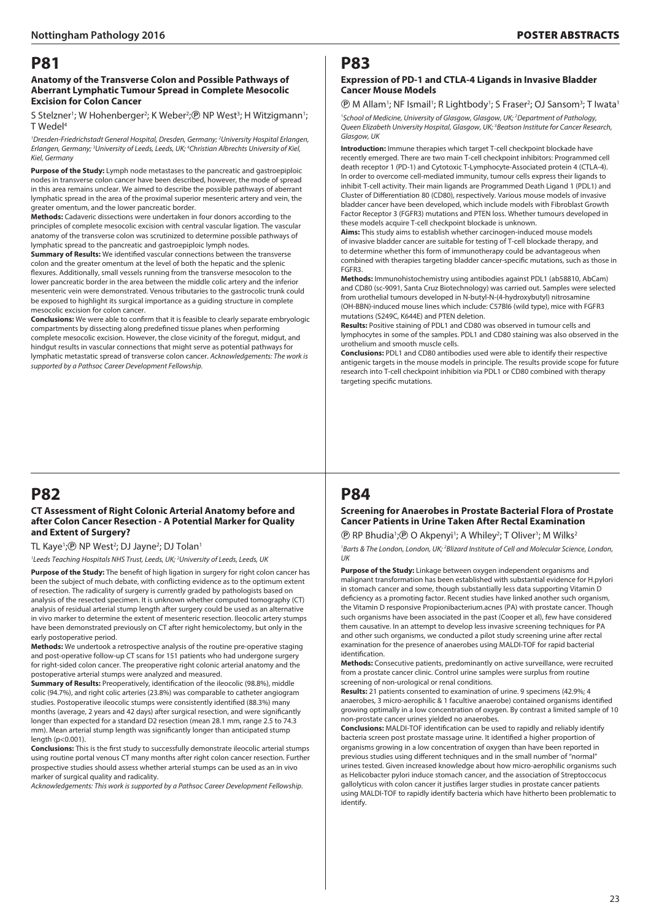# P81

### Anatomy of the Transverse Colon and Possible Pathways of Aberrant Lymphatic Tumour Spread in Complete Mesocolic Excision for Colon Cancer

S Stelzner[1]; W Hohenberger[2]; K Weber[2]; ℗ NP West[3]; H Witzigmann[1]; T Wedel[4]

[1]*Dresden-Friedrichstadt General Hospital, Dresden, Germany;* [2]*University Hospital Erlangen, Erlangen, Germany;* [3]*University of Leeds, Leeds, UK;* [4]*Christian Albrechts University of Kiel, Kiel, Germany*

**Purpose of the Study:** Lymph node metastases to the pancreatic and gastroepiploic nodes in transverse colon cancer have been described, however, the mode of spread in this area remains unclear. We aimed to describe the possible pathways of aberrant lymphatic spread in the area of the proximal superior mesenteric artery and vein, the greater omentum, and the lower pancreatic border.

**Methods:** Cadaveric dissections were undertaken in four donors according to the principles of complete mesocolic excision with central vascular ligation. The vascular anatomy of the transverse colon was scrutinized to determine possible pathways of lymphatic spread to the pancreatic and gastroepiploic lymph nodes.

**Summary of Results:** We identified vascular connections between the transverse colon and the greater omentum at the level of both the hepatic and the splenic flexures. Additionally, small vessels running from the transverse mesocolon to the lower pancreatic border in the area between the middle colic artery and the inferior mesenteric vein were demonstrated. Venous tributaries to the gastrocolic trunk could be exposed to highlight its surgical importance as a guiding structure in complete mesocolic excision for colon cancer.

**Conclusions:** We were able to confirm that it is feasible to clearly separate embryologic compartments by dissecting along predefined tissue planes when performing complete mesocolic excision. However, the close vicinity of the foregut, midgut, and hindgut results in vascular connections that might serve as potential pathways for lymphatic metastatic spread of transverse colon cancer. *Acknowledgements: The work is supported by a Pathsoc Career Development Fellowship.*

# P82

### CT Assessment of Right Colonic Arterial Anatomy before and after Colon Cancer Resection - A Potential Marker for Quality and Extent of Surgery?

TL Kaye[1]; ℗ NP West[2]; DJ Jayne[2]; DJ Tolan[1]

[1]*Leeds Teaching Hospitals NHS Trust, Leeds, UK;* [2]*University of Leeds, Leeds, UK*

**Purpose of the Study:** The benefit of high ligation in surgery for right colon cancer has been the subject of much debate, with conflicting evidence as to the optimum extent of resection. The radicality of surgery is currently graded by pathologists based on analysis of the resected specimen. It is unknown whether computed tomography (CT) analysis of residual arterial stump length after surgery could be used as an alternative in vivo marker to determine the extent of mesenteric resection. Ileocolic artery stumps have been demonstrated previously on CT after right hemicolectomy, but only in the early postoperative period.

**Methods:** We undertook a retrospective analysis of the routine pre-operative staging and post-operative follow-up CT scans for 151 patients who had undergone surgery for right-sided colon cancer. The preoperative right colonic arterial anatomy and the postoperative arterial stumps were analyzed and measured.

**Summary of Results:** Preoperatively, identification of the ileocolic (98.8%), middle colic (94.7%), and right colic arteries (23.8%) was comparable to catheter angiogram studies. Postoperative ileocolic stumps were consistently identified (88.3%) many months (average, 2 years and 42 days) after surgical resection, and were significantly longer than expected for a standard D2 resection (mean 28.1 mm, range 2.5 to 74.3 mm). Mean arterial stump length was significantly longer than anticipated stump length ($p<0.001$).

**Conclusions:** This is the first study to successfully demonstrate ileocolic arterial stumps using routine portal venous CT many months after right colon cancer resection. Further prospective studies should assess whether arterial stumps can be used as an in vivo marker of surgical quality and radicality.

*Acknowledgements: This work is supported by a Pathsoc Career Development Fellowship.*

# P83

### Expression of PD-1 and CTLA-4 Ligands in Invasive Bladder Cancer Mouse Models

℗ M Allam[1]; NF Ismail[1]; R Lightbody[1]; S Fraser[2]; OJ Sansom[3]; T Iwata[1]

[1]*School of Medicine, University of Glasgow, Glasgow, UK;* [2]*Department of Pathology, Queen Elizabeth University Hospital, Glasgow, UK;* [3]*Beatson Institute for Cancer Research, Glasgow, UK*

**Introduction:** Immune therapies which target T-cell checkpoint blockade have recently emerged. There are two main T-cell checkpoint inhibitors: Programmed cell death receptor 1 (PD-1) and Cytotoxic T-Lymphocyte-Associated protein 4 (CTLA-4). In order to overcome cell-mediated immunity, tumour cells express their ligands to inhibit T-cell activity. Their main ligands are Programmed Death Ligand 1 (PDL1) and Cluster of Differentiation 80 (CD80), respectively. Various mouse models of invasive bladder cancer have been developed, which include models with Fibroblast Growth Factor Receptor 3 (FGFR3) mutations and PTEN loss. Whether tumours developed in these models acquire T-cell checkpoint blockade is unknown.

**Aims:** This study aims to establish whether carcinogen-induced mouse models of invasive bladder cancer are suitable for testing of T-cell blockade therapy, and to determine whether this form of immunotherapy could be advantageous when combined with therapies targeting bladder cancer-specific mutations, such as those in FGFR3.

**Methods:** Immunohistochemistry using antibodies against PDL1 (ab58810, AbCam) and CD80 (sc-9091, Santa Cruz Biotechnology) was carried out. Samples were selected from urothelial tumours developed in N-butyl-N-(4-hydroxybutyl) nitrosamine (OH-BBN)-induced mouse lines which include: C57Bl6 (wild type), mice with FGFR3 mutations (S249C, K644E) and PTEN deletion.

**Results:** Positive staining of PDL1 and CD80 was observed in tumour cells and lymphocytes in some of the samples. PDL1 and CD80 staining was also observed in the urothelium and smooth muscle cells.

**Conclusions:** PDL1 and CD80 antibodies used were able to identify their respective antigenic targets in the mouse models in principle. The results provide scope for future research into T-cell checkpoint inhibition via PDL1 or CD80 combined with therapy targeting specific mutations.

# P84

### Screening for Anaerobes in Prostate Bacterial Flora of Prostate Cancer Patients in Urine Taken After Rectal Examination

℗ RP Bhudia[1]; ℗ O Akpenyi[1]; A Whiley[2]; T Oliver[1]; M Wilks[2]

[1]*Barts & The London, London, UK;* [2]*Blizard Institute of Cell and Molecular Science, London, UK*

**Purpose of the Study:** Linkage between oxygen independent organisms and malignant transformation has been established with substantial evidence for H.pylori in stomach cancer and some, though substantially less data supporting Vitamin D deficiency as a promoting factor. Recent studies have linked another such organism, the Vitamin D responsive Propionibacterium.acnes (PA) with prostate cancer. Though such organisms have been associated in the past (Cooper et al), few have considered them causative. In an attempt to develop less invasive screening techniques for PA and other such organisms, we conducted a pilot study screening urine after rectal examination for the presence of anaerobes using MALDI-TOF for rapid bacterial identification.

**Methods:** Consecutive patients, predominantly on active surveillance, were recruited from a prostate cancer clinic. Control urine samples were surplus from routine screening of non-urological or renal conditions.

**Results:** 21 patients consented to examination of urine. 9 specimens (42.9%; 4 anaerobes, 3 micro-aerophilic & 1 facultive anaerobe) contained organisms identified growing optimally in a low concentration of oxygen. By contrast a limited sample of 10 non-prostate cancer urines yielded no anaerobes.

**Conclusions:** MALDI-TOF identification can be used to rapidly and reliably identify bacteria screen post prostate massage urine. It identified a higher proportion of organisms growing in a low concentration of oxygen than have been reported in previous studies using different techniques and in the small number of "normal" urines tested. Given increased knowledge about how micro-aerophilic organisms such as Helicobacter pylori induce stomach cancer, and the association of Streptoccocus gallolyticus with colon cancer it justifies larger studies in prostate cancer patients using MALDI-TOF to rapidly identify bacteria which have hitherto been problematic to identify.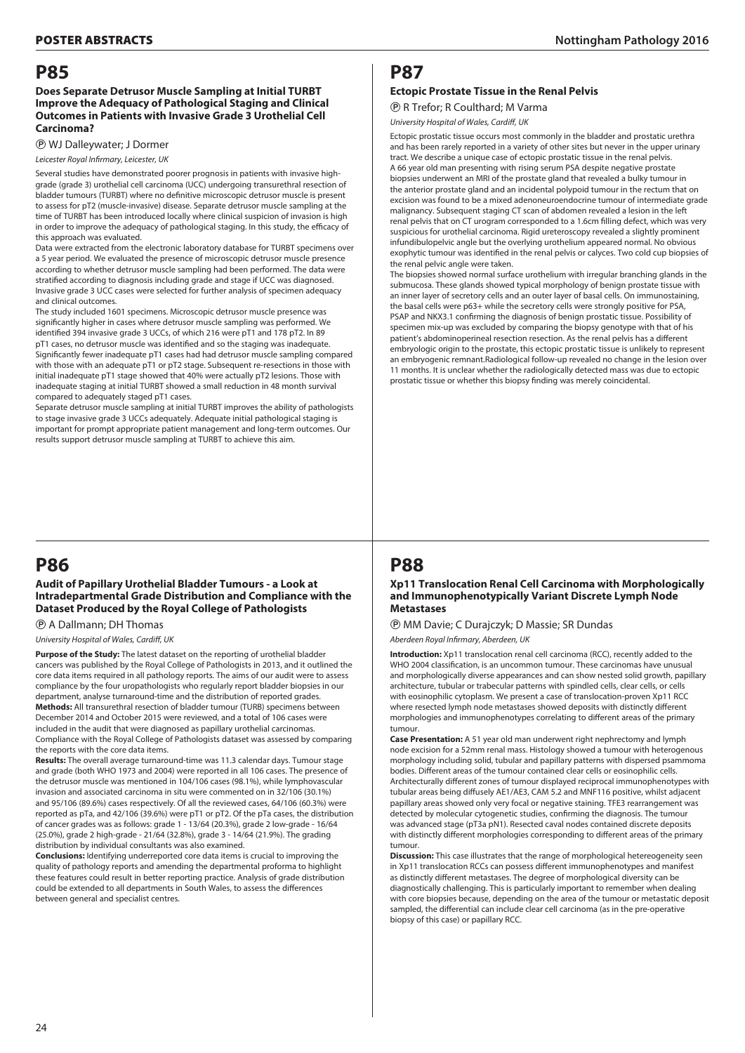# P85

### Does Separate Detrusor Muscle Sampling at Initial TURBT Improve the Adequacy of Pathological Staging and Clinical Outcomes in Patients with Invasive Grade 3 Urothelial Cell Carcinoma?

Ⓟ WJ Dalleywater; J Dormer

*Leicester Royal Infirmary, Leicester, UK*

Several studies have demonstrated poorer prognosis in patients with invasive high-grade (grade 3) urothelial cell carcinoma (UCC) undergoing transurethral resection of bladder tumours (TURBT) where no definitive microscopic detrusor muscle is present to assess for pT2 (muscle-invasive) disease. Separate detrusor muscle sampling at the time of TURBT has been introduced locally where clinical suspicion of invasion is high in order to improve the adequacy of pathological staging. In this study, the efficacy of this approach was evaluated.

Data were extracted from the electronic laboratory database for TURBT specimens over a 5 year period. We evaluated the presence of microscopic detrusor muscle presence according to whether detrusor muscle sampling had been performed. The data were stratified according to diagnosis including grade and stage if UCC was diagnosed. Invasive grade 3 UCC cases were selected for further analysis of specimen adequacy and clinical outcomes.

The study included 1601 specimens. Microscopic detrusor muscle presence was significantly higher in cases where detrusor muscle sampling was performed. We identified 394 invasive grade 3 UCCs, of which 216 were pT1 and 178 pT2. In 89 pT1 cases, no detrusor muscle was identified and so the staging was inadequate. Significantly fewer inadequate pT1 cases had had detrusor muscle sampling compared with those with an adequate pT1 or pT2 stage. Subsequent re-resections in those with initial inadequate pT1 stage showed that 40% were actually pT2 lesions. Those with inadequate staging at initial TURBT showed a small reduction in 48 month survival compared to adequately staged pT1 cases.

Separate detrusor muscle sampling at initial TURBT improves the ability of pathologists to stage invasive grade 3 UCCs adequately. Adequate initial pathological staging is important for prompt appropriate patient management and long-term outcomes. Our results support detrusor muscle sampling at TURBT to achieve this aim.

# P86

### Audit of Papillary Urothelial Bladder Tumours - a Look at Intradepartmental Grade Distribution and Compliance with the Dataset Produced by the Royal College of Pathologists

Ⓟ A Dallmann; DH Thomas

*University Hospital of Wales, Cardiff, UK*

**Purpose of the Study:** The latest dataset on the reporting of urothelial bladder cancers was published by the Royal College of Pathologists in 2013, and it outlined the core data items required in all pathology reports. The aims of our audit were to assess compliance by the four uropathologists who regularly report bladder biopsies in our department, analyse turnaround-time and the distribution of reported grades.

**Methods:** All transurethral resection of bladder tumour (TURB) specimens between December 2014 and October 2015 were reviewed, and a total of 106 cases were included in the audit that were diagnosed as papillary urothelial carcinomas. Compliance with the Royal College of Pathologists dataset was assessed by comparing the reports with the core data items.

**Results:** The overall average turnaround-time was 11.3 calendar days. Tumour stage and grade (both WHO 1973 and 2004) were reported in all 106 cases. The presence of the detrusor muscle was mentioned in 104/106 cases (98.1%), while lymphovascular invasion and associated carcinoma in situ were commented on in 32/106 (30.1%) and 95/106 (89.6%) cases respectively. Of all the reviewed cases, 64/106 (60.3%) were reported as pTa, and 42/106 (39.6%) were pT1 or pT2. Of the pTa cases, the distribution of cancer grades was as follows: grade 1 - 13/64 (20.3%), grade 2 low-grade - 16/64 (25.0%), grade 2 high-grade - 21/64 (32.8%), grade 3 - 14/64 (21.9%). The grading distribution by individual consultants was also examined.

**Conclusions:** Identifying underreported core data items is crucial to improving the quality of pathology reports and amending the departmental proforma to highlight these features could result in better reporting practice. Analysis of grade distribution could be extended to all departments in South Wales, to assess the differences between general and specialist centres.

# P87

### Ectopic Prostate Tissue in the Renal Pelvis

Ⓟ R Trefor; R Coulthard; M Varma

*University Hospital of Wales, Cardiff, UK*

Ectopic prostatic tissue occurs most commonly in the bladder and prostatic urethra and has been rarely reported in a variety of other sites but never in the upper urinary tract. We describe a unique case of ectopic prostatic tissue in the renal pelvis.

A 66 year old man presenting with rising serum PSA despite negative prostate biopsies underwent an MRI of the prostate gland that revealed a bulky tumour in the anterior prostate gland and an incidental polypoid tumour in the rectum that on excision was found to be a mixed adenoneuroendocrine tumour of intermediate grade malignancy. Subsequent staging CT scan of abdomen revealed a lesion in the left renal pelvis that on CT urogram corresponded to a 1.6cm filling defect, which was very suspicious for urothelial carcinoma. Rigid ureteroscopy revealed a slightly prominent infundibulopelvic angle but the overlying urothelium appeared normal. No obvious exophytic tumour was identified in the renal pelvis or calyces. Two cold cup biopsies of the renal pelvic angle were taken.

The biopsies showed normal surface urothelium with irregular branching glands in the submucosa. These glands showed typical morphology of benign prostate tissue with an inner layer of secretory cells and an outer layer of basal cells. On immunostaining, the basal cells were p63+ while the secretory cells were strongly positive for PSA, PSAP and NKX3.1 confirming the diagnosis of benign prostatic tissue. Possibility of specimen mix-up was excluded by comparing the biopsy genotype with that of his patient's abdominoperineal resection resection. As the renal pelvis has a different embryologic origin to the prostate, this ectopic prostatic tissue is unlikely to represent an embryogenic remnant.Radiological follow-up revealed no change in the lesion over 11 months. It is unclear whether the radiologically detected mass was due to ectopic prostatic tissue or whether this biopsy finding was merely coincidental.

# P88

### Xp11 Translocation Renal Cell Carcinoma with Morphologically and Immunophenotypically Variant Discrete Lymph Node Metastases

Ⓟ MM Davie; C Durajczyk; D Massie; SR Dundas

*Aberdeen Royal Infirmary, Aberdeen, UK*

**Introduction:** Xp11 translocation renal cell carcinoma (RCC), recently added to the WHO 2004 classification, is an uncommon tumour. These carcinomas have unusual and morphologically diverse appearances and can show nested solid growth, papillary architecture, tubular or trabecular patterns with spindled cells, clear cells, or cells with eosinophilic cytoplasm. We present a case of translocation-proven Xp11 RCC where resected lymph node metastases showed deposits with distinctly different morphologies and immunophenotypes correlating to different areas of the primary tumour.

**Case Presentation:** A 51 year old man underwent right nephrectomy and lymph node excision for a 52mm renal mass. Histology showed a tumour with heterogenous morphology including solid, tubular and papillary patterns with dispersed psammoma bodies. Different areas of the tumour contained clear cells or eosinophilic cells. Architecturally different zones of tumour displayed reciprocal immunophenotypes with tubular areas being diffusely AE1/AE3, CAM 5.2 and MNF116 positive, whilst adjacent papillary areas showed only very focal or negative staining. TFE3 rearrangement was detected by molecular cytogenetic studies, confirming the diagnosis. The tumour was advanced stage (pT3a pN1). Resected caval nodes contained discrete deposits with distinctly different morphologies corresponding to different areas of the primary tumour.

**Discussion:** This case illustrates that the range of morphological hetereogeneity seen in Xp11 translocation RCCs can possess different immunophenotypes and manifest as distinctly different metastases. The degree of morphological diversity can be diagnostically challenging. This is particularly important to remember when dealing with core biopsies because, depending on the area of the tumour or metastatic deposit sampled, the differential can include clear cell carcinoma (as in the pre-operative biopsy of this case) or papillary RCC.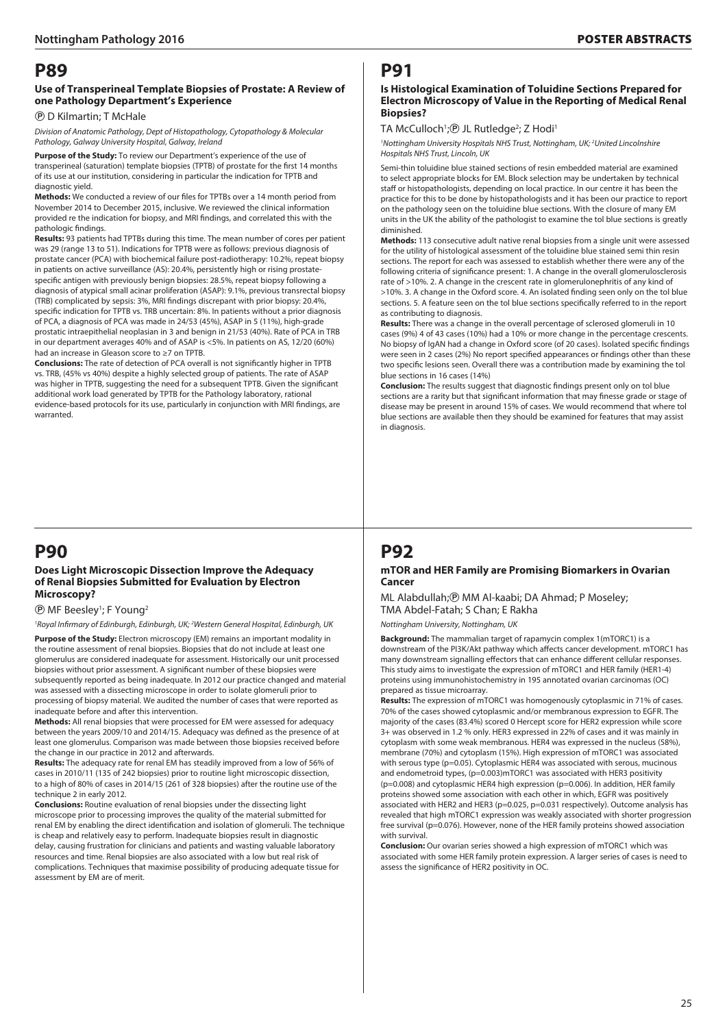# P89

### Use of Transperineal Template Biopsies of Prostate: A Review of one Pathology Department's Experience

Ⓟ D Kilmartin; T McHale

*Division of Anatomic Pathology, Dept of Histopathology, Cytopathology & Molecular Pathology, Galway University Hospital, Galway, Ireland*

**Purpose of the Study:** To review our Department's experience of the use of transperineal (saturation) template biopsies (TPTB) of prostate for the first 14 months of its use at our institution, considering in particular the indication for TPTB and diagnostic yield.

**Methods:** We conducted a review of our files for TPTBs over a 14 month period from November 2014 to December 2015, inclusive. We reviewed the clinical information provided re the indication for biopsy, and MRI findings, and correlated this with the pathologic findings.

**Results:** 93 patients had TPTBs during this time. The mean number of cores per patient was 29 (range 13 to 51). Indications for TPTB were as follows: previous diagnosis of prostate cancer (PCA) with biochemical failure post-radiotherapy: 10.2%, repeat biopsy in patients on active surveillance (AS): 20.4%, persistently high or rising prostate-specific antigen with previously benign biopsies: 28.5%, repeat biopsy following a diagnosis of atypical small acinar proliferation (ASAP): 9.1%, previous transrectal biopsy (TRB) complicated by sepsis: 3%, MRI findings discrepant with prior biopsy: 20.4%, specific indication for TPTB vs. TRB uncertain: 8%. In patients without a prior diagnosis of PCA, a diagnosis of PCA was made in 24/53 (45%), ASAP in 5 (11%), high-grade prostatic intraepithelial neoplasian in 3 and benign in 21/53 (40%). Rate of PCA in TRB in our department averages 40% and of ASAP is <5%. In patients on AS, 12/20 (60%) had an increase in Gleason score to ≥7 on TPTB.

**Conclusions:** The rate of detection of PCA overall is not significantly higher in TPTB vs. TRB, (45% vs 40%) despite a highly selected group of patients. The rate of ASAP was higher in TPTB, suggesting the need for a subsequent TPTB. Given the significant additional work load generated by TPTB for the Pathology laboratory, rational evidence-based protocols for its use, particularly in conjunction with MRI findings, are warranted.

# P90

### Does Light Microscopic Dissection Improve the Adequacy of Renal Biopsies Submitted for Evaluation by Electron Microscopy?

Ⓟ MF Beesley[1]; F Young[2]

*[1]Royal Infirmary of Edinburgh, Edinburgh, UK; [2]Western General Hospital, Edinburgh, UK*

**Purpose of the Study:** Electron microscopy (EM) remains an important modality in the routine assessment of renal biopsies. Biopsies that do not include at least one glomerulus are considered inadequate for assessment. Historically our unit processed biopsies without prior assessment. A significant number of these biopsies were subsequently reported as being inadequate. In 2012 our practice changed and material was assessed with a dissecting microscope in order to isolate glomeruli prior to processing of biopsy material. We audited the number of cases that were reported as inadequate before and after this intervention.

**Methods:** All renal biopsies that were processed for EM were assessed for adequacy between the years 2009/10 and 2014/15. Adequacy was defined as the presence of at least one glomerulus. Comparison was made between those biopsies received before the change in our practice in 2012 and afterwards.

**Results:** The adequacy rate for renal EM has steadily improved from a low of 56% of cases in 2010/11 (135 of 242 biopsies) prior to routine light microscopic dissection, to a high of 80% of cases in 2014/15 (261 of 328 biopsies) after the routine use of the technique 2 in early 2012.

**Conclusions:** Routine evaluation of renal biopsies under the dissecting light microscope prior to processing improves the quality of the material submitted for renal EM by enabling the direct identification and isolation of glomeruli. The technique is cheap and relatively easy to perform. Inadequate biopsies result in diagnostic delay, causing frustration for clinicians and patients and wasting valuable laboratory resources and time. Renal biopsies are also associated with a low but real risk of complications. Techniques that maximise possibility of producing adequate tissue for assessment by EM are of merit.

# P91

### Is Histological Examination of Toluidine Sections Prepared for Electron Microscopy of Value in the Reporting of Medical Renal Biopsies?

TA McCulloch[1]; Ⓟ JL Rutledge[2]; Z Hodi[1]

*[1]Nottingham University Hospitals NHS Trust, Nottingham, UK; [2]United Lincolnshire Hospitals NHS Trust, Lincoln, UK*

Semi-thin toluidine blue stained sections of resin embedded material are examined to select appropriate blocks for EM. Block selection may be undertaken by technical staff or histopathologists, depending on local practice. In our centre it has been the practice for this to be done by histopathologists and it has been our practice to report on the pathology seen on the toluidine blue sections. With the closure of many EM units in the UK the ability of the pathologist to examine the tol blue sections is greatly diminished.

**Methods:** 113 consecutive adult native renal biopsies from a single unit were assessed for the utility of histological assessment of the toluidine blue stained semi thin resin sections. The report for each was assessed to establish whether there were any of the following criteria of significance present: 1. A change in the overall glomerulosclerosis rate of >10%. 2. A change in the crescent rate in glomerulonephritis of any kind of >10%. 3. A change in the Oxford score. 4. An isolated finding seen only on the tol blue sections. 5. A feature seen on the tol blue sections specifically referred to in the report as contributing to diagnosis.

**Results:** There was a change in the overall percentage of sclerosed glomeruli in 10 cases (9%) 4 of 43 cases (10%) had a 10% or more change in the percentage crescents. No biopsy of IgAN had a change in Oxford score (of 20 cases). Isolated specific findings were seen in 2 cases (2%) No report specified appearances or findings other than these two specific lesions seen. Overall there was a contribution made by examining the tol blue sections in 16 cases (14%)

**Conclusion:** The results suggest that diagnostic findings present only on tol blue sections are a rarity but that significant information that may finesse grade or stage of disease may be present in around 15% of cases. We would recommend that where tol blue sections are available then they should be examined for features that may assist in diagnosis.

# P92

### mTOR and HER Family are Promising Biomarkers in Ovarian Cancer

ML Alabdullah; Ⓟ MM Al-kaabi; DA Ahmad; P Moseley; TMA Abdel-Fatah; S Chan; E Rakha

*Nottingham University, Nottingham, UK*

**Background:** The mammalian target of rapamycin complex 1(mTORC1) is a downstream of the PI3K/Akt pathway which affects cancer development. mTORC1 has many downstream signalling effectors that can enhance different cellular responses. This study aims to investigate the expression of mTORC1 and HER family (HER1-4) proteins using immunohistochemistry in 195 annotated ovarian carcinomas (OC) prepared as tissue microarray.

**Results:** The expression of mTORC1 was homogenously cytoplasmic in 71% of cases. 70% of the cases showed cytoplasmic and/or membranous expression to EGFR. The majority of the cases (83.4%) scored 0 Hercept score for HER2 expression while score 3+ was observed in 1.2 % only. HER3 expressed in 22% of cases and it was mainly in cytoplasm with some weak membranous. HER4 was expressed in the nucleus (58%), membrane (70%) and cytoplasm (15%). High expression of mTORC1 was associated with serous type ($p=0.05$). Cytoplasmic HER4 was associated with serous, mucinous and endometroid types, ($p=0.003$)mTORC1 was associated with HER3 positivity ($p=0.008$) and cytoplasmic HER4 high expression ($p=0.006$). In addition, HER family proteins showed some association with each other in which, EGFR was positively associated with HER2 and HER3 ($p=0.025$, $p=0.031$ respectively). Outcome analysis has revealed that high mTORC1 expression was weakly associated with shorter progression free survival ($p=0.076$). However, none of the HER family proteins showed association with survival.

**Conclusion:** Our ovarian series showed a high expression of mTORC1 which was associated with some HER family protein expression. A larger series of cases is need to assess the significance of HER2 positivity in OC.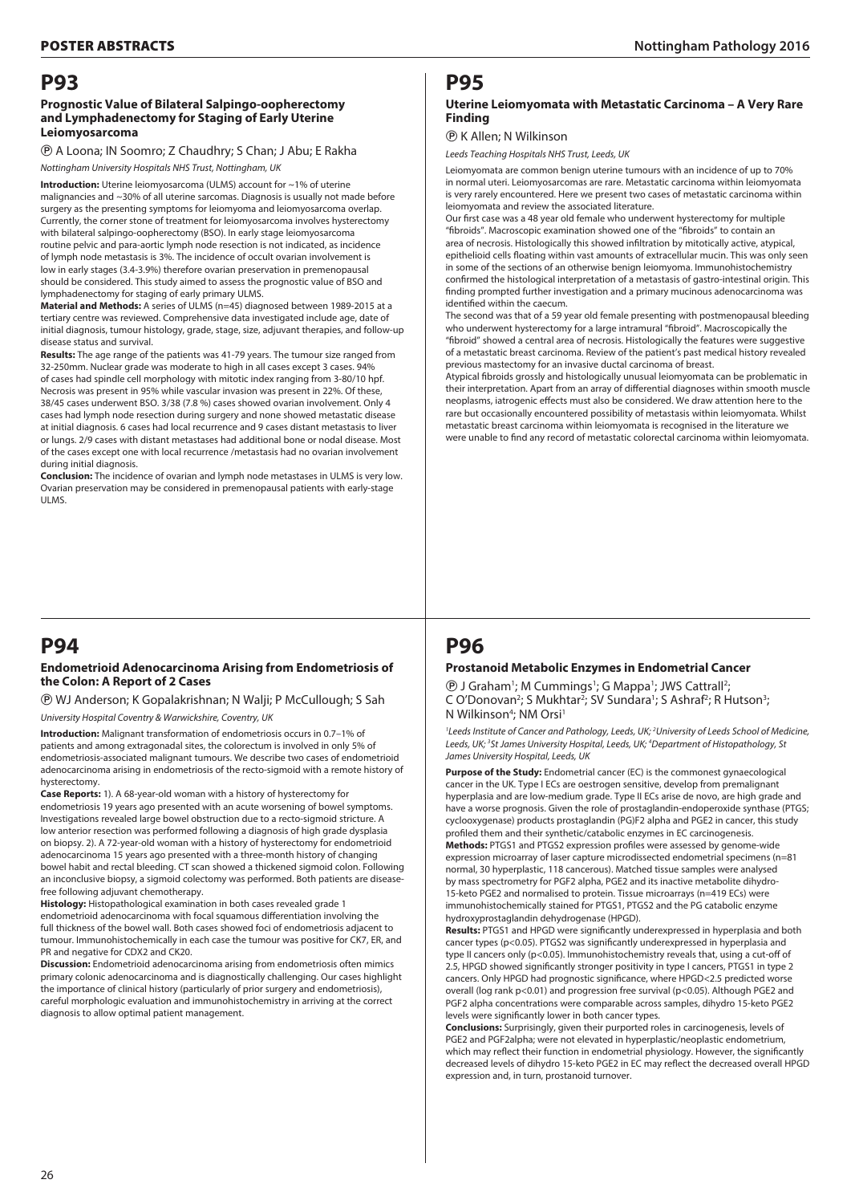# P93

### Prognostic Value of Bilateral Salpingo-oopherectomy and Lymphadenectomy for Staging of Early Uterine Leiomyosarcoma

Ⓟ A Loona; IN Soomro; Z Chaudhry; S Chan; J Abu; E Rakha

*Nottingham University Hospitals NHS Trust, Nottingham, UK*

**Introduction:** Uterine leiomyosarcoma (ULMS) account for ~1% of uterine malignancies and ~30% of all uterine sarcomas. Diagnosis is usually not made before surgery as the presenting symptoms for leiomyoma and leiomyosarcoma overlap. Currently, the corner stone of treatment for leiomyosarcoma involves hysterectomy with bilateral salpingo-oopherectomy (BSO). In early stage leiomyosarcoma routine pelvic and para-aortic lymph node resection is not indicated, as incidence of lymph node metastasis is 3%. The incidence of occult ovarian involvement is low in early stages (3.4-3.9%) therefore ovarian preservation in premenopausal should be considered. This study aimed to assess the prognostic value of BSO and lymphadenectomy for staging of early primary ULMS.

**Material and Methods:** A series of ULMS (n=45) diagnosed between 1989-2015 at a tertiary centre was reviewed. Comprehensive data investigated include age, date of initial diagnosis, tumour histology, grade, stage, size, adjuvant therapies, and follow-up disease status and survival.

**Results:** The age range of the patients was 41-79 years. The tumour size ranged from 32-250mm. Nuclear grade was moderate to high in all cases except 3 cases. 94% of cases had spindle cell morphology with mitotic index ranging from 3-80/10 hpf. Necrosis was present in 95% while vascular invasion was present in 22%. Of these, 38/45 cases underwent BSO. 3/38 (7.8 %) cases showed ovarian involvement. Only 4 cases had lymph node resection during surgery and none showed metastatic disease at initial diagnosis. 6 cases had local recurrence and 9 cases distant metastasis to liver or lungs. 2/9 cases with distant metastases had additional bone or nodal disease. Most of the cases except one with local recurrence /metastasis had no ovarian involvement during initial diagnosis.

**Conclusion:** The incidence of ovarian and lymph node metastases in ULMS is very low. Ovarian preservation may be considered in premenopausal patients with early-stage ULMS.

# P94

### Endometrioid Adenocarcinoma Arising from Endometriosis of the Colon: A Report of 2 Cases

Ⓟ WJ Anderson; K Gopalakrishnan; N Walji; P McCullough; S Sah

*University Hospital Coventry & Warwickshire, Coventry, UK*

**Introduction:** Malignant transformation of endometriosis occurs in 0.7–1% of patients and among extragonadal sites, the colorectum is involved in only 5% of endometriosis-associated malignant tumours. We describe two cases of endometrioid adenocarcinoma arising in endometriosis of the recto-sigmoid with a remote history of hysterectomy.

**Case Reports:** 1). A 68-year-old woman with a history of hysterectomy for endometriosis 19 years ago presented with an acute worsening of bowel symptoms. Investigations revealed large bowel obstruction due to a recto-sigmoid stricture. A low anterior resection was performed following a diagnosis of high grade dysplasia on biopsy. 2). A 72-year-old woman with a history of hysterectomy for endometrioid adenocarcinoma 15 years ago presented with a three-month history of changing bowel habit and rectal bleeding. CT scan showed a thickened sigmoid colon. Following an inconclusive biopsy, a sigmoid colectomy was performed. Both patients are disease-free following adjuvant chemotherapy.

**Histology:** Histopathological examination in both cases revealed grade 1 endometrioid adenocarcinoma with focal squamous differentiation involving the full thickness of the bowel wall. Both cases showed foci of endometriosis adjacent to tumour. Immunohistochemically in each case the tumour was positive for CK7, ER, and PR and negative for CDX2 and CK20.

**Discussion:** Endometrioid adenocarcinoma arising from endometriosis often mimics primary colonic adenocarcinoma and is diagnostically challenging. Our cases highlight the importance of clinical history (particularly of prior surgery and endometriosis), careful morphologic evaluation and immunohistochemistry in arriving at the correct diagnosis to allow optimal patient management.

# P95

### Uterine Leiomyomata with Metastatic Carcinoma – A Very Rare Finding

Ⓟ K Allen; N Wilkinson

*Leeds Teaching Hospitals NHS Trust, Leeds, UK*

Leiomyomata are common benign uterine tumours with an incidence of up to 70% in normal uteri. Leiomyosarcomas are rare. Metastatic carcinoma within leiomyomata is very rarely encountered. Here we present two cases of metastatic carcinoma within leiomyomata and review the associated literature.

Our first case was a 48 year old female who underwent hysterectomy for multiple "fibroids". Macroscopic examination showed one of the "fibroids" to contain an area of necrosis. Histologically this showed infiltration by mitotically active, atypical, epithelioid cells floating within vast amounts of extracellular mucin. This was only seen in some of the sections of an otherwise benign leiomyoma. Immunohistochemistry confirmed the histological interpretation of a metastasis of gastro-intestinal origin. This finding prompted further investigation and a primary mucinous adenocarcinoma was identified within the caecum.

The second was that of a 59 year old female presenting with postmenopausal bleeding who underwent hysterectomy for a large intramural "fibroid". Macroscopically the "fibroid" showed a central area of necrosis. Histologically the features were suggestive of a metastatic breast carcinoma. Review of the patient's past medical history revealed previous mastectomy for an invasive ductal carcinoma of breast.

Atypical fibroids grossly and histologically unusual leiomyomata can be problematic in their interpretation. Apart from an array of differential diagnoses within smooth muscle neoplasms, iatrogenic effects must also be considered. We draw attention here to the rare but occasionally encountered possibility of metastasis within leiomyomata. Whilst metastatic breast carcinoma within leiomyomata is recognised in the literature we were unable to find any record of metastatic colorectal carcinoma within leiomyomata.

# P96

### Prostanoid Metabolic Enzymes in Endometrial Cancer

Ⓟ J Graham[1]; M Cummings[1]; G Mappa[1]; JWS Cattrall[2]; C O'Donovan[2]; S Mukhtar[2]; SV Sundara[1]; S Ashraf[2]; R Hutson[3]; N Wilkinson[4]; NM Orsi[1]

*[1]Leeds Institute of Cancer and Pathology, Leeds, UK; [2]University of Leeds School of Medicine, Leeds, UK; [3]St James University Hospital, Leeds, UK; [4]Department of Histopathology, St James University Hospital, Leeds, UK*

**Purpose of the Study:** Endometrial cancer (EC) is the commonest gynaecological cancer in the UK. Type I ECs are oestrogen sensitive, develop from premalignant hyperplasia and are low-medium grade. Type II ECs arise de novo, are high grade and have a worse prognosis. Given the role of prostaglandin-endoperoxide synthase (PTGS; cyclooxygenase) products prostaglandin (PG)F2 alpha and PGE2 in cancer, this study profiled them and their synthetic/catabolic enzymes in EC carcinogenesis.

**Methods:** PTGS1 and PTGS2 expression profiles were assessed by genome-wide expression microarray of laser capture microdissected endometrial specimens (n=81 normal, 30 hyperplastic, 118 cancerous). Matched tissue samples were analysed by mass spectrometry for PGF2 alpha, PGE2 and its inactive metabolite dihydro-15-keto PGE2 and normalised to protein. Tissue microarrays (n=419 ECs) were immunohistochemically stained for PTGS1, PTGS2 and the PG catabolic enzyme hydroxyprostaglandin dehydrogenase (HPGD).

**Results:** PTGS1 and HPGD were significantly underexpressed in hyperplasia and both cancer types ($p<0.05$). PTGS2 was significantly underexpressed in hyperplasia and type II cancers only ($p<0.05$). Immunohistochemistry reveals that, using a cut-off of 2.5, HPGD showed significantly stronger positivity in type I cancers, PTGS1 in type 2 cancers. Only HPGD had prognostic significance, where HPGD<2.5 predicted worse overall (log rank $p<0.01$) and progression free survival ($p<0.05$). Although PGE2 and PGF2 alpha concentrations were comparable across samples, dihydro 15-keto PGE2 levels were significantly lower in both cancer types.

**Conclusions:** Surprisingly, given their purported roles in carcinogenesis, levels of PGE2 and PGF2alpha; were not elevated in hyperplastic/neoplastic endometrium, which may reflect their function in endometrial physiology. However, the significantly decreased levels of dihydro 15-keto PGE2 in EC may reflect the decreased overall HPGD expression and, in turn, prostanoid turnover.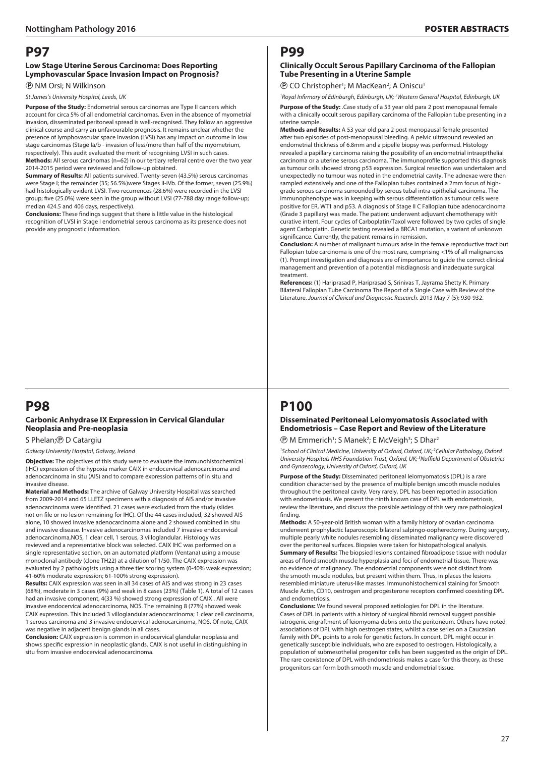## P97

### Low Stage Uterine Serous Carcinoma: Does Reporting Lymphovascular Space Invasion Impact on Prognosis?

Ⓟ NM Orsi; N Wilkinson

*St James's University Hospital, Leeds, UK*

**Purpose of the Study:** Endometrial serous carcinomas are Type II cancers which account for circa 5% of all endometrial carcinomas. Even in the absence of myometrial invasion, disseminated peritoneal spread is well-recognised. They follow an aggressive clinical course and carry an unfavourable prognosis. It remains unclear whether the presence of lymphovascular space invasion (LVSI) has any impact on outcome in low stage carcinomas (Stage Ia/b - invasion of less/more than half of the myometrium, respectively). This audit evaluated the merit of recognising LVSI in such cases.

**Methods:** All serous carcinomas (n=62) in our tertiary referral centre over the two year 2014-2015 period were reviewed and follow-up obtained.

**Summary of Results:** All patients survived. Twenty-seven (43.5%) serous carcinomas were Stage I; the remainder (35; 56.5%)were Stages II-IVb. Of the former, seven (25.9%) had histologically evident LVSI. Two recurrences (28.6%) were recorded in the LVSI group; five (25.0%) were seen in the group without LVSI (77-788 day range follow-up; median 424.5 and 406 days, respectively).

**Conclusions:** These findings suggest that there is little value in the histological recognition of LVSI in Stage I endometrial serous carcinoma as its presence does not provide any prognostic information.

## P98

### Carbonic Anhydrase IX Expression in Cervical Glandular Neoplasia and Pre-neoplasia

S Phelan;Ⓟ D Catargiu

*Galway University Hospital, Galway, Ireland*

**Objective:** The objectives of this study were to evaluate the immunohistochemical (IHC) expression of the hypoxia marker CAIX in endocervical adenocarcinoma and adenocarcinoma in situ (AIS) and to compare expression patterns of in situ and invasive disease.

**Material and Methods:** The archive of Galway University Hospital was searched from 2009-2014 and 65 LLETZ specimens with a diagnosis of AIS and/or invasive adenocarcinoma were identified. 21 cases were excluded from the study (slides not on file or no lesion remaining for IHC). Of the 44 cases included, 32 showed AIS alone, 10 showed invasive adenocarcinoma alone and 2 showed combined in situ and invasive disease. Invasive adenocarcinomas included 7 invasive endocervical adenocarcinoma,NOS, 1 clear cell, 1 serous, 3 villoglandular. Histology was reviewed and a representative block was selected. CAIX IHC was performed on a single representative section, on an automated platform (Ventana) using a mouse monoclonal antibody (clone TH22) at a dilution of 1/50. The CAIX expression was evaluated by 2 pathologists using a three tier scoring system (0-40% weak expression; 41-60% moderate expression; 61-100% strong expression).

**Results:** CAIX expression was seen in all 34 cases of AIS and was strong in 23 cases (68%), moderate in 3 cases (9%) and weak in 8 cases (23%) (Table 1). A total of 12 cases had an invasive component, 4(33 %) showed strong expression of CAIX . All were invasive endocervical adenocarcinoma, NOS. The remaining 8 (77%) showed weak CAIX expression. This included 3 villoglandular adenocarcinoma; 1 clear cell carcinoma, 1 serous carcinoma and 3 invasive endocervical adenocarcinoma, NOS. Of note, CAIX was negative in adjacent benign glands in all cases.

**Conclusion:** CAIX expression is common in endocervical glandular neoplasia and shows specific expression in neoplastic glands. CAIX is not useful in distinguishing in situ from invasive endocervical adenocarcinoma.

## P99

### Clinically Occult Serous Papillary Carcinoma of the Fallopian Tube Presenting in a Uterine Sample

Ⓟ CO Christopher[1]; M MacKean[2]; A Oniscu[1]

[1]*Royal Infirmary of Edinburgh, Edinburgh, UK;* [2]*Western General Hospital, Edinburgh, UK*

**Purpose of the Study:** .Case study of a 53 year old para 2 post menopausal female with a clinically occult serous papillary carcinoma of the Fallopian tube presenting in a uterine sample.

**Methods and Results:** A 53 year old para 2 post menopausal female presented after two episodes of post-menopausal bleeding. A pelvic ultrasound revealed an endometrial thickness of 6.8mm and a pipelle biopsy was performed. Histology revealed a papillary carcinoma raising the possibility of an endometrial intraepithelial carcinoma or a uterine serous carcinoma. The immunoprofile supported this diagnosis as tumour cells showed strong p53 expression. Surgical resection was undertaken and unexpectedly no tumour was noted in the endometrial cavity. The adnexae were then sampled extensively and one of the Fallopian tubes contained a 2mm focus of high-grade serous carcinoma surrounded by serous tubal intra-epithelial carcinoma. The immunophenotype was in keeping with serous differentiation as tumour cells were positive for ER, WT1 and p53. A diagnosis of Stage II C Fallopian tube adenocarcinoma (Grade 3 papillary) was made. The patient underwent adjuvant chemotherapy with curative intent. Four cycles of Carboplatin/Taxol were followed by two cycles of single agent Carboplatin. Genetic testing revealed a BRCA1 mutation, a variant of unknown significance. Currently, the patient remains in remission.

**Conclusion:** A number of malignant tumours arise in the female reproductive tract but Fallopian tube carcinoma is one of the most rare, comprising <1% of all malignancies (1). Prompt investigation and diagnosis are of importance to guide the correct clinical management and prevention of a potential misdiagnosis and inadequate surgical treatment.

**References:** (1) Hariprasad P, Hariprasad S, Srinivas T, Jayrama Shetty K. Primary Bilateral Fallopian Tube Carcinoma The Report of a Single Case with Review of the Literature. *Journal of Clinical and Diagnostic Research*. 2013 May 7 (5): 930-932.

## P100

### Disseminated Peritoneal Leiomyomatosis Associated with Endometriosis – Case Report and Review of the Literature

Ⓟ M Emmerich[1]; S Manek[2]; E McVeigh[3]; S Dhar[2]

[1]*School of Clinical Medicine, University of Oxford, Oxford, UK;* [2]*Cellular Pathology, Oxford University Hospitals NHS Foundation Trust, Oxford, UK;* [3]*Nuffield Department of Obstetrics and Gynaecology, University of Oxford, Oxford, UK*

**Purpose of the Study:** Disseminated peritoneal leiomyomatosis (DPL) is a rare condition characterised by the presence of multiple benign smooth muscle nodules throughout the peritoneal cavity. Very rarely, DPL has been reported in association with endometriosis. We present the ninth known case of DPL with endometriosis, review the literature, and discuss the possible aetiology of this very rare pathological finding.

**Methods:** A 50-year-old British woman with a family history of ovarian carcinoma underwent prophylactic laparoscopic bilateral salpingo-oopherectomy. During surgery, multiple pearly white nodules resembling disseminated malignancy were discovered over the peritoneal surfaces. Biopsies were taken for histopathological analysis.

**Summary of Results:** The biopsied lesions contained fibroadipose tissue with nodular areas of florid smooth muscle hyperplasia and foci of endometrial tissue. There was no evidence of malignancy. The endometrial components were not distinct from the smooth muscle nodules, but present within them. Thus, in places the lesions resembled miniature uterus-like masses. Immunohistochemical staining for Smooth Muscle Actin, CD10, oestrogen and progesterone receptors confirmed coexisting DPL and endometriosis.

**Conclusions:** We found several proposed aetiologies for DPL in the literature. Cases of DPL in patients with a history of surgical fibroid removal suggest possible iatrogenic engraftment of leiomyoma-debris onto the peritoneum. Others have noted associations of DPL with high oestrogen states, whilst a case series on a Caucasian family with DPL points to a role for genetic factors. In concert, DPL might occur in genetically susceptible individuals, who are exposed to oestrogen. Histologically, a population of submesothelial progenitor cells has been suggested as the origin of DPL. The rare coexistence of DPL with endometriosis makes a case for this theory, as these progenitors can form both smooth muscle and endometrial tissue.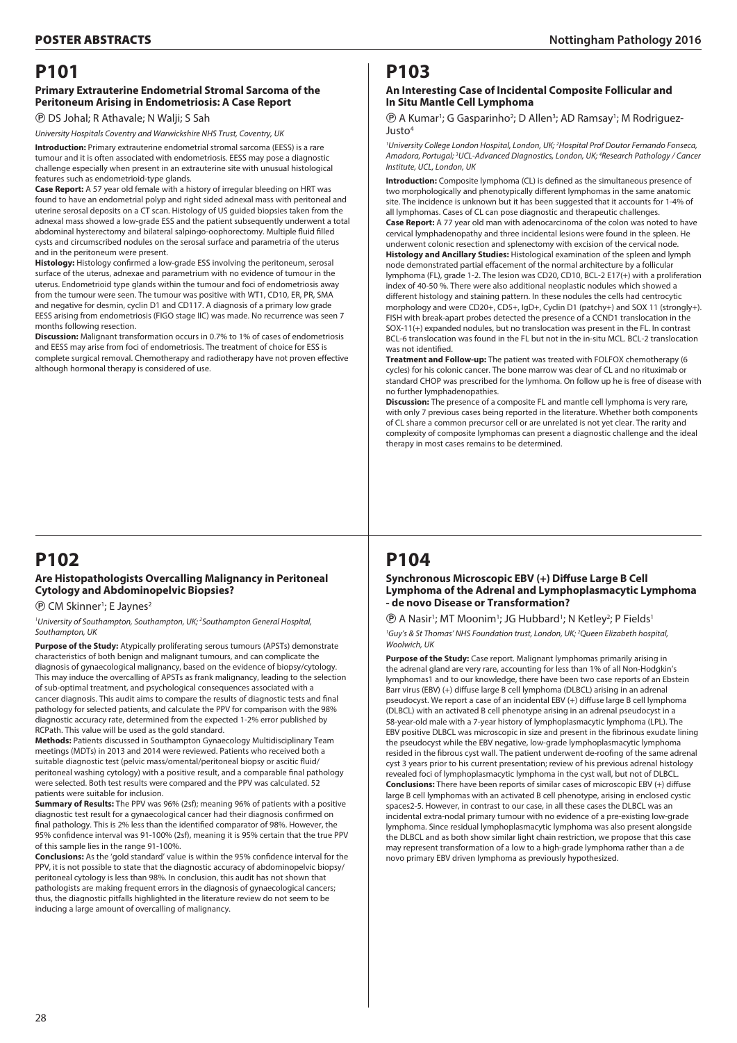# P101

### Primary Extrauterine Endometrial Stromal Sarcoma of the Peritoneum Arising in Endometriosis: A Case Report

Ⓟ DS Johal; R Athavale; N Walji; S Sah

*University Hospitals Coventry and Warwickshire NHS Trust, Coventry, UK*

**Introduction:** Primary extrauterine endometrial stromal sarcoma (EESS) is a rare tumour and it is often associated with endometriosis. EESS may pose a diagnostic challenge especially when present in an extrauterine site with unusual histological features such as endometrioid-type glands.

**Case Report:** A 57 year old female with a history of irregular bleeding on HRT was found to have an endometrial polyp and right sided adnexal mass with peritoneal and uterine serosal deposits on a CT scan. Histology of US guided biopsies taken from the adnexal mass showed a low-grade ESS and the patient subsequently underwent a total abdominal hysterectomy and bilateral salpingo-oophorectomy. Multiple fluid filled cysts and circumscribed nodules on the serosal surface and parametria of the uterus and in the peritoneum were present.

**Histology:** Histology confirmed a low-grade ESS involving the peritoneum, serosal surface of the uterus, adnexae and parametrium with no evidence of tumour in the uterus. Endometrioid type glands within the tumour and foci of endometriosis away from the tumour were seen. The tumour was positive with WT1, CD10, ER, PR, SMA and negative for desmin, cyclin D1 and CD117. A diagnosis of a primary low grade EESS arising from endometriosis (FIGO stage IIC) was made. No recurrence was seen 7 months following resection.

**Discussion:** Malignant transformation occurs in 0.7% to 1% of cases of endometriosis and EESS may arise from foci of endometriosis. The treatment of choice for ESS is complete surgical removal. Chemotherapy and radiotherapy have not proven effective although hormonal therapy is considered of use.

# P102

### Are Histopathologists Overcalling Malignancy in Peritoneal Cytology and Abdominopelvic Biopsies?

Ⓟ CM Skinner[1]; E Jaynes[2]

*[1]University of Southampton, Southampton, UK; [2]Southampton General Hospital, Southampton, UK*

**Purpose of the Study:** Atypically proliferating serous tumours (APSTs) demonstrate characteristics of both benign and malignant tumours, and can complicate the diagnosis of gynaecological malignancy, based on the evidence of biopsy/cytology. This may induce the overcalling of APSTs as frank malignancy, leading to the selection of sub-optimal treatment, and psychological consequences associated with a cancer diagnosis. This audit aims to compare the results of diagnostic tests and final pathology for selected patients, and calculate the PPV for comparison with the 98% diagnostic accuracy rate, determined from the expected 1-2% error published by RCPath. This value will be used as the gold standard.

**Methods:** Patients discussed in Southampton Gynaecology Multidisciplinary Team meetings (MDTs) in 2013 and 2014 were reviewed. Patients who received both a suitable diagnostic test (pelvic mass/omental/peritoneal biopsy or ascitic fluid/peritoneal washing cytology) with a positive result, and a comparable final pathology were selected. Both test results were compared and the PPV was calculated. 52 patients were suitable for inclusion.

**Summary of Results:** The PPV was 96% (2sf); meaning 96% of patients with a positive diagnostic test result for a gynaecological cancer had their diagnosis confirmed on final pathology. This is 2% less than the identified comparator of 98%. However, the 95% confidence interval was 91-100% (2sf), meaning it is 95% certain that the true PPV of this sample lies in the range 91-100%.

**Conclusions:** As the 'gold standard' value is within the 95% confidence interval for the PPV, it is not possible to state that the diagnostic accuracy of abdominopelvic biopsy/peritoneal cytology is less than 98%. In conclusion, this audit has not shown that pathologists are making frequent errors in the diagnosis of gynaecological cancers; thus, the diagnostic pitfalls highlighted in the literature review do not seem to be inducing a large amount of overcalling of malignancy.

# P103

### An Interesting Case of Incidental Composite Follicular and In Situ Mantle Cell Lymphoma

Ⓟ A Kumar[1]; G Gasparinho[2]; D Allen[3]; AD Ramsay[1]; M Rodriguez-Justo[4]

*[1]University College London Hospital, London, UK; [2]Hospital Prof Doutor Fernando Fonseca, Amadora, Portugal; [3]UCL-Advanced Diagnostics, London, UK; [4]Research Pathology / Cancer Institute, UCL, London, UK*

**Introduction:** Composite lymphoma (CL) is defined as the simultaneous presence of two morphologically and phenotypically different lymphomas in the same anatomic site. The incidence is unknown but it has been suggested that it accounts for 1-4% of all lymphomas. Cases of CL can pose diagnostic and therapeutic challenges.

**Case Report:** A 77 year old man with adenocarcinoma of the colon was noted to have cervical lymphadenopathy and three incidental lesions were found in the spleen. He underwent colonic resection and splenectomy with excision of the cervical node.

**Histology and Ancillary Studies:** Histological examination of the spleen and lymph node demonstrated partial effacement of the normal architecture by a follicular lymphoma (FL), grade 1-2. The lesion was CD20, CD10, BCL-2 E17(+) with a proliferation index of 40-50 %. There were also additional neoplastic nodules which showed a different histology and staining pattern. In these nodules the cells had centrocytic morphology and were CD20+, CD5+, IgD+, Cyclin D1 (patchy+) and SOX 11 (strongly+). FISH with break-apart probes detected the presence of a CCND1 translocation in the SOX-11(+) expanded nodules, but no translocation was present in the FL. In contrast BCL-6 translocation was found in the FL but not in the in-situ MCL. BCL-2 translocation was not identified.

**Treatment and Follow-up:** The patient was treated with FOLFOX chemotherapy (6 cycles) for his colonic cancer. The bone marrow was clear of CL and no rituximab or standard CHOP was prescribed for the lymhoma. On follow up he is free of disease with no further lymphadenopathies.

**Discussion:** The presence of a composite FL and mantle cell lymphoma is very rare, with only 7 previous cases being reported in the literature. Whether both components of CL share a common precursor cell or are unrelated is not yet clear. The rarity and complexity of composite lymphomas can present a diagnostic challenge and the ideal therapy in most cases remains to be determined.

# P104

### Synchronous Microscopic EBV (+) Diffuse Large B Cell Lymphoma of the Adrenal and Lymphoplasmacytic Lymphoma - de novo Disease or Transformation?

Ⓟ A Nasir[1]; MT Moonim[1]; JG Hubbard[1]; N Ketley[2]; P Fields[1]

*[1]Guy's & St Thomas' NHS Foundation trust, London, UK; [2]Queen Elizabeth hospital, Woolwich, UK*

**Purpose of the Study:** Case report. Malignant lymphomas primarily arising in the adrenal gland are very rare, accounting for less than 1% of all Non-Hodgkin's lymphomas1 and to our knowledge, there have been two case reports of an Ebstein Barr virus (EBV) (+) diffuse large B cell lymphoma (DLBCL) arising in an adrenal pseudocyst. We report a case of an incidental EBV (+) diffuse large B cell lymphoma (DLBCL) with an activated B cell phenotype arising in an adrenal pseudocyst in a 58-year-old male with a 7-year history of lymphoplasmacytic lymphoma (LPL). The EBV positive DLBCL was microscopic in size and present in the fibrinous exudate lining the pseudocyst while the EBV negative, low-grade lymphoplasmacytic lymphoma resided in the fibrous cyst wall. The patient underwent de-roofing of the same adrenal cyst 3 years prior to his current presentation; review of his previous adrenal histology revealed foci of lymphoplasmacytic lymphoma in the cyst wall, but not of DLBCL.

**Conclusions:** There have been reports of similar cases of microscopic EBV (+) diffuse large B cell lymphomas with an activated B cell phenotype, arising in enclosed cystic spaces2-5. However, in contrast to our case, in all these cases the DLBCL was an incidental extra-nodal primary tumour with no evidence of a pre-existing low-grade lymphoma. Since residual lymphoplasmacytic lymphoma was also present alongside the DLBCL and as both show similar light chain restriction, we propose that this case may represent transformation of a low to a high-grade lymphoma rather than a de novo primary EBV driven lymphoma as previously hypothesized.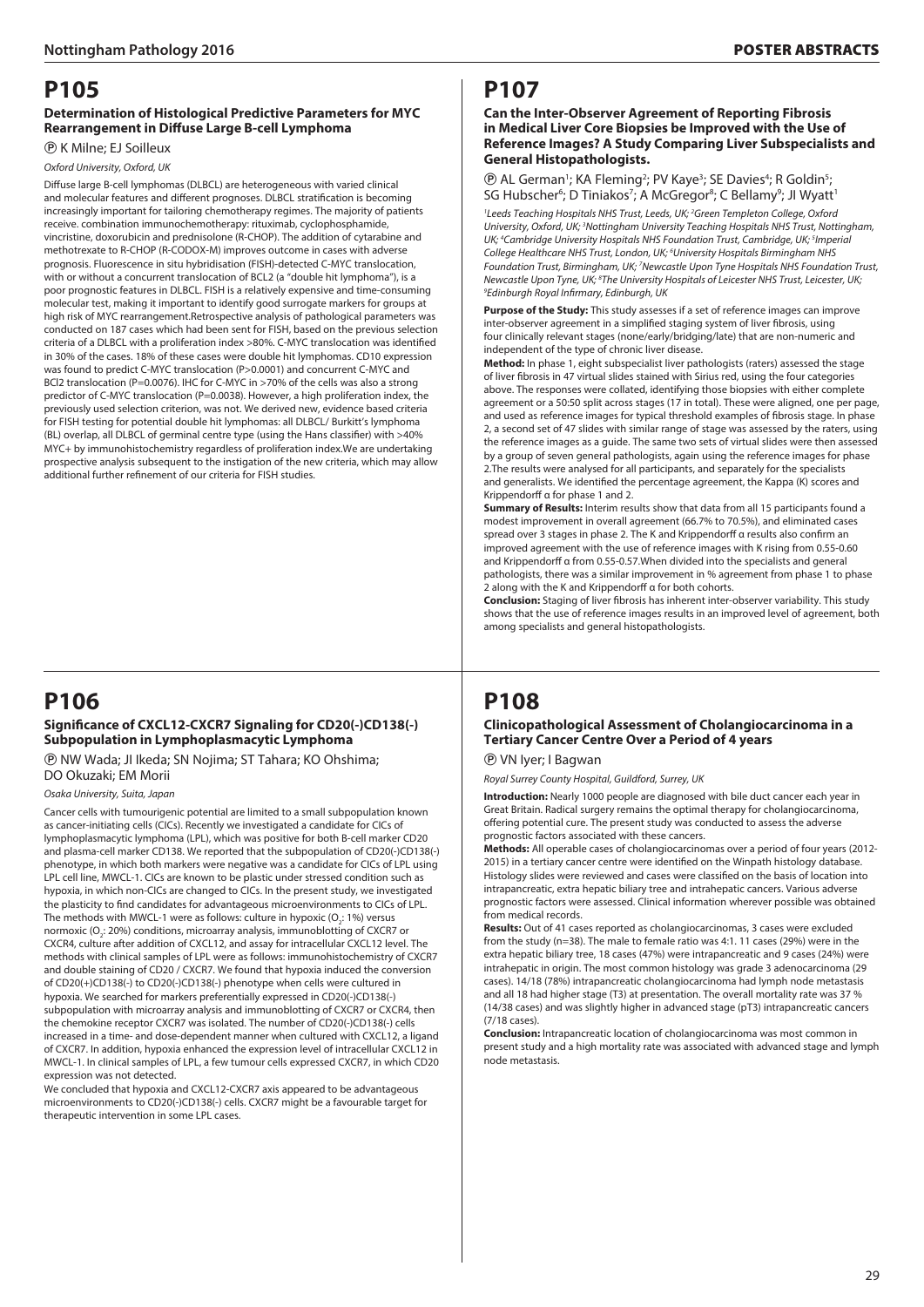# P105

### Determination of Histological Predictive Parameters for MYC Rearrangement in Diffuse Large B-cell Lymphoma

Ⓟ K Milne; EJ Soilleux

*Oxford University, Oxford, UK*

Diffuse large B-cell lymphomas (DLBCL) are heterogeneous with varied clinical and molecular features and different prognoses. DLBCL stratification is becoming increasingly important for tailoring chemotherapy regimes. The majority of patients receive. combination immunochemotherapy: rituximab, cyclophosphamide, vincristine, doxorubicin and prednisolone (R-CHOP). The addition of cytarabine and methotrexate to R-CHOP (R-CODOX-M) improves outcome in cases with adverse prognosis. Fluorescence in situ hybridisation (FISH)-detected C-MYC translocation, with or without a concurrent translocation of BCL2 (a "double hit lymphoma"), is a poor prognostic features in DLBCL. FISH is a relatively expensive and time-consuming molecular test, making it important to identify good surrogate markers for groups at high risk of MYC rearrangement.Retrospective analysis of pathological parameters was conducted on 187 cases which had been sent for FISH, based on the previous selection criteria of a DLBCL with a proliferation index >80%. C-MYC translocation was identified in 30% of the cases. 18% of these cases were double hit lymphomas. CD10 expression was found to predict C-MYC translocation (P>0.0001) and concurrent C-MYC and BCl2 translocation (P=0.0076). IHC for C-MYC in >70% of the cells was also a strong predictor of C-MYC translocation (P=0.0038). However, a high proliferation index, the previously used selection criterion, was not. We derived new, evidence based criteria for FISH testing for potential double hit lymphomas: all DLBCL/ Burkitt's lymphoma (BL) overlap, all DLBCL of germinal centre type (using the Hans classifier) with >40% MYC+ by immunohistochemistry regardless of proliferation index.We are undertaking prospective analysis subsequent to the instigation of the new criteria, which may allow additional further refinement of our criteria for FISH studies.

# P106

### Significance of CXCL12-CXCR7 Signaling for CD20(-)CD138(-) Subpopulation in Lymphoplasmacytic Lymphoma

Ⓟ NW Wada; JI Ikeda; SN Nojima; ST Tahara; KO Ohshima; DO Okuzaki; EM Morii

*Osaka University, Suita, Japan*

Cancer cells with tumourigenic potential are limited to a small subpopulation known as cancer-initiating cells (CICs). Recently we investigated a candidate for CICs of lymphoplasmacytic lymphoma (LPL), which was positive for both B-cell marker CD20 and plasma-cell marker CD138. We reported that the subpopulation of CD20(-)CD138(-) phenotype, in which both markers were negative was a candidate for CICs of LPL using LPL cell line, MWCL-1. CICs are known to be plastic under stressed condition such as hypoxia, in which non-CICs are changed to CICs. In the present study, we investigated the plasticity to find candidates for advantageous microenvironments to CICs of LPL. The methods with MWCL-1 were as follows: culture in hypoxic ($O_2$: 1%) versus normoxic ($O_2$: 20%) conditions, microarray analysis, immunoblotting of CXCR7 or CXCR4, culture after addition of CXCL12, and assay for intracellular CXCL12 level. The methods with clinical samples of LPL were as follows: immunohistochemistry of CXCR7 and double staining of CD20 / CXCR7. We found that hypoxia induced the conversion of CD20(+)CD138(-) to CD20(-)CD138(-) phenotype when cells were cultured in hypoxia. We searched for markers preferentially expressed in CD20(-)CD138(-) subpopulation with microarray analysis and immunoblotting of CXCR7 or CXCR4, then the chemokine receptor CXCR7 was isolated. The number of CD20(-)CD138(-) cells increased in a time- and dose-dependent manner when cultured with CXCL12, a ligand of CXCR7. In addition, hypoxia enhanced the expression level of intracellular CXCL12 in MWCL-1. In clinical samples of LPL, a few tumour cells expressed CXCR7, in which CD20 expression was not detected.

We concluded that hypoxia and CXCL12-CXCR7 axis appeared to be advantageous microenvironments to CD20(-)CD138(-) cells. CXCR7 might be a favourable target for therapeutic intervention in some LPL cases.

# P107

### Can the Inter-Observer Agreement of Reporting Fibrosis in Medical Liver Core Biopsies be Improved with the Use of Reference Images? A Study Comparing Liver Subspecialists and General Histopathologists.

Ⓟ AL German[1]; KA Fleming[2]; PV Kaye[3]; SE Davies[4]; R Goldin[5]; SG Hubscher[6]; D Tiniakos[7]; A McGregor[8]; C Bellamy[9]; JI Wyatt[1]

*[1]Leeds Teaching Hospitals NHS Trust, Leeds, UK; [2]Green Templeton College, Oxford University, Oxford, UK; [3]Nottingham University Teaching Hospitals NHS Trust, Nottingham, UK; [4]Cambridge University Hospitals NHS Foundation Trust, Cambridge, UK; [5]Imperial College Healthcare NHS Trust, London, UK; [6]University Hospitals Birmingham NHS Foundation Trust, Birmingham, UK; [7]Newcastle Upon Tyne Hospitals NHS Foundation Trust, Newcastle Upon Tyne, UK; [8]The University Hospitals of Leicester NHS Trust, Leicester, UK; [9]Edinburgh Royal Infirmary, Edinburgh, UK*

**Purpose of the Study:** This study assesses if a set of reference images can improve inter-observer agreement in a simplified staging system of liver fibrosis, using four clinically relevant stages (none/early/bridging/late) that are non-numeric and independent of the type of chronic liver disease.

**Method:** In phase 1, eight subspecialist liver pathologists (raters) assessed the stage of liver fibrosis in 47 virtual slides stained with Sirius red, using the four categories above. The responses were collated, identifying those biopsies with either complete agreement or a 50:50 split across stages (17 in total). These were aligned, one per page, and used as reference images for typical threshold examples of fibrosis stage. In phase 2, a second set of 47 slides with similar range of stage was assessed by the raters, using the reference images as a guide. The same two sets of virtual slides were then assessed by a group of seven general pathologists, again using the reference images for phase 2.The results were analysed for all participants, and separately for the specialists and generalists. We identified the percentage agreement, the Kappa (K) scores and Krippendorff α for phase 1 and 2.

**Summary of Results:** Interim results show that data from all 15 participants found a modest improvement in overall agreement (66.7% to 70.5%), and eliminated cases spread over 3 stages in phase 2. The K and Krippendorff α results also confirm an improved agreement with the use of reference images with K rising from 0.55-0.60 and Krippendorff α from 0.55-0.57.When divided into the specialists and general pathologists, there was a similar improvement in % agreement from phase 1 to phase 2 along with the K and Krippendorff α for both cohorts.

**Conclusion:** Staging of liver fibrosis has inherent inter-observer variability. This study shows that the use of reference images results in an improved level of agreement, both among specialists and general histopathologists.

# P108

### Clinicopathological Assessment of Cholangiocarcinoma in a Tertiary Cancer Centre Over a Period of 4 years

Ⓟ VN Iyer; I Bagwan

*Royal Surrey County Hospital, Guildford, Surrey, UK*

**Introduction:** Nearly 1000 people are diagnosed with bile duct cancer each year in Great Britain. Radical surgery remains the optimal therapy for cholangiocarcinoma, offering potential cure. The present study was conducted to assess the adverse prognostic factors associated with these cancers.

**Methods:** All operable cases of cholangiocarcinomas over a period of four years (2012-2015) in a tertiary cancer centre were identified on the Winpath histology database. Histology slides were reviewed and cases were classified on the basis of location into intrapancreatic, extra hepatic biliary tree and intrahepatic cancers. Various adverse prognostic factors were assessed. Clinical information wherever possible was obtained from medical records.

**Results:** Out of 41 cases reported as cholangiocarcinomas, 3 cases were excluded from the study (n=38). The male to female ratio was 4:1. 11 cases (29%) were in the extra hepatic biliary tree, 18 cases (47%) were intrapancreatic and 9 cases (24%) were intrahepatic in origin. The most common histology was grade 3 adenocarcinoma (29 cases). 14/18 (78%) intrapancreatic cholangiocarcinoma had lymph node metastasis and all 18 had higher stage (T3) at presentation. The overall mortality rate was 37 % (14/38 cases) and was slightly higher in advanced stage (pT3) intrapancreatic cancers (7/18 cases).

**Conclusion:** Intrapancreatic location of cholangiocarcinoma was most common in present study and a high mortality rate was associated with advanced stage and lymph node metastasis.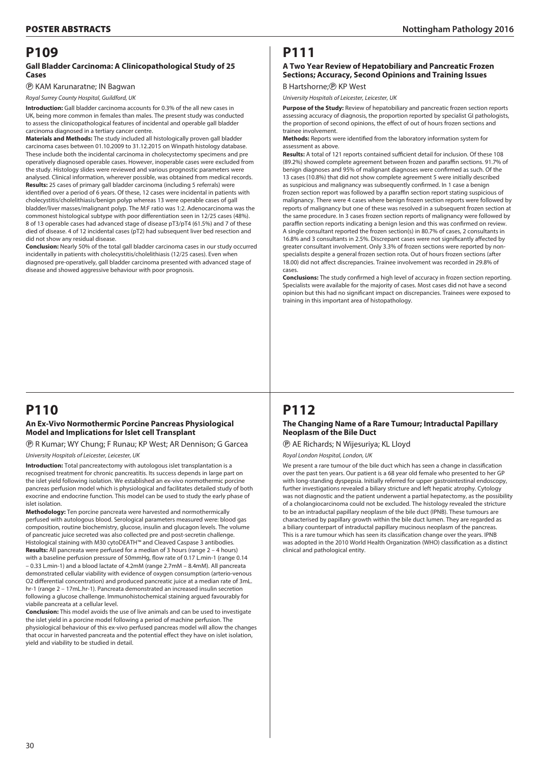# P109

### Gall Bladder Carcinoma: A Clinicopathological Study of 25 Cases

Ⓟ KAM Karunaratne; IN Bagwan

*Royal Surrey County Hospital, Guildford, UK*

**Introduction:** Gall bladder carcinoma accounts for 0.3% of the all new cases in UK, being more common in females than males. The present study was conducted to assess the clinicopathological features of incidental and operable gall bladder carcinoma diagnosed in a tertiary cancer centre.

**Materials and Methods:** The study included all histologically proven gall bladder carcinoma cases between 01.10.2009 to 31.12.2015 on Winpath histology database. These include both the incidental carcinoma in cholecystectomy specimens and pre operatively diagnosed operable cases. However, inoperable cases were excluded from the study. Histology slides were reviewed and various prognostic parameters were analysed. Clinical information, wherever possible, was obtained from medical records.

**Results:** 25 cases of primary gall bladder carcinoma (including 5 referrals) were identified over a period of 6 years. Of these, 12 cases were incidental in patients with cholecystitis/cholelithiasis/benign polyp whereas 13 were operable cases of gall bladder/liver masses/malignant polyp. The M:F ratio was 1:2. Adenocarcinoma was the commonest histological subtype with poor differentiation seen in 12/25 cases (48%). 8 of 13 operable cases had advanced stage of disease pT3/pT4 (61.5%) and 7 of these died of disease. 4 of 12 incidental cases (pT2) had subsequent liver bed resection and did not show any residual disease.

**Conclusion:** Nearly 50% of the total gall bladder carcinoma cases in our study occurred incidentally in patients with cholecystitis/cholelithiasis (12/25 cases). Even when diagnosed pre-operatively, gall bladder carcinoma presented with advanced stage of disease and showed aggressive behaviour with poor prognosis.

# P110

### An Ex-Vivo Normothermic Porcine Pancreas Physiological Model and Implications for Islet cell Transplant

Ⓟ R Kumar; WY Chung; F Runau; KP West; AR Dennison; G Garcea

*University Hospitals of Leicester, Leicester, UK*

**Introduction:** Total pancreatectomy with autologous islet transplantation is a recognised treatment for chronic pancreatitis. Its success depends in large part on the islet yield following isolation. We established an ex-vivo normothermic porcine pancreas perfusion model which is physiological and facilitates detailed study of both exocrine and endocrine function. This model can be used to study the early phase of islet isolation.

**Methodology:** Ten porcine pancreata were harvested and normothermically perfused with autologous blood. Serological parameters measured were: blood gas composition, routine biochemistry, glucose, insulin and glucagon levels. The volume of pancreatic juice secreted was also collected pre and post-secretin challenge. Histological staining with M30 cytoDEATH™ and Cleaved Caspase 3 antibodies.

**Results:** All pancreata were perfused for a median of 3 hours (range 2 – 4 hours) with a baseline perfusion pressure of 50mmHg, flow rate of 0.17 L.min-1 (range 0.14 – 0.33 L.min-1) and a blood lactate of 4.2mM (range 2.7mM – 8.4mM). All pancreata demonstrated cellular viability with evidence of oxygen consumption (arterio-venous O2 differential concentration) and produced pancreatic juice at a median rate of 3mL. hr-1 (range 2 – 17mL.hr-1). Pancreata demonstrated an increased insulin secretion following a glucose challenge. Immunohistochemical staining argued favourably for viable pancreata at a cellular level.

**Conclusion:** This model avoids the use of live animals and can be used to investigate the islet yield in a porcine model following a period of machine perfusion. The physiological behaviour of this ex-vivo perfused pancreas model will allow the changes that occur in harvested pancreata and the potential effect they have on islet isolation, yield and viability to be studied in detail.

# P111

### A Two Year Review of Hepatobiliary and Pancreatic Frozen Sections; Accuracy, Second Opinions and Training Issues

B Hartshorne;Ⓟ KP West

*University Hospitals of Leicester, Leicester, UK*

**Purpose of the Study:** Review of hepatobiliary and pancreatic frozen section reports assessing accuracy of diagnosis, the proportion reported by specialist GI pathologists, the proportion of second opinions, the effect of out of hours frozen sections and trainee involvement.

**Methods:** Reports were identified from the laboratory information system for assessment as above.

**Results:** A total of 121 reports contained sufficient detail for inclusion. Of these 108 (89.2%) showed complete agreement between frozen and paraffin sections. 91.7% of benign diagnoses and 95% of malignant diagnoses were confirmed as such. Of the 13 cases (10.8%) that did not show complete agreement 5 were initially described as suspicious and malignancy was subsequently confirmed. In 1 case a benign frozen section report was followed by a paraffin section report stating suspicious of malignancy. There were 4 cases where benign frozen section reports were followed by reports of malignancy but one of these was resolved in a subsequent frozen section at the same procedure. In 3 cases frozen section reports of malignancy were followed by paraffin section reports indicating a benign lesion and this was confirmed on review. A single consultant reported the frozen section(s) in 80.7% of cases, 2 consultants in 16.8% and 3 consultants in 2.5%. Discrepant cases were not significantly affected by greater consultant involvement. Only 3.3% of frozen sections were reported by non-specialists despite a general frozen section rota. Out of hours frozen sections (after 18.00) did not affect discrepancies. Trainee involvement was recorded in 29.8% of cases.

**Conclusions:** The study confirmed a high level of accuracy in frozen section reporting. Specialists were available for the majority of cases. Most cases did not have a second opinion but this had no significant impact on discrepancies. Trainees were exposed to training in this important area of histopathology.

# P112

### The Changing Name of a Rare Tumour; Intraductal Papillary Neoplasm of the Bile Duct

Ⓟ AE Richards; N Wijesuriya; KL Lloyd

*Royal London Hospital, London, UK*

We present a rare tumour of the bile duct which has seen a change in classification over the past ten years. Our patient is a 68 year old female who presented to her GP with long-standing dyspepsia. Initially referred for upper gastrointestinal endoscopy, further investigations revealed a biliary stricture and left hepatic atrophy. Cytology was not diagnostic and the patient underwent a partial hepatectomy, as the possibility of a cholangiocarcinoma could not be excluded. The histology revealed the stricture to be an intraductal papillary neoplasm of the bile duct (IPNB). These tumours are characterised by papillary growth within the bile duct lumen. They are regarded as a biliary counterpart of intraductal papillary mucinous neoplasm of the pancreas. This is a rare tumour which has seen its classification change over the years. IPNB was adopted in the 2010 World Health Organization (WHO) classification as a distinct clinical and pathological entity.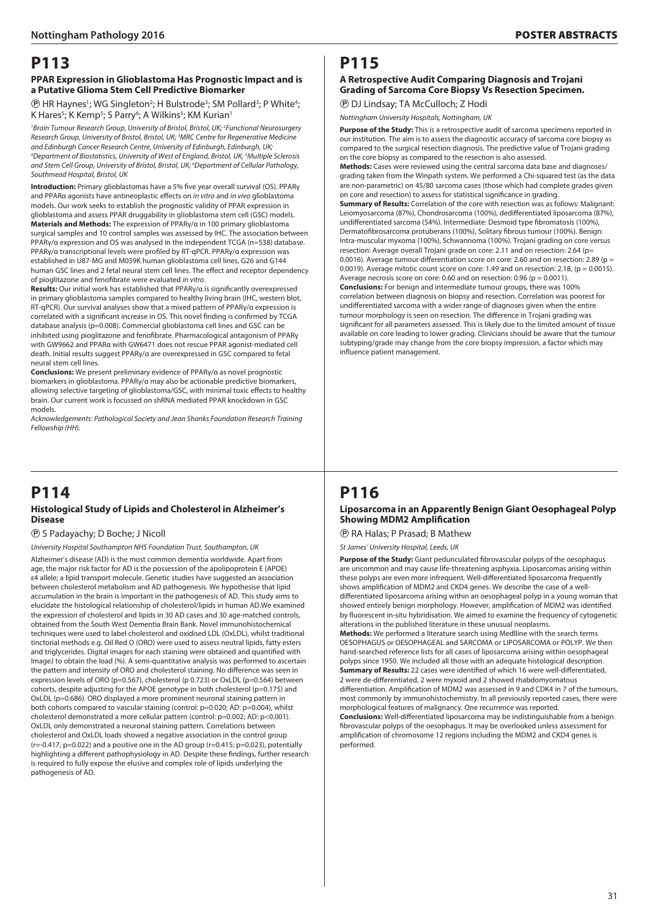# P113

### PPAR Expression in Glioblastoma Has Prognostic Impact and is a Putative Glioma Stem Cell Predictive Biomarker

Ⓟ HR Haynes[1]; WG Singleton[2]; H Bulstrode[3]; SM Pollard[3]; P White[4]; K Hares[5]; K Kemp[5]; S Parry[6]; A Wilkins[5]; KM Kurian[1]

[1]Brain Tumour Research Group, University of Bristol, Bristol, UK; [2]Functional Neurosurgery Research Group, University of Bristol, Bristol, UK; [3]MRC Centre for Regenerative Medicine and Edinburgh Cancer Research Centre, University of Edinburgh, Edinburgh, UK; [4]Department of Biostatistics, University of West of England, Bristol, UK; [5]Multiple Sclerosis and Stem Cell Group, University of Bristol, Bristol, UK; [6]Department of Cellular Pathology, Southmead Hospital, Bristol, UK

**Introduction:** Primary glioblastomas have a 5% five year overall survival (OS). PPARγ and PPARα agonists have antineoplastic effects on *in vitro* and *in vivo* glioblastoma models. Our work seeks to establish the prognostic validity of PPAR expression in glioblastoma and assess PPAR druggability in glioblastoma stem cell (GSC) models.
**Materials and Methods:** The expression of PPARγ/α in 100 primary glioblastoma surgical samples and 10 control samples was assessed by IHC. The association between PPARγ/α expression and OS was analysed in the independent TCGA (n=538) database. PPARγ/α transcriptional levels were profiled by RT-qPCR. PPARγ/α expression was established in U87-MG and M059K human glioblastoma cell lines, G26 and G144 human GSC lines and 2 fetal neural stem cell lines. The effect and receptor dependency of pioglitazone and fenofibrate were evaluated *in vitro*.
**Results:** Our initial work has established that PPARγ/α is significantly overexpressed in primary glioblastoma samples compared to healthy living brain (IHC, western blot, RT-qPCR). Our survival analyses show that a mixed pattern of PPARγ/α expression is correlated with a significant increase in OS. This novel finding is confirmed by TCGA database analysis (p=0.008). Commercial glioblastoma cell lines and GSC can be inhibited using pioglitazone and fenofibrate. Pharmacological antagonism of PPARγ with GW9662 and PPARα with GW6471 does not rescue PPAR agonist-mediated cell death. Initial results suggest PPARγ/α are overexpressed in GSC compared to fetal neural stem cell lines.
**Conclusions:** We present preliminary evidence of PPARγ/α as novel prognostic biomarkers in glioblastoma. PPARγ/α may also be actionable predictive biomarkers, allowing selective targeting of glioblastoma/GSC, with minimal toxic effects to healthy brain. Our current work is focussed on shRNA mediated PPAR knockdown in GSC models.
*Acknowledgements: Pathological Society and Jean Shanks Foundation Research Training Fellowship (HH).*

# P114

### Histological Study of Lipids and Cholesterol in Alzheimer's Disease

Ⓟ S Padayachy; D Boche; J Nicoll

*University Hospital Southampton NHS Foundation Trust, Southampton, UK*

Alzheimer's disease (AD) is the most common dementia worldwide. Apart from age, the major risk factor for AD is the possession of the apolipoprotein E (APOE) ε4 allele; a lipid transport molecule. Genetic studies have suggested an association between cholesterol metabolism and AD pathogenesis. We hypothesise that lipid accumulation in the brain is important in the pathogenesis of AD. This study aims to elucidate the histological relationship of cholesterol/lipids in human AD.We examined the expression of cholesterol and lipids in 30 AD cases and 30 age-matched controls, obtained from the South West Dementia Brain Bank. Novel immunohistochemical techniques were used to label cholesterol and oxidised LDL (OxLDL), whilst traditional tinctorial methods e.g. Oil Red O (ORO) were used to assess neutral lipids, fatty esters and triglycerides. Digital images for each staining were obtained and quantified with ImageJ to obtain the load (%). A semi-quantitative analysis was performed to ascertain the pattern and intensity of ORO and cholesterol staining. No difference was seen in expression levels of ORO (p=0.567), cholesterol (p 0.723) or OxLDL (p=0.564) between cohorts, despite adjusting for the APOE genotype in both cholesterol (p=0.175) and OxLDL (p=0.686). ORO displayed a more prominent neuronal staining pattern in both cohorts compared to vascular staining (control: p=0.020; AD: p=0.004), whilst cholesterol demonstrated a more cellular pattern (control: p=0.002; AD: p<0.001). OxLDL only demonstrated a neuronal staining pattern. Correlations between cholesterol and OxLDL loads showed a negative association in the control group (r=-0.417; p=0.022) and a positive one in the AD group (r=0.415; p=0.023), potentially highlighting a different pathophysiology in AD. Despite these findings, further research is required to fully expose the elusive and complex role of lipids underlying the pathogenesis of AD.

# P115

### A Retrospective Audit Comparing Diagnosis and Trojani Grading of Sarcoma Core Biopsy Vs Resection Specimen.

Ⓟ DJ Lindsay; TA McCulloch; Z Hodi

*Nottingham University Hospitals, Nottingham, UK*

**Purpose of the Study:** This is a retrospective audit of sarcoma specimens reported in our institution. The aim is to assess the diagnostic accuracy of sarcoma core biopsy as compared to the surgical resection diagnosis. The predictive value of Trojani grading on the core biopsy as compared to the resection is also assessed.
**Methods:** Cases were reviewed using the central sarcoma data base and diagnoses/grading taken from the Winpath system. We performed a Chi-squared test (as the data are non-parametric) on 45/80 sarcoma cases (those which had complete grades given on core and resection) to assess for statistical significance in grading.
**Summary of Results:** Correlation of the core with resection was as follows: Malignant: Leiomyosarcoma (87%), Chondrosarcoma (100%), dedifferentiated liposarcoma (87%), undifferentiated sarcoma (54%). Intermediate: Desmoid type fibromatosis (100%), Dermatofibrosarcoma protuberans (100%), Solitary fibrous tumour (100%). Benign: Intra-muscular myxoma (100%), Schwannoma (100%). Trojani grading on core versus resection: Average overall Trojani grade on core: 2.11 and on resection: 2.64 (p= 0.0016). Average tumour differentiation score on core: 2.60 and on resection: 2.89 (p = 0.0019). Average mitotic count score on core: 1.49 and on resection: 2.18, (p = 0.0015). Average necrosis score on core: 0.60 and on resection: 0.96 (p = 0.0011).
**Conclusions:** For benign and intermediate tumour groups, there was 100% correlation between diagnosis on biopsy and resection. Correlation was poorest for undifferentiated sarcoma with a wider range of diagnoses given when the entire tumour morphology is seen on resection. The difference in Trojani grading was significant for all parameters assessed. This is likely due to the limited amount of tissue available on core leading to lower grading. Clinicians should be aware that the tumour subtyping/grade may change from the core biopsy impression, a factor which may influence patient management.

# P116

### Liposarcoma in an Apparently Benign Giant Oesophageal Polyp Showing MDM2 Amplification

Ⓟ RA Halas; P Prasad; B Mathew

*St James' University Hospital, Leeds, UK*

**Purpose of the Study:** Giant pedunculated fibrovascular polyps of the oesophagus are uncommon and may cause life-threatening asphyxia. Liposarcomas arising within these polyps are even more infrequent. Well-differentiated liposarcoma frequently shows amplification of MDM2 and CKD4 genes. We describe the case of a well-differentiated liposarcoma arising within an oesophageal polyp in a young woman that showed entirely benign morphology. However, amplification of MDM2 was identified by fluorescent in-situ hybridisation. We aimed to examine the frequency of cytogenetic alterations in the published literature in these unusual neoplasms.
**Methods:** We performed a literature search using Medlline with the search terms OESOPHAGUS or OESOPHAGEAL and SARCOMA or LIPOSARCOMA or POLYP. We then hand-searched reference lists for all cases of liposarcoma arising within oesophageal polyps since 1950. We included all those with an adequate histological description.
**Summary of Results:** 22 cases were identified of which 16 were well-differentiated, 2 were de-differentiated, 2 were myxoid and 2 showed rhabdomyomatous differentiation. Amplification of MDM2 was assessed in 9 and CDK4 in 7 of the tumours, most commonly by immunohistochemistry. In all previously reported cases, there were morphological features of malignancy. One recurrence was reported.
**Conclusions:** Well-differentiated liposarcoma may be indistinguishable from a benign fibrovascular polyps of the oesophagus. It may be overlooked unless assessment for amplification of chromosome 12 regions including the MDM2 and CKD4 genes is performed.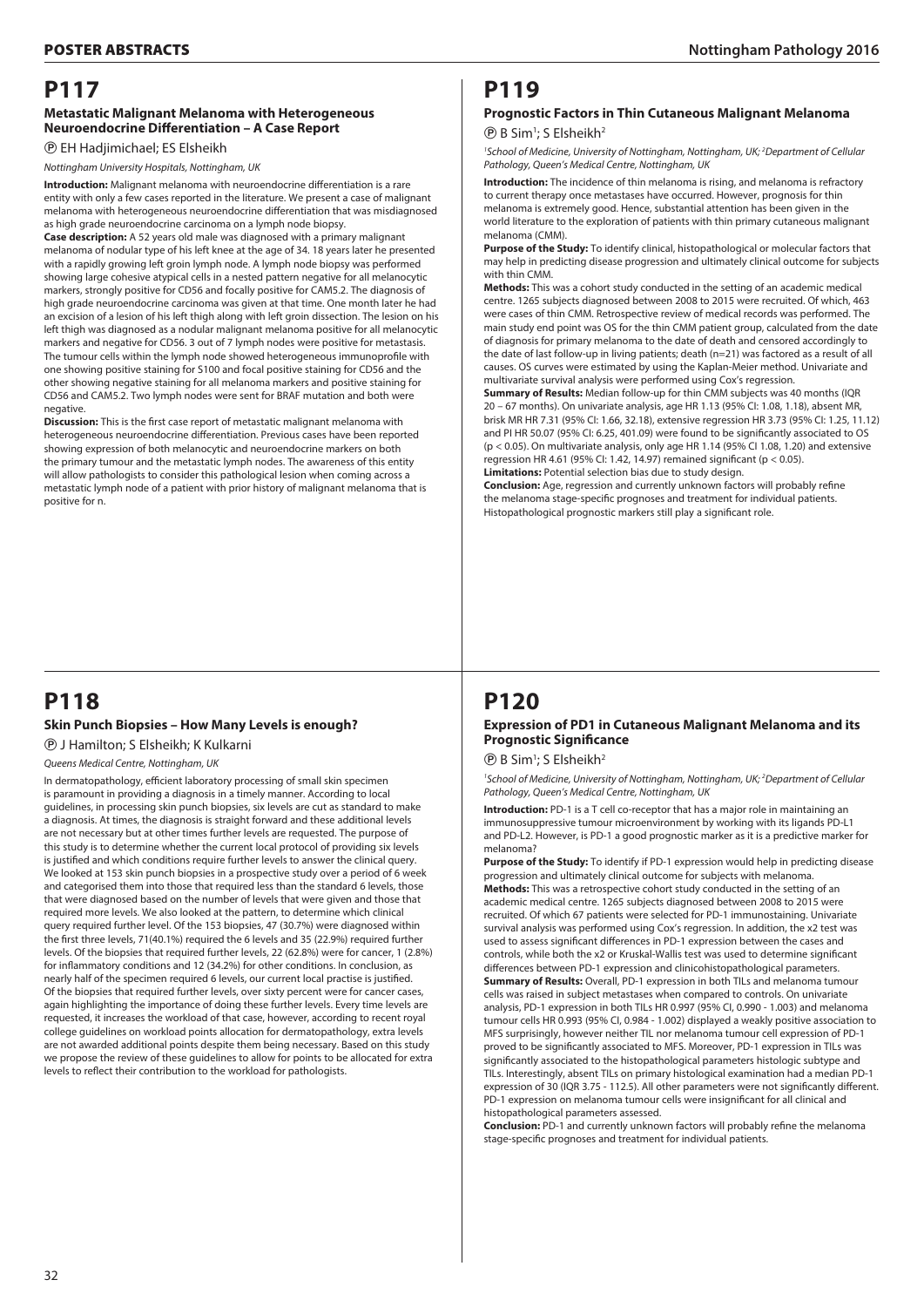# P117

## Metastatic Malignant Melanoma with Heterogeneous Neuroendocrine Differentiation – A Case Report

Ⓟ EH Hadjimichael; ES Elsheikh

*Nottingham University Hospitals, Nottingham, UK*

**Introduction:** Malignant melanoma with neuroendocrine differentiation is a rare entity with only a few cases reported in the literature. We present a case of malignant melanoma with heterogeneous neuroendocrine differentiation that was misdiagnosed as high grade neuroendocrine carcinoma on a lymph node biopsy.

**Case description:** A 52 years old male was diagnosed with a primary malignant melanoma of nodular type of his left knee at the age of 34. 18 years later he presented with a rapidly growing left groin lymph node. A lymph node biopsy was performed showing large cohesive atypical cells in a nested pattern negative for all melanocytic markers, strongly positive for CD56 and focally positive for CAM5.2. The diagnosis of high grade neuroendocrine carcinoma was given at that time. One month later he had an excision of a lesion of his left thigh along with left groin dissection. The lesion on his left thigh was diagnosed as a nodular malignant melanoma positive for all melanocytic markers and negative for CD56. 3 out of 7 lymph nodes were positive for metastasis. The tumour cells within the lymph node showed heterogeneous immunoprofile with one showing positive staining for S100 and focal positive staining for CD56 and the other showing negative staining for all melanoma markers and positive staining for CD56 and CAM5.2. Two lymph nodes were sent for BRAF mutation and both were negative.

**Discussion:** This is the first case report of metastatic malignant melanoma with heterogeneous neuroendocrine differentiation. Previous cases have been reported showing expression of both melanocytic and neuroendocrine markers on both the primary tumour and the metastatic lymph nodes. The awareness of this entity will allow pathologists to consider this pathological lesion when coming across a metastatic lymph node of a patient with prior history of malignant melanoma that is positive for n.

# P118

## Skin Punch Biopsies – How Many Levels is enough?

Ⓟ J Hamilton; S Elsheikh; K Kulkarni

*Queens Medical Centre, Nottingham, UK*

In dermatopathology, efficient laboratory processing of small skin specimen is paramount in providing a diagnosis in a timely manner. According to local guidelines, in processing skin punch biopsies, six levels are cut as standard to make a diagnosis. At times, the diagnosis is straight forward and these additional levels are not necessary but at other times further levels are requested. The purpose of this study is to determine whether the current local protocol of providing six levels is justified and which conditions require further levels to answer the clinical query. We looked at 153 skin punch biopsies in a prospective study over a period of 6 week and categorised them into those that required less than the standard 6 levels, those that were diagnosed based on the number of levels that were given and those that required more levels. We also looked at the pattern, to determine which clinical query required further level. Of the 153 biopsies, 47 (30.7%) were diagnosed within the first three levels, 71(40.1%) required the 6 levels and 35 (22.9%) required further levels. Of the biopsies that required further levels, 22 (62.8%) were for cancer, 1 (2.8%) for inflammatory conditions and 12 (34.2%) for other conditions. In conclusion, as nearly half of the specimen required 6 levels, our current local practise is justified. Of the biopsies that required further levels, over sixty percent were for cancer cases, again highlighting the importance of doing these further levels. Every time levels are requested, it increases the workload of that case, however, according to recent royal college guidelines on workload points allocation for dermatopathology, extra levels are not awarded additional points despite them being necessary. Based on this study we propose the review of these guidelines to allow for points to be allocated for extra levels to reflect their contribution to the workload for pathologists.

# P119

## Prognostic Factors in Thin Cutaneous Malignant Melanoma

Ⓟ B Sim[1]; S Elsheikh[2]

[1]*School of Medicine, University of Nottingham, Nottingham, UK;* [2]*Department of Cellular Pathology, Queen's Medical Centre, Nottingham, UK*

**Introduction:** The incidence of thin melanoma is rising, and melanoma is refractory to current therapy once metastases have occurred. However, prognosis for thin melanoma is extremely good. Hence, substantial attention has been given in the world literature to the exploration of patients with thin primary cutaneous malignant melanoma (CMM).

**Purpose of the Study:** To identify clinical, histopathological or molecular factors that may help in predicting disease progression and ultimately clinical outcome for subjects with thin CMM.

**Methods:** This was a cohort study conducted in the setting of an academic medical centre. 1265 subjects diagnosed between 2008 to 2015 were recruited. Of which, 463 were cases of thin CMM. Retrospective review of medical records was performed. The main study end point was OS for the thin CMM patient group, calculated from the date of diagnosis for primary melanoma to the date of death and censored accordingly to the date of last follow-up in living patients; death (n=21) was factored as a result of all causes. OS curves were estimated by using the Kaplan-Meier method. Univariate and multivariate survival analysis were performed using Cox's regression.

**Summary of Results:** Median follow-up for thin CMM subjects was 40 months (IQR 20 – 67 months). On univariate analysis, age HR 1.13 (95% CI: 1.08, 1.18), absent MR, brisk MR HR 7.31 (95% CI: 1.66, 32.18), extensive regression HR 3.73 (95% CI: 1.25, 11.12) and PI HR 50.07 (95% CI: 6.25, 401.09) were found to be significantly associated to OS ($p < 0.05$). On multivariate analysis, only age HR 1.14 (95% CI 1.08, 1.20) and extensive regression HR 4.61 (95% CI 1.42, 14.97) remained significant ($p < 0.05$).

**Limitations:** Potential selection bias due to study design.

**Conclusion:** Age, regression and currently unknown factors will probably refine the melanoma stage-specific prognoses and treatment for individual patients. Histopathological prognostic markers still play a significant role.

# P120

## Expression of PD1 in Cutaneous Malignant Melanoma and its Prognostic Significance

Ⓟ B Sim[1]; S Elsheikh[2]

[1]*School of Medicine, University of Nottingham, Nottingham, UK;* [2]*Department of Cellular Pathology, Queen's Medical Centre, Nottingham, UK*

**Introduction:** PD-1 is a T cell co-receptor that has a major role in maintaining an immunosuppressive tumour microenvironment by working with its ligands PD-L1 and PD-L2. However, is PD-1 a good prognostic marker as it is a predictive marker for melanoma?

**Purpose of the Study:** To identify if PD-1 expression would help in predicting disease progression and ultimately clinical outcome for subjects with melanoma.

**Methods:** This was a retrospective cohort study conducted in the setting of an academic medical centre. 1265 subjects diagnosed between 2008 to 2015 were recruited. Of which 67 patients were selected for PD-1 immunostaining. Univariate survival analysis was performed using Cox's regression. In addition, the $x^2$ test was used to assess significant differences in PD-1 expression between the cases and controls, while both the $x^2$ or Kruskal-Wallis test was used to determine significant differences between PD-1 expression and clinicohistopathological parameters.

**Summary of Results:** Overall, PD-1 expression in both TILs and melanoma tumour cells was raised in subject metastases when compared to controls. On univariate analysis, PD-1 expression in both TILs HR 0.997 (95% CI, 0.990 - 1.003) and melanoma tumour cells HR 0.993 (95% CI, 0.984 - 1.002) displayed a weakly positive association to MFS surprisingly, however neither TIL nor melanoma tumour cell expression of PD-1 proved to be significantly associated to MFS. Moreover, PD-1 expression in TILs was significantly associated to the histopathological parameters histologic subtype and TILs. Interestingly, absent TILs on primary histological examination had a median PD-1 expression of 30 (IQR 3.75 - 112.5). All other parameters were not significantly different. PD-1 expression on melanoma tumour cells were insignificant for all clinical and histopathological parameters assessed.

**Conclusion:** PD-1 and currently unknown factors will probably refine the melanoma stage-specific prognoses and treatment for individual patients.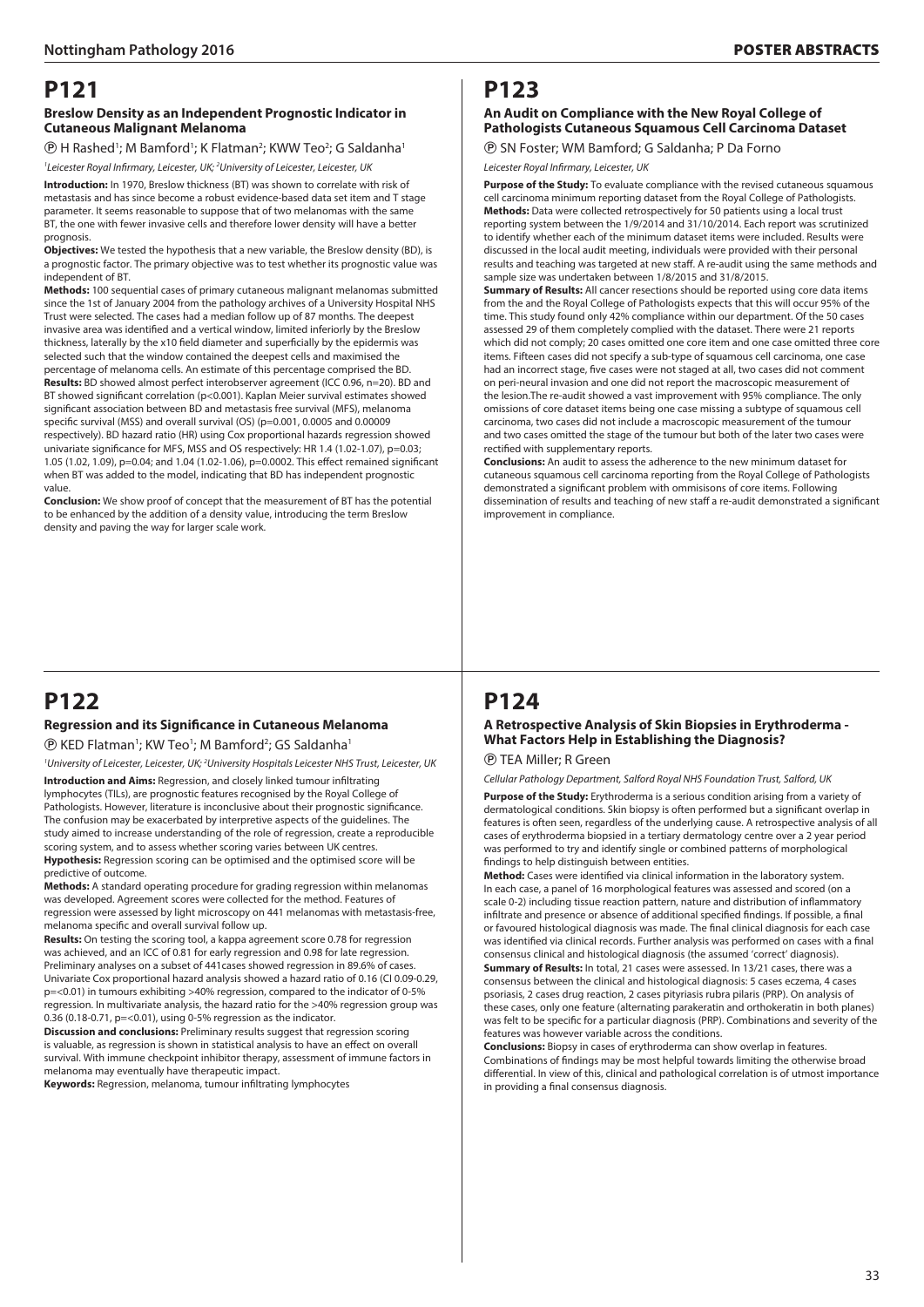# P121

### Breslow Density as an Independent Prognostic Indicator in Cutaneous Malignant Melanoma

Ⓟ H Rashed[1]; M Bamford[1]; K Flatman[2]; KWW Teo[2]; G Saldanha[1]

*[1]Leicester Royal Infirmary, Leicester, UK; [2]University of Leicester, Leicester, UK*

**Introduction:** In 1970, Breslow thickness (BT) was shown to correlate with risk of metastasis and has since become a robust evidence-based data set item and T stage parameter. It seems reasonable to suppose that of two melanomas with the same BT, the one with fewer invasive cells and therefore lower density will have a better prognosis.

**Objectives:** We tested the hypothesis that a new variable, the Breslow density (BD), is a prognostic factor. The primary objective was to test whether its prognostic value was independent of BT.

**Methods:** 100 sequential cases of primary cutaneous malignant melanomas submitted since the 1st of January 2004 from the pathology archives of a University Hospital NHS Trust were selected. The cases had a median follow up of 87 months. The deepest invasive area was identified and a vertical window, limited inferiorly by the Breslow thickness, laterally by the x10 field diameter and superficially by the epidermis was selected such that the window contained the deepest cells and maximised the percentage of melanoma cells. An estimate of this percentage comprised the BD.

**Results:** BD showed almost perfect interobserver agreement (ICC 0.96, n=20). BD and BT showed significant correlation (p<0.001). Kaplan Meier survival estimates showed significant association between BD and metastasis free survival (MFS), melanoma specific survival (MSS) and overall survival (OS) (p=0.001, 0.0005 and 0.00009 respectively). BD hazard ratio (HR) using Cox proportional hazards regression showed univariate significance for MFS, MSS and OS respectively: HR 1.4 (1.02-1.07), p=0.03; 1.05 (1.02, 1.09), p=0.04; and 1.04 (1.02-1.06), p=0.0002. This effect remained significant when BT was added to the model, indicating that BD has independent prognostic value.

**Conclusion:** We show proof of concept that the measurement of BT has the potential to be enhanced by the addition of a density value, introducing the term Breslow density and paving the way for larger scale work.

# P122

### Regression and its Significance in Cutaneous Melanoma

Ⓟ KED Flatman[1]; KW Teo[1]; M Bamford[2]; GS Saldanha[1]

*[1]University of Leicester, Leicester, UK; [2]University Hospitals Leicester NHS Trust, Leicester, UK*

**Introduction and Aims:** Regression, and closely linked tumour infiltrating lymphocytes (TILs), are prognostic features recognised by the Royal College of Pathologists. However, literature is inconclusive about their prognostic significance. The confusion may be exacerbated by interpretive aspects of the guidelines. The study aimed to increase understanding of the role of regression, create a reproducible scoring system, and to assess whether scoring varies between UK centres.

**Hypothesis:** Regression scoring can be optimised and the optimised score will be predictive of outcome.

**Methods:** A standard operating procedure for grading regression within melanomas was developed. Agreement scores were collected for the method. Features of regression were assessed by light microscopy on 441 melanomas with metastasis-free, melanoma specific and overall survival follow up.

**Results:** On testing the scoring tool, a kappa agreement score 0.78 for regression was achieved, and an ICC of 0.81 for early regression and 0.98 for late regression. Preliminary analyses on a subset of 441cases showed regression in 89.6% of cases. Univariate Cox proportional hazard analysis showed a hazard ratio of 0.16 (CI 0.09-0.29, p=<0.01) in tumours exhibiting >40% regression, compared to the indicator of 0-5% regression. In multivariate analysis, the hazard ratio for the >40% regression group was 0.36 (0.18-0.71, p=<0.01), using 0-5% regression as the indicator.

**Discussion and conclusions:** Preliminary results suggest that regression scoring is valuable, as regression is shown in statistical analysis to have an effect on overall survival. With immune checkpoint inhibitor therapy, assessment of immune factors in melanoma may eventually have therapeutic impact.

**Keywords:** Regression, melanoma, tumour infiltrating lymphocytes

# P123

### An Audit on Compliance with the New Royal College of Pathologists Cutaneous Squamous Cell Carcinoma Dataset

Ⓟ SN Foster; WM Bamford; G Saldanha; P Da Forno

*Leicester Royal Infirmary, Leicester, UK*

**Purpose of the Study:** To evaluate compliance with the revised cutaneous squamous cell carcinoma minimum reporting dataset from the Royal College of Pathologists.

**Methods:** Data were collected retrospectively for 50 patients using a local trust reporting system between the 1/9/2014 and 31/10/2014. Each report was scrutinized to identify whether each of the minimum dataset items were included. Results were discussed in the local audit meeting, individuals were provided with their personal results and teaching was targeted at new staff. A re-audit using the same methods and sample size was undertaken between 1/8/2015 and 31/8/2015.

**Summary of Results:** All cancer resections should be reported using core data items from the and the Royal College of Pathologists expects that this will occur 95% of the time. This study found only 42% compliance within our department. Of the 50 cases assessed 29 of them completely complied with the dataset. There were 21 reports which did not comply; 20 cases omitted one core item and one case omitted three core items. Fifteen cases did not specify a sub-type of squamous cell carcinoma, one case had an incorrect stage, five cases were not staged at all, two cases did not comment on peri-neural invasion and one did not report the macroscopic measurement of the lesion.The re-audit showed a vast improvement with 95% compliance. The only omissions of core dataset items being one case missing a subtype of squamous cell carcinoma, two cases did not include a macroscopic measurement of the tumour and two cases omitted the stage of the tumour but both of the later two cases were rectified with supplementary reports.

**Conclusions:** An audit to assess the adherence to the new minimum dataset for cutaneous squamous cell carcinoma reporting from the Royal College of Pathologists demonstrated a significant problem with ommisisons of core items. Following dissemination of results and teaching of new staff a re-audit demonstrated a significant improvement in compliance.

# P124

### A Retrospective Analysis of Skin Biopsies in Erythroderma - What Factors Help in Establishing the Diagnosis?

Ⓟ TEA Miller; R Green

*Cellular Pathology Department, Salford Royal NHS Foundation Trust, Salford, UK*

**Purpose of the Study:** Erythroderma is a serious condition arising from a variety of dermatological conditions. Skin biopsy is often performed but a significant overlap in features is often seen, regardless of the underlying cause. A retrospective analysis of all cases of erythroderma biopsied in a tertiary dermatology centre over a 2 year period was performed to try and identify single or combined patterns of morphological findings to help distinguish between entities.

**Method:** Cases were identified via clinical information in the laboratory system. In each case, a panel of 16 morphological features was assessed and scored (on a scale 0-2) including tissue reaction pattern, nature and distribution of inflammatory infiltrate and presence or absence of additional specified findings. If possible, a final or favoured histological diagnosis was made. The final clinical diagnosis for each case was identified via clinical records. Further analysis was performed on cases with a final consensus clinical and histological diagnosis (the assumed 'correct' diagnosis).

**Summary of Results:** In total, 21 cases were assessed. In 13/21 cases, there was a consensus between the clinical and histological diagnosis: 5 cases eczema, 4 cases psoriasis, 2 cases drug reaction, 2 cases pityriasis rubra pilaris (PRP). On analysis of these cases, only one feature (alternating parakeratin and orthokeratin in both planes) was felt to be specific for a particular diagnosis (PRP). Combinations and severity of the features was however variable across the conditions.

**Conclusions:** Biopsy in cases of erythroderma can show overlap in features. Combinations of findings may be most helpful towards limiting the otherwise broad differential. In view of this, clinical and pathological correlation is of utmost importance in providing a final consensus diagnosis.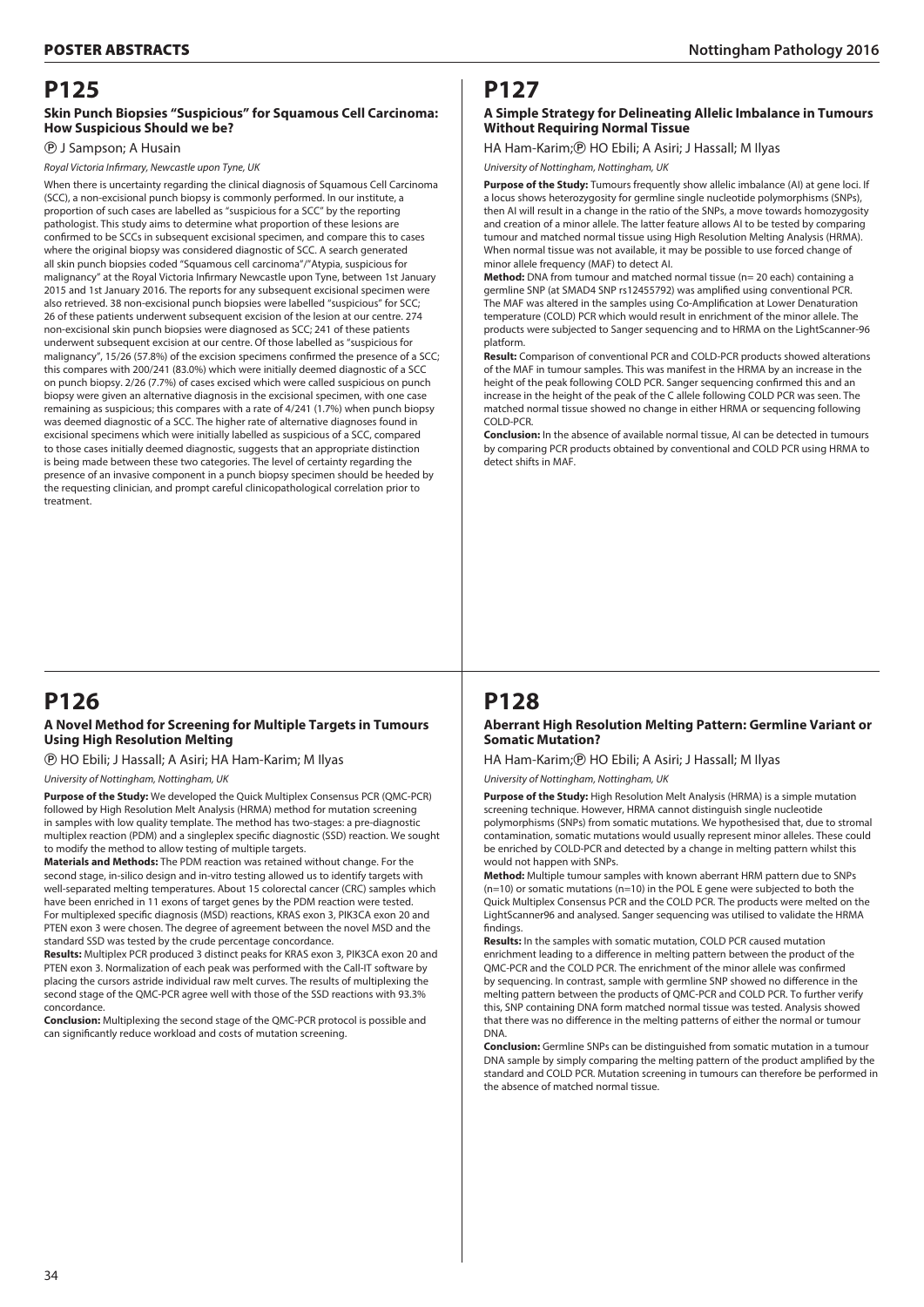# P125

### Skin Punch Biopsies "Suspicious" for Squamous Cell Carcinoma: How Suspicious Should we be?

Ⓟ J Sampson; A Husain

*Royal Victoria Infirmary, Newcastle upon Tyne, UK*

When there is uncertainty regarding the clinical diagnosis of Squamous Cell Carcinoma (SCC), a non-excisional punch biopsy is commonly performed. In our institute, a proportion of such cases are labelled as "suspicious for a SCC" by the reporting pathologist. This study aims to determine what proportion of these lesions are confirmed to be SCCs in subsequent excisional specimen, and compare this to cases where the original biopsy was considered diagnostic of SCC. A search generated all skin punch biopsies coded "Squamous cell carcinoma"/"Atypia, suspicious for malignancy" at the Royal Victoria Infirmary Newcastle upon Tyne, between 1st January 2015 and 1st January 2016. The reports for any subsequent excisional specimen were also retrieved. 38 non-excisional punch biopsies were labelled "suspicious" for SCC; 26 of these patients underwent subsequent excision of the lesion at our centre. 274 non-excisional skin punch biopsies were diagnosed as SCC; 241 of these patients underwent subsequent excision at our centre. Of those labelled as "suspicious for malignancy", 15/26 (57.8%) of the excision specimens confirmed the presence of a SCC; this compares with 200/241 (83.0%) which were initially deemed diagnostic of a SCC on punch biopsy. 2/26 (7.7%) of cases excised which were called suspicious on punch biopsy were given an alternative diagnosis in the excisional specimen, with one case remaining as suspicious; this compares with a rate of 4/241 (1.7%) when punch biopsy was deemed diagnostic of a SCC. The higher rate of alternative diagnoses found in excisional specimens which were initially labelled as suspicious of a SCC, compared to those cases initially deemed diagnostic, suggests that an appropriate distinction is being made between these two categories. The level of certainty regarding the presence of an invasive component in a punch biopsy specimen should be heeded by the requesting clinician, and prompt careful clinicopathological correlation prior to treatment.

# P126

### A Novel Method for Screening for Multiple Targets in Tumours Using High Resolution Melting

Ⓟ HO Ebili; J Hassall; A Asiri; HA Ham-Karim; M Ilyas

*University of Nottingham, Nottingham, UK*

**Purpose of the Study:** We developed the Quick Multiplex Consensus PCR (QMC-PCR) followed by High Resolution Melt Analysis (HRMA) method for mutation screening in samples with low quality template. The method has two-stages: a pre-diagnostic multiplex reaction (PDM) and a singleplex specific diagnostic (SSD) reaction. We sought to modify the method to allow testing of multiple targets.

**Materials and Methods:** The PDM reaction was retained without change. For the second stage, in-silico design and in-vitro testing allowed us to identify targets with well-separated melting temperatures. About 15 colorectal cancer (CRC) samples which have been enriched in 11 exons of target genes by the PDM reaction were tested. For multiplexed specific diagnosis (MSD) reactions, KRAS exon 3, PIK3CA exon 20 and PTEN exon 3 were chosen. The degree of agreement between the novel MSD and the standard SSD was tested by the crude percentage concordance.

**Results:** Multiplex PCR produced 3 distinct peaks for KRAS exon 3, PIK3CA exon 20 and PTEN exon 3. Normalization of each peak was performed with the Call-IT software by placing the cursors astride individual raw melt curves. The results of multiplexing the second stage of the QMC-PCR agree well with those of the SSD reactions with 93.3% concordance.

**Conclusion:** Multiplexing the second stage of the QMC-PCR protocol is possible and can significantly reduce workload and costs of mutation screening.

# P127

### A Simple Strategy for Delineating Allelic Imbalance in Tumours Without Requiring Normal Tissue

HA Ham-Karim;Ⓟ HO Ebili; A Asiri; J Hassall; M Ilyas

*University of Nottingham, Nottingham, UK*

**Purpose of the Study:** Tumours frequently show allelic imbalance (AI) at gene loci. If a locus shows heterozygosity for germline single nucleotide polymorphisms (SNPs), then AI will result in a change in the ratio of the SNPs, a move towards homozygosity and creation of a minor allele. The latter feature allows AI to be tested by comparing tumour and matched normal tissue using High Resolution Melting Analysis (HRMA). When normal tissue was not available, it may be possible to use forced change of minor allele frequency (MAF) to detect AI.

**Method:** DNA from tumour and matched normal tissue (n= 20 each) containing a germline SNP (at SMAD4 SNP rs12455792) was amplified using conventional PCR. The MAF was altered in the samples using Co-Amplification at Lower Denaturation temperature (COLD) PCR which would result in enrichment of the minor allele. The products were subjected to Sanger sequencing and to HRMA on the LightScanner-96 platform.

**Result:** Comparison of conventional PCR and COLD-PCR products showed alterations of the MAF in tumour samples. This was manifest in the HRMA by an increase in the height of the peak following COLD PCR. Sanger sequencing confirmed this and an increase in the height of the peak of the C allele following COLD PCR was seen. The matched normal tissue showed no change in either HRMA or sequencing following COLD-PCR.

**Conclusion:** In the absence of available normal tissue, AI can be detected in tumours by comparing PCR products obtained by conventional and COLD PCR using HRMA to detect shifts in MAF.

# P128

### Aberrant High Resolution Melting Pattern: Germline Variant or Somatic Mutation?

HA Ham-Karim;Ⓟ HO Ebili; A Asiri; J Hassall; M Ilyas

*University of Nottingham, Nottingham, UK*

**Purpose of the Study:** High Resolution Melt Analysis (HRMA) is a simple mutation screening technique. However, HRMA cannot distinguish single nucleotide polymorphisms (SNPs) from somatic mutations. We hypothesised that, due to stromal contamination, somatic mutations would usually represent minor alleles. These could be enriched by COLD-PCR and detected by a change in melting pattern whilst this would not happen with SNPs.

**Method:** Multiple tumour samples with known aberrant HRM pattern due to SNPs (n=10) or somatic mutations (n=10) in the POL E gene were subjected to both the Quick Multiplex Consensus PCR and the COLD PCR. The products were melted on the LightScanner96 and analysed. Sanger sequencing was utilised to validate the HRMA findings.

**Results:** In the samples with somatic mutation, COLD PCR caused mutation enrichment leading to a difference in melting pattern between the product of the QMC-PCR and the COLD PCR. The enrichment of the minor allele was confirmed by sequencing. In contrast, sample with germline SNP showed no difference in the melting pattern between the products of QMC-PCR and COLD PCR. To further verify this, SNP containing DNA form matched normal tissue was tested. Analysis showed that there was no difference in the melting patterns of either the normal or tumour DNA.

**Conclusion:** Germline SNPs can be distinguished from somatic mutation in a tumour DNA sample by simply comparing the melting pattern of the product amplified by the standard and COLD PCR. Mutation screening in tumours can therefore be performed in the absence of matched normal tissue.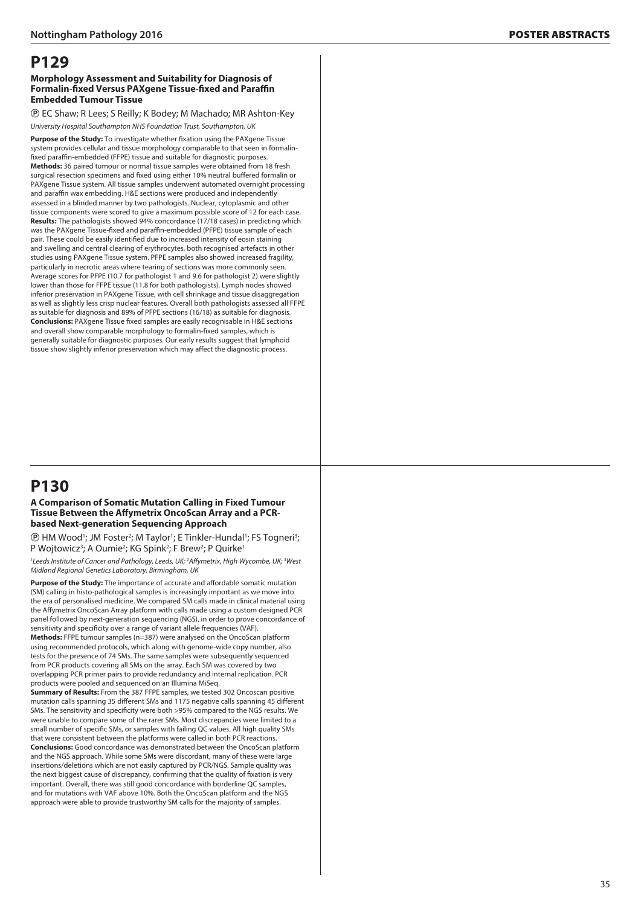# P129

### Morphology Assessment and Suitability for Diagnosis of Formalin-fixed Versus PAXgene Tissue-fixed and Paraffin Embedded Tumour Tissue

Ⓟ EC Shaw; R Lees; S Reilly; K Bodey; M Machado; MR Ashton-Key

*University Hospital Southampton NHS Foundation Trust, Southampton, UK*

**Purpose of the Study:** To investigate whether fixation using the PAXgene Tissue system provides cellular and tissue morphology comparable to that seen in formalin-fixed paraffin-embedded (FFPE) tissue and suitable for diagnostic purposes.

**Methods:** 36 paired tumour or normal tissue samples were obtained from 18 fresh surgical resection specimens and fixed using either 10% neutral buffered formalin or PAXgene Tissue system. All tissue samples underwent automated overnight processing and paraffin wax embedding. H&E sections were produced and independently assessed in a blinded manner by two pathologists. Nuclear, cytoplasmic and other tissue components were scored to give a maximum possible score of 12 for each case.

**Results:** The pathologists showed 94% concordance (17/18 cases) in predicting which was the PAXgene Tissue-fixed and paraffin-embedded (PFPE) tissue sample of each pair. These could be easily identified due to increased intensity of eosin staining and swelling and central clearing of erythrocytes, both recognised artefacts in other studies using PAXgene Tissue system. PFPE samples also showed increased fragility, particularly in necrotic areas where tearing of sections was more commonly seen. Average scores for PFPE (10.7 for pathologist 1 and 9.6 for pathologist 2) were slightly lower than those for FFPE tissue (11.8 for both pathologists). Lymph nodes showed inferior preservation in PAXgene Tissue, with cell shrinkage and tissue disaggregation as well as slightly less crisp nuclear features. Overall both pathologists assessed all FFPE as suitable for diagnosis and 89% of PFPE sections (16/18) as suitable for diagnosis.

**Conclusions:** PAXgene Tissue fixed samples are easily recognisable in H&E sections and overall show comparable morphology to formalin-fixed samples, which is generally suitable for diagnostic purposes. Our early results suggest that lymphoid tissue show slightly inferior preservation which may affect the diagnostic process.

# P130

### A Comparison of Somatic Mutation Calling in Fixed Tumour Tissue Between the Affymetrix OncoScan Array and a PCR-based Next-generation Sequencing Approach

Ⓟ HM Wood[1]; JM Foster[2]; M Taylor[1]; E Tinkler-Hundal[1]; FS Togneri[3]; P Wojtowicz[3]; A Oumie[2]; KG Spink[2]; F Brew[2]; P Quirke[1]

*[1]Leeds Institute of Cancer and Pathology, Leeds, UK; [2]Affymetrix, High Wycombe, UK; [3]West Midland Regional Genetics Laboratory, Birmingham, UK*

**Purpose of the Study:** The importance of accurate and affordable somatic mutation (SM) calling in histo-pathological samples is increasingly important as we move into the era of personalised medicine. We compared SM calls made in clinical material using the Affymetrix OncoScan Array platform with calls made using a custom designed PCR panel followed by next-generation sequencing (NGS), in order to prove concordance of sensitivity and specificity over a range of variant allele frequencies (VAF).

**Methods:** FFPE tumour samples (n=387) were analysed on the OncoScan platform using recommended protocols, which along with genome-wide copy number, also tests for the presence of 74 SMs. The same samples were subsequently sequenced from PCR products covering all SMs on the array. Each SM was covered by two overlapping PCR primer pairs to provide redundancy and internal replication. PCR products were pooled and sequenced on an Illumina MiSeq.

**Summary of Results:** From the 387 FFPE samples, we tested 302 Oncoscan positive mutation calls spanning 35 different SMs and 1175 negative calls spanning 45 different SMs. The sensitivity and specificity were both >95% compared to the NGS results. We were unable to compare some of the rarer SMs. Most discrepancies were limited to a small number of specific SMs, or samples with failing QC values. All high quality SMs that were consistent between the platforms were called in both PCR reactions.

**Conclusions:** Good concordance was demonstrated between the OncoScan platform and the NGS approach. While some SMs were discordant, many of these were large insertions/deletions which are not easily captured by PCR/NGS. Sample quality was the next biggest cause of discrepancy, confirming that the quality of fixation is very important. Overall, there was still good concordance with borderline QC samples, and for mutations with VAF above 10%. Both the OncoScan platform and the NGS approach were able to provide trustworthy SM calls for the majority of samples.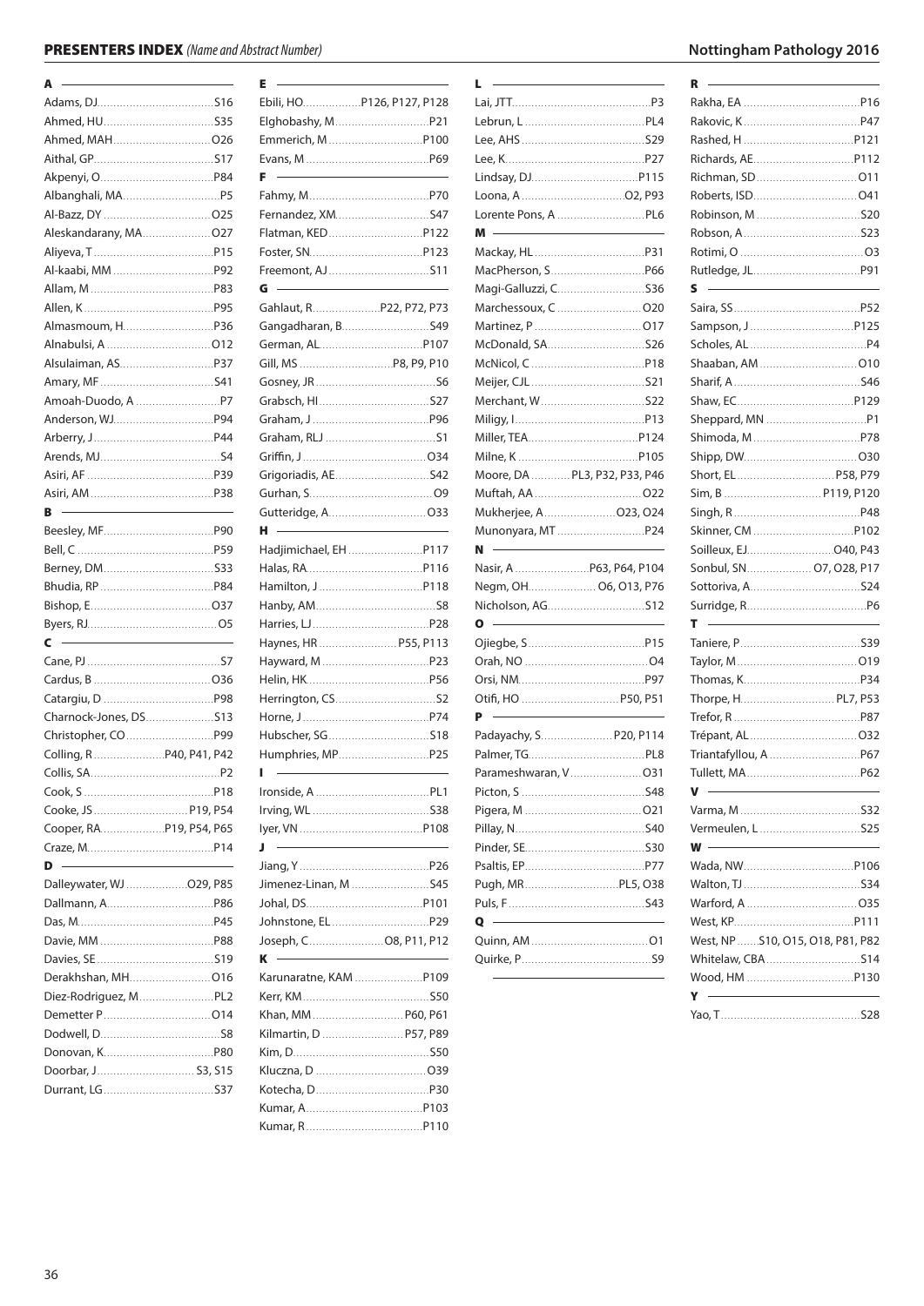## PRESENTERS INDEX *(Name and Abstract Number)*

**A**

Adams, DJ....S16
Ahmed, HU....S35
Ahmed, MAH....O26
Aithal, GP....S17
Akpenyi, O....P84
Albanghali, MA....P5
Al-Bazz, DY....O25
Aleskandarany, MA....O27
Aliyeva, T....P15
Al-kaabi, MM....P92
Allam, M....P83
Allen, K....P95
Almasmoum, H....P36
Alnabulsi, A....O12
Alsulaiman, AS....P37
Amary, MF....S41
Amoah-Duodo, A....P7
Anderson, WJ....P94
Arberry, J....P44
Arends, MJ....S4
Asiri, AF....P39
Asiri, AM....P38

**B**

Beesley, MF....P90
Bell, C....P59
Berney, DM....S33
Bhudia, RP....P84
Bishop, E....O37
Byers, RJ....O5

**C**

Cane, PJ....S7
Cardus, B....O36
Catargiu, D....P98
Charnock-Jones, DS....S13
Christopher, CO....P99
Colling, R....P40, P41, P42
Collis, SA....P2
Cook, S....P18
Cooke, JS....P19, P54
Cooper, RA....P19, P54, P65
Craze, M....P14

**D**

Dalleywater, WJ....O29, P85
Dallmann, A....P86
Das, M....P45
Davie, MM....P88
Davies, SE....S19
Derakhshan, MH....O16
Diez-Rodriguez, M....PL2
Demetter P....O14
Dodwell, D....S8
Donovan, K....P80
Doorbar, J....S3, S15
Durrant, LG....S37

**E**

Ebili, HO....P126, P127, P128
Elghobashy, M....P21
Emmerich, M....P100
Evans, M....P69

**F**

Fahmy, M....P70
Fernandez, XM....S47
Flatman, KED....P122
Foster, SN....P123
Freemont, AJ....S11

**G**

Gahlaut, R....P22, P72, P73
Gangadharan, B....S49
German, AL....P107
Gill, MS....P8, P9, P10
Gosney, JR....S6
Grabsch, HI....S27
Graham, J....P96
Graham, RLJ....S1
Griffin, J....O34
Grigoriadis, AE....S42
Gurhan, S....O9
Gutteridge, A....O33

**H**

Hadjimichael, EH....P117
Halas, RA....P116
Hamilton, J....P118
Hanby, AM....S8
Harries, LJ....P28
Haynes, HR....P55, P113
Hayward, M....P23
Helin, HK....P56
Herrington, CS....S2
Horne, J....P74
Hubscher, SG....S18
Humphries, MP....P25

**I**

Ironside, A....PL1
Irving, WL....S38
Iyer, VN....P108

**J**

Jiang, Y....P26
Jimenez-Linan, M....S45
Johal, DS....P101
Johnstone, EL....P29
Joseph, C....O8, P11, P12

**K**

Karunaratne, KAM....P109
Kerr, KM....S50
Khan, MM....P60, P61
Kilmartin, D....P57, P89
Kim, D....S50
Kluczna, D....O39
Kotecha, D....P30
Kumar, A....P103
Kumar, R....P110

**L**

Lai, JTT....P3
Lebrun, L....PL4
Lee, AHS....S29
Lee, K....P27
Lindsay, DJ....P115
Loona, A....O2, P93
Lorente Pons, A....PL6

**M**

Mackay, HL....P31
MacPherson, S....P66
Magi-Galluzzi, C....S36
Marchessoux, C....O20
Martinez, P....O17
McDonald, SA....S26
McNicol, C....P18
Meijer, CJL....S21
Merchant, W....S22
Miligy, I....P13
Miller, TEA....P124
Milne, K....P105
Moore, DA....PL3, P32, P33, P46
Muftah, AA....O22
Mukherjee, A....O23, O24
Munonyara, MT....P24

**N**

Nasir, A....P63, P64, P104
Negm, OH....O6, O13, P76
Nicholson, AG....S12

**O**

Ojiegbe, S....P15
Orah, NO....O4
Orsi, NM....P97
Otifi, HO....P50, P51

**P**

Padayachy, S....P20, P114
Palmer, TG....PL8
Parameshwaran, V....O31
Picton, S....S48
Pigera, M....O21
Pillay, N....S40
Pinder, SE....S30
Psaltis, EP....P77
Pugh, MR....PL5, O38
Puls, F....S43

**Q**

Quinn, AM....O1
Quirke, P....S9

**R**

Rakha, EA....P16
Rakovic, K....P47
Rashed, H....P121
Richards, AE....P112
Richman, SD....O11
Roberts, ISD....O41
Robinson, M....S20
Robson, A....S23
Rotimi, O....O3
Rutledge, JL....P91

**S**

Saira, SS....P52
Sampson, J....P125
Scholes, AL....P4
Shaaban, AM....O10
Sharif, A....S46
Shaw, EC....P129
Sheppard, MN....P1
Shimoda, M....P78
Shipp, DW....O30
Short, EL....P58, P79
Sim, B....P119, P120
Singh, R....P48
Skinner, CM....P102
Soilleux, EJ....O40, P43
Sonbul, SN....O7, O28, P17
Sottoriva, A....S24
Surridge, R....P6

**T**

Taniere, P....S39
Taylor, M....O19
Thomas, K....P34
Thorpe, H....PL7, P53
Trefor, R....P87
Trépant, AL....O32
Triantafyllou, A....P67
Tullett, MA....P62

**V**

Varma, M....S32
Vermeulen, L....S25

**W**

Wada, NW....P106
Walton, TJ....S34
Warford, A....O35
West, KP....P111
West, NP....S10, O15, O18, P81, P82
Whitelaw, CBA....S14
Wood, HM....P130

**Y**

Yao, T....S28